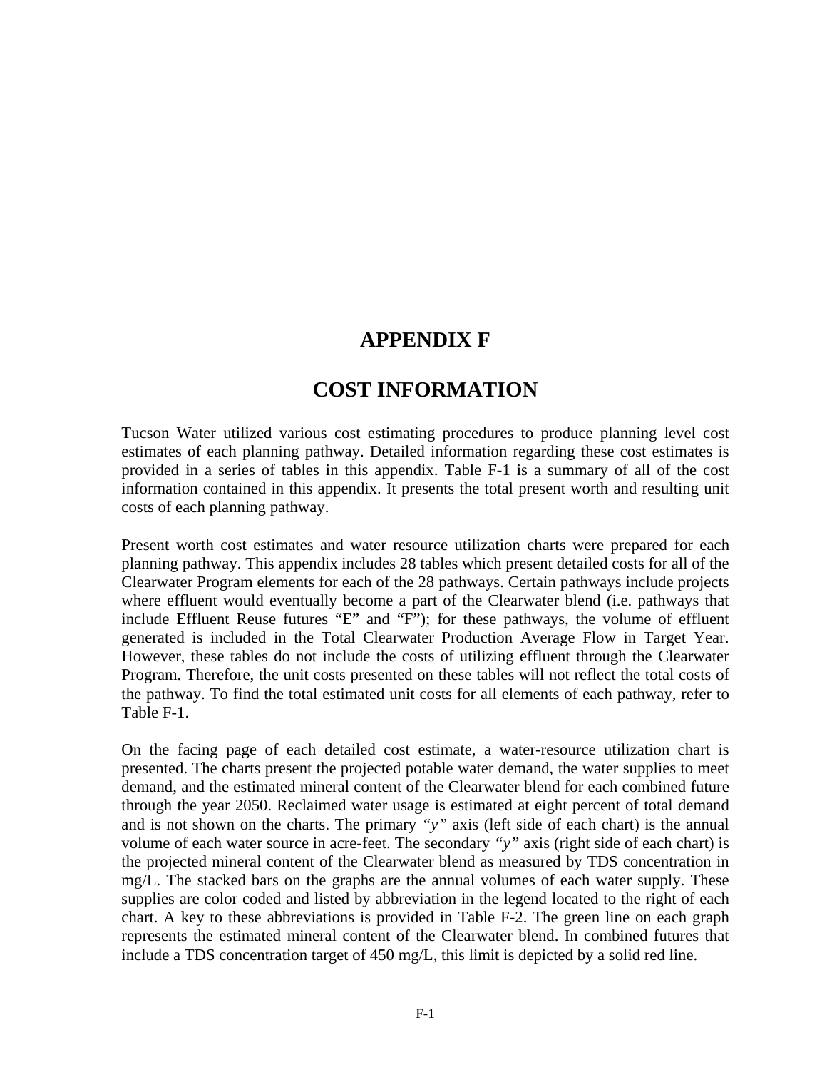# APPENDIX F

# COST INFORMATION

Tucson Water utilized various cost estimating procedures to produce planning level cost estimates of each planning pathway. Detailed information regarding these cost estimates is provided in a series of tables in this appendix. Table F-1 is a summary of all of the cost information contained in this appendix. It presents the total present worth and resulting unit costs of each planning pathway.

Present worth cost estimates and water resource utilization charts were prepared for each planning pathway. This appendix includes 28 tables which present detailed costs for all of the Clearwater Program elements for each of the 28 pathways. Certain pathways include projects where effluent would eventually become a part of the Clearwater blend (i.e. pathways that include Effluent Reuse futures "E" and "F"); for these pathways, the volume of effluent generated is included in the Total Clearwater Production Average Flow in Target Year. However, these tables do not include the costs of utilizing effluent through the Clearwater Program. Therefore, the unit costs presented on these tables will not reflect the total costs of the pathway. To find the total estimated unit costs for all elements of each pathway, refer to Table F-1.

On the facing page of each detailed cost estimate, a water-resource utilization chart is presented. The charts present the projected potable water demand, the water supplies to meet demand, and the estimated mineral content of the Clearwater blend for each combined future through the year 2050. Reclaimed water usage is estimated at eight percent of total demand and is not shown on the charts. The primary *"y"* axis (left side of each chart) is the annual volume of each water source in acre-feet. The secondary *"y"* axis (right side of each chart) is the projected mineral content of the Clearwater blend as measured by TDS concentration in mg/L. The stacked bars on the graphs are the annual volumes of each water supply. These supplies are color coded and listed by abbreviation in the legend located to the right of each chart. A key to these abbreviations is provided in Table F-2. The green line on each graph represents the estimated mineral content of the Clearwater blend. In combined futures that include a TDS concentration target of 450 mg/L, this limit is depicted by a solid red line.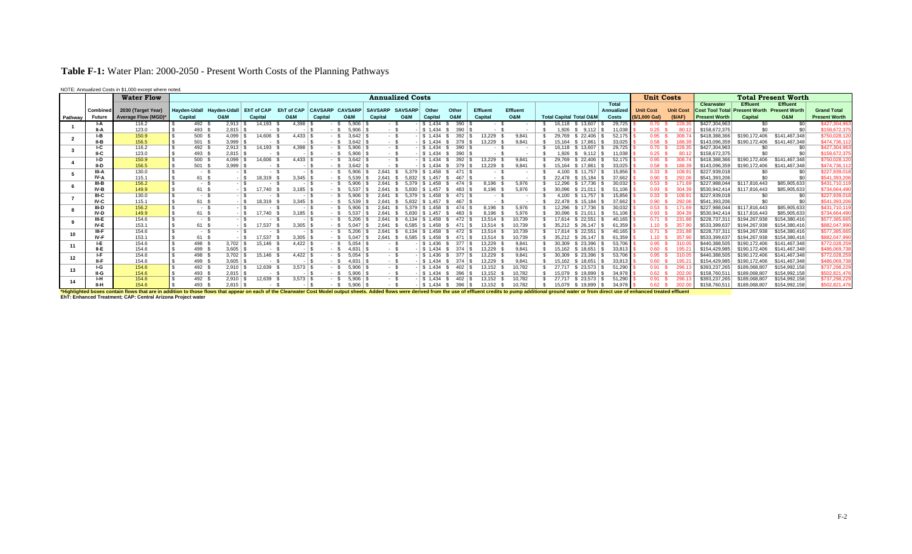# Table F-1: Water Plan: 2000-2050 - Present Worth Costs of the Planning Pathways

NOTE: Annualized Costs in $1,000 except where noted.

| | | Water Flow | Annualized Costs | | | | | | | | | | | | | | | Unit Costs | | Total Present Worth | | | |
|---|---|---|---|---|---|---|---|---|---|---|---|---|---|---|---|---|---|---|---|---|---|---|---|
| Pathway | Combined Future | 2030 (Target Year) Average Flow (MGD)* | Hayden-Udall Capital | Hayden-Udall O&M | EhT of CAP Capital | EhT of CAP O&M | CAVSARP Capital | CAVSARP O&M | SAVSARP Capital | SAVSARP O&M | Other Capital | Other O&M | Effluent Capital | Effluent O&M | Total Capital | Total O&M | Total Annualized Costs | Unit Cost ($/1,000 Gal) | Unit Cost ($/AF) | Clearwater Cost Tool Total Present Worth | Effluent Present Worth Capital | Effluent Present Worth O&M | Grand Total Present Worth |
| 1 | I-A | 116.2 | $ 492 | $ 2,913 | $ 14,193 | $ 4,398 | $ - | $ 5,906 | $ - | $ - | $ 1,434 | $ 390 | $ - | $ - | $ 16,118 | $ 13,607 | $ 29,725 | $ 0.70 | $ 228.35 | $427,304,963 | $0 | $0 | $427,304,963 |
| | II-A | 123.0 | $ 493 | $ 2,815 | $ - | $ - | $ - | $ 5,906 | $ - | $ - | $ 1,434 | $ 390 | $ - | $ - | $ 1,926 | $ 9,112 | $ 11,038 | $ 0.25 | $ 80.12 | $158,672,375 | $0 | $0 | $158,672,375 |
| 2 | I-B | 150.9 | $ 500 | $ 4,099 | $ 14,606 | $ 4,433 | $ - | $ 3,642 | $ - | $ - | $ 1,434 | $ 392 | $ 13,229 | $ 9,841 | $ 29,769 | $ 22,406 | $ 52,175 | $ 0.95 | $ 308.74 | $418,388,366 | $190,172,406 | $141,467,348 | $750,028,120 |
| | II-B | 156.5 | $ 501 | $ 3,999 | $ - | $ - | $ - | $ 3,642 | $ - | $ - | $ 1,434 | $ 379 | $ 13,229 | $ 9,841 | $ 15,164 | $ 17,861 | $ 33,025 | $ 0.58 | $ 188.39 | $143,096,359 | $190,172,406 | $141,467,348 | $474,736,112 |
| 3 | I-C | 116.2 | $ 492 | $ 2,913 | $ 14,193 | $ 4,398 | $ - | $ 5,906 | $ - | $ - | $ 1,434 | $ 390 | $ - | $ - | $ 16,118 | $ 13,607 | $ 29,725 | $ 0.70 | $ 228.35 | $427,304,963 | $0 | $0 | $427,304,963 |
| | II-C | 123.0 | $ 493 | $ 2,815 | $ - | $ - | $ - | $ 5,906 | $ - | $ - | $ 1,434 | $ 390 | $ - | $ - | $ 1,926 | $ 9,112 | $ 11,038 | $ 0.25 | $ 80.12 | $158,672,375 | $0 | $0 | $158,672,375 |
| 4 | I-D | 150.9 | $ 500 | $ 4,099 | $ 14,606 | $ 4,433 | $ - | $ 3,642 | $ - | $ - | $ 1,434 | $ 392 | $ 13,229 | $ 9,841 | $ 29,769 | $ 22,406 | $ 52,175 | $ 0.95 | $ 308.74 | $418,388,366 | $190,172,406 | $141,467,348 | $750,028,120 |
| | II-D | 156.5 | $ 501 | $ 3,999 | $ - | $ - | $ - | $ 3,642 | $ - | $ - | $ 1,434 | $ 379 | $ 13,229 | $ 9,841 | $ 15,164 | $ 17,861 | $ 33,025 | $ 0.58 | $ 188.39 | $143,096,359 | $190,172,406 | $141,467,348 | $474,736,112 |
| 5 | III-A | 130.0 | $ - | $ - | $ - | $ - | $ - | $ 5,906 | $ 2,641 | $ 5,379 | $ 1,458 | $ 471 | $ - | $ - | $ 4,100 | $ 11,757 | $ 15,856 | $ 0.33 | $ 108.91 | $227,939,018 | $0 | $0 | $227,939,018 |
| | IV-A | 115.1 | $ 61 | $ - | $ 18,319 | $ 3,345 | $ - | $ 5,539 | $ 2,641 | $ 5,832 | $ 1,457 | $ 467 | $ - | $ - | $ 22,478 | $ 15,184 | $ 37,662 | $ 0.90 | $ 292.06 | $541,393,206 | $0 | $0 | $541,393,206 |
| 6 | III-B | 156.2 | $ - | $ - | $ - | $ - | $ - | $ 5,906 | $ 2,641 | $ 5,379 | $ 1,458 | $ 474 | $ 8,196 | $ 5,976 | $ 12,296 | $ 17,736 | $ 30,032 | $ 0.53 | $ 171.69 | $227,988,044 | $117,816,443 | $85,905,633 | $431,710,119 |
| | IV-B | 149.9 | $ 61 | $ - | $ 17,740 | $ 3,185 | $ - | $ 5,537 | $ 2,641 | $ 5,830 | $ 1,457 | $ 483 | $ 8,196 | $ 5,976 | $ 30,096 | $ 21,011 | $ 51,106 | $ 0.93 | $ 304.39 | $530,942,414 | $117,816,443 | $85,905,633 | $734,664,490 |
| 7 | III-C | 130.0 | $ - | $ - | $ - | $ - | $ - | $ 5,906 | $ 2,641 | $ 5,379 | $ 1,458 | $ 471 | $ - | $ - | $ 4,100 | $ 11,757 | $ 15,856 | $ 0.33 | $ 108.91 | $227,939,018 | $0 | $0 | $227,939,018 |
| | IV-C | 115.1 | $ 61 | $ - | $ 18,319 | $ 3,345 | $ - | $ 5,539 | $ 2,641 | $ 5,832 | $ 1,457 | $ 467 | $ - | $ - | $ 22,478 | $ 15,184 | $ 37,662 | $ 0.90 | $ 292.06 | $541,393,206 | $0 | $0 | $541,393,206 |
| 8 | III-D | 156.2 | $ - | $ - | $ - | $ - | $ - | $ 5,906 | $ 2,641 | $ 5,379 | $ 1,458 | $ 474 | $ 8,196 | $ 5,976 | $ 12,296 | $ 17,736 | $ 30,032 | $ 0.53 | $ 171.69 | $227,988,044 | $117,816,443 | $85,905,633 | $431,710,119 |
| | IV-D | 149.9 | $ 61 | $ - | $ 17,740 | $ 3,185 | $ - | $ 5,537 | $ 2,641 | $ 5,830 | $ 1,457 | $ 483 | $ 8,196 | $ 5,976 | $ 30,096 | $ 21,011 | $ 51,106 | $ 0.93 | $ 304.39 | $530,942,414 | $117,816,443 | $85,905,633 | $734,664,490 |
| 9 | III-E | 154.6 | $ - | $ - | $ - | $ - | $ - | $ 5,206 | $ 2,641 | $ 6,134 | $ 1,458 | $ 472 | $ 13,514 | $ 10,739 | $ 17,614 | $ 22,551 | $ 40,165 | $ 0.71 | $ 231.88 | $228,737,311 | $194,267,938 | $154,380,416 | $577,385,665 |
| | IV-E | 153.1 | $ 61 | $ - | $ 17,537 | $ 3,305 | $ - | $ 5,047 | $ 2,641 | $ 6,585 | $ 1,458 | $ 471 | $ 13,514 | $ 10,739 | $ 35,212 | $ 26,147 | $ 61,359 | $ 1.10 | $ 357.90 | $533,399,637 | $194,267,938 | $154,380,416 | $882,047,990 |
| 10 | III-F | 154.6 | $ - | $ - | $ - | $ - | $ - | $ 5,206 | $ 2,641 | $ 6,134 | $ 1,458 | $ 472 | $ 13,514 | $ 10,739 | $ 17,614 | $ 22,551 | $ 40,165 | $ 0.71 | $ 231.88 | $228,737,311 | $194,267,938 | $154,380,416 | $577,385,665 |
| | IV-F | 153.1 | $ 61 | $ - | $ 17,537 | $ 3,305 | $ - | $ 5,047 | $ 2,641 | $ 6,585 | $ 1,458 | $ 471 | $ 13,514 | $ 10,739 | $ 35,212 | $ 26,147 | $ 61,359 | $ 1.10 | $ 357.90 | $533,399,637 | $194,267,938 | $154,380,416 | $882,047,990 |
| 11 | I-E | 154.6 | $ 498 | $ 3,702 | $ 15,146 | $ 4,422 | $ - | $ 5,054 | $ - | $ - | $ 1,436 | $ 377 | $ 13,229 | $ 9,841 | $ 30,309 | $ 23,396 | $ 53,706 | $ 0.95 | $ 310.05 | $440,388,505 | $190,172,406 | $141,467,348 | $772,028,259 |
| | II-E | 154.6 | $ 499 | $ 3,605 | $ - | $ - | $ - | $ 4,831 | $ - | $ - | $ 1,434 | $ 374 | $ 13,229 | $ 9,841 | $ 15,162 | $ 18,651 | $ 33,813 | $ 0.60 | $ 195.21 | $154,429,985 | $190,172,406 | $141,467,348 | $486,069,738 |
| 12 | I-F | 154.6 | $ 498 | $ 3,702 | $ 15,146 | $ 4,422 | $ - | $ 5,054 | $ - | $ - | $ 1,436 | $ 377 | $ 13,229 | $ 9,841 | $ 30,309 | $ 23,396 | $ 53,706 | $ 0.95 | $ 310.05 | $440,388,505 | $190,172,406 | $141,467,348 | $772,028,259 |
| | II-F | 154.6 | $ 499 | $ 3,605 | $ - | $ - | $ - | $ 4,831 | $ - | $ - | $ 1,434 | $ 374 | $ 13,229 | $ 9,841 | $ 15,162 | $ 18,651 | $ 33,813 | $ 0.60 | $ 195.21 | $154,429,985 | $190,172,406 | $141,467,348 | $486,069,738 |
| 13 | I-G | 154.6 | $ 492 | $ 2,910 | $ 12,639 | $ 3,573 | $ - | $ 5,906 | $ - | $ - | $ 1,434 | $ 402 | $ 13,152 | $ 10,782 | $ 27,717 | $ 23,573 | $ 51,290 | $ 0.91 | $ 296.13 | $393,237,265 | $189,068,807 | $154,992,158 | $737,298,229 |
| | II-G | 154.6 | $ 493 | $ 2,815 | $ - | $ - | $ - | $ 5,906 | $ - | $ - | $ 1,434 | $ 396 | $ 13,152 | $ 10,782 | $ 15,079 | $ 19,899 | $ 34,978 | $ 0.62 | $ 202.00 | $158,760,511 | $189,068,807 | $154,992,158 | $502,821,476 |
| 14 | I-H | 154.6 | $ 492 | $ 2,910 | $ 12,639 | $ 3,573 | $ - | $ 5,906 | $ - | $ - | $ 1,434 | $ 402 | $ 13,152 | $ 10,782 | $ 27,717 | $ 23,573 | $ 51,290 | $ 0.91 | $ 296.13 | $393,237,265 | $189,068,807 | $154,992,158 | $737,298,229 |
| | II-H | 154.6 | $ 493 | $ 2,815 | $ - | $ - | $ - | $ 5,906 | $ - | $ - | $ 1,434 | $ 396 | $ 13,152 | $ 10,782 | $ 15,079 | $ 19,899 | $ 34,978 | $ 0.62 | $ 202.00 | $158,760,511 | $189,068,807 | $154,992,158 | $502,821,476 |

*Highlighted boxes contain flows that are in addition to those flows that appear on each of the Clearwater Cost Model output sheets. Added flows were derived from the use of effluent credits to pump additional ground water or from direct use of enhanced treated effluent

EhT: Enhanced Treatment; CAP: Central Arizona Project water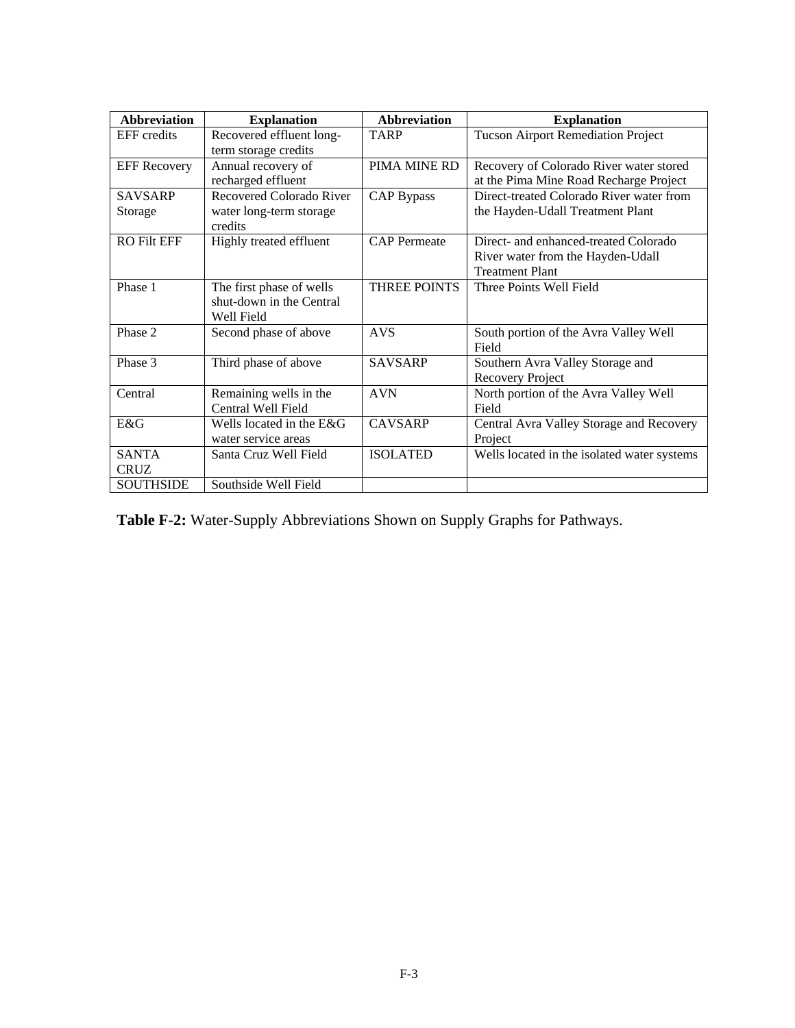| Abbreviation | Explanation | Abbreviation | Explanation |
| --- | --- | --- | --- |
| EFF credits | Recovered effluent long-term storage credits | TARP | Tucson Airport Remediation Project |
| EFF Recovery | Annual recovery of recharged effluent | PIMA MINE RD | Recovery of Colorado River water stored at the Pima Mine Road Recharge Project |
| SAVSARP Storage | Recovered Colorado River water long-term storage credits | CAP Bypass | Direct-treated Colorado River water from the Hayden-Udall Treatment Plant |
| RO Filt EFF | Highly treated effluent | CAP Permeate | Direct- and enhanced-treated Colorado River water from the Hayden-Udall Treatment Plant |
| Phase 1 | The first phase of wells shut-down in the Central Well Field | THREE POINTS | Three Points Well Field |
| Phase 2 | Second phase of above | AVS | South portion of the Avra Valley Well Field |
| Phase 3 | Third phase of above | SAVSARP | Southern Avra Valley Storage and Recovery Project |
| Central | Remaining wells in the Central Well Field | AVN | North portion of the Avra Valley Well Field |
| E&G | Wells located in the E&G water service areas | CAVSARP | Central Avra Valley Storage and Recovery Project |
| SANTA CRUZ | Santa Cruz Well Field | ISOLATED | Wells located in the isolated water systems |
| SOUTHSIDE | Southside Well Field | | |

**Table F-2:** Water-Supply Abbreviations Shown on Supply Graphs for Pathways.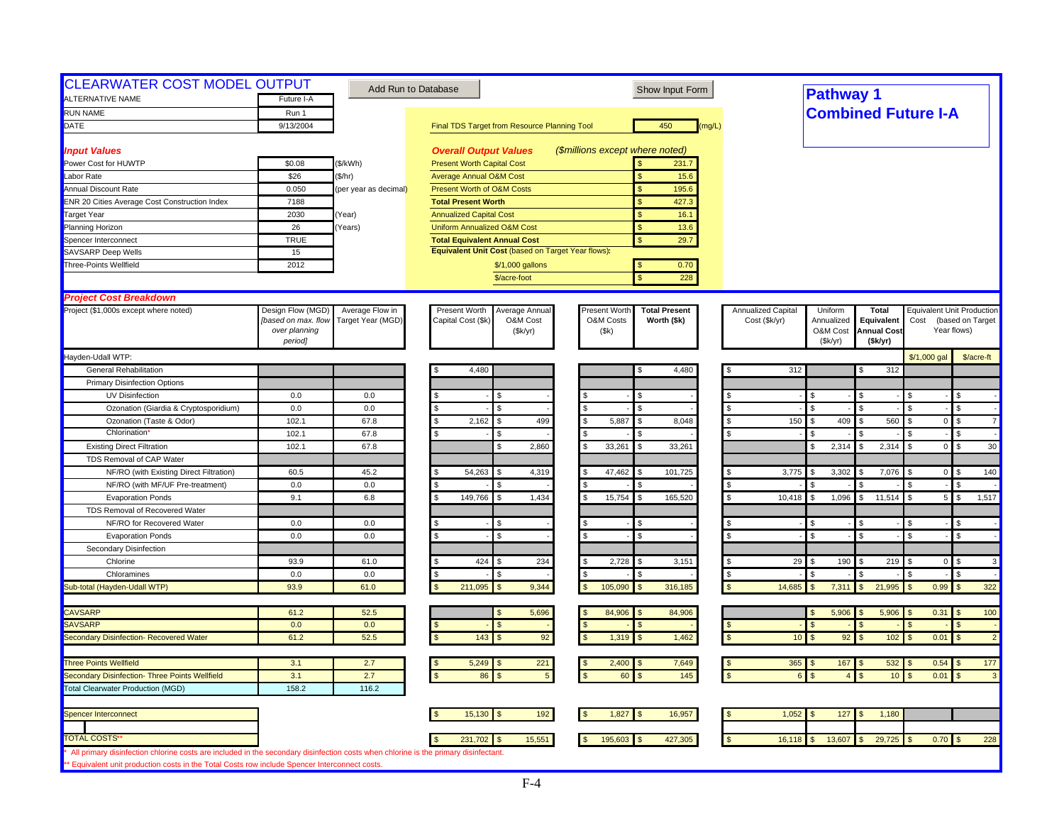# CLEARWATER COST MODEL OUTPUT

Add Run to Database | Show Input Form

**Pathway 1**
**Combined Future I-A**

| | | |
|---|---|---|
| ALTERNATIVE NAME | Future I-A | |
| RUN NAME | Run 1 | |
| DATE | 9/13/2004 | |

Final TDS Target from Resource Planning Tool: 450 (mg/L)

## Input Values

| | | |
|---|---|---|
| Power Cost for HUWTP | $0.08 | ($/kWh) |
| Labor Rate | $26 | ($/hr) |
| Annual Discount Rate | 0.050 | (per year as decimal) |
| ENR 20 Cities Average Cost Construction Index | 7188 | |
| Target Year | 2030 | (Year) |
| Planning Horizon | 26 | (Years) |
| Spencer Interconnect | TRUE | |
| SAVSARP Deep Wells | 15 | |
| Three-Points Wellfield | 2012 | |

## Overall Output Values

*($millions except where noted)*

| | |
|---|---|
| Present Worth Capital Cost | $ 231.7 |
| Average Annual O&M Cost | $ 15.6 |
| Present Worth of O&M Costs | $ 195.6 |
| **Total Present Worth** | $ 427.3 |
| Annualized Capital Cost | $ 16.1 |
| Uniform Annualized O&M Cost | $ 13.6 |
| **Total Equivalent Annual Cost** | $ 29.7 |
| **Equivalent Unit Cost** (based on Target Year flows): | |
| $/1,000 gallons | $ 0.70 |
| $/acre-foot | $ 228 |

## Project Cost Breakdown

| Project ($1,000s except where noted) | Design Flow (MGD) *[based on max. flow over planning period]* | Average Flow in Target Year (MGD) | Present Worth Capital Cost ($k) | Average Annual O&M Cost ($k/yr) | Present Worth O&M Costs ($k) | Total Present Worth ($k) | Annualized Capital Cost ($k/yr) | Uniform Annualized O&M Cost ($k/yr) | Total Equivalent Annual Cost ($k/yr) | Equivalent Unit Production Cost (based on Target Year flows) $/1,000 gal | $/acre-ft |
|---|---|---|---|---|---|---|---|---|---|---|---|
| Hayden-Udall WTP: | | | | | | | | | | $/1,000 gal | $/acre-ft |
| General Rehabilitation | | | $ 4,480 | | | $ 4,480 | $ 312 | | $ 312 | | |
| Primary Disinfection Options | | | | | | | | | | | |
| UV Disinfection | 0.0 | 0.0 | $ - | $ - | $ - | $ - | $ - | $ - | $ - | $ - | $ - |
| Ozonation (Giardia & Cryptosporidium) | 0.0 | 0.0 | $ - | $ - | $ - | $ - | $ - | $ - | $ - | $ - | $ - |
| Ozonation (Taste & Odor) | 102.1 | 67.8 | $ 2,162 | $ 499 | $ 5,887 | $ 8,048 | $ 150 | $ 409 | $ 560 | $ 0 | $ 7 |
| Chlorination* | 102.1 | 67.8 | $ - | $ - | $ - | $ - | $ - | $ - | $ - | $ - | $ - |
| Existing Direct Filtration | 102.1 | 67.8 | | $ 2,860 | $ 33,261 | $ 33,261 | | $ 2,314 | $ 2,314 | $ 0 | $ 30 |
| TDS Removal of CAP Water | | | | | | | | | | | |
| NF/RO (with Existing Direct Filtration) | 60.5 | 45.2 | $ 54,263 | $ 4,319 | $ 47,462 | $ 101,725 | $ 3,775 | $ 3,302 | $ 7,076 | $ 0 | $ 140 |
| NF/RO (with MF/UF Pre-treatment) | 0.0 | 0.0 | $ - | $ - | $ - | $ - | $ - | $ - | $ - | $ - | $ - |
| Evaporation Ponds | 9.1 | 6.8 | $ 149,766 | $ 1,434 | $ 15,754 | $ 165,520 | $ 10,418 | $ 1,096 | $ 11,514 | $ 5 | $ 1,517 |
| TDS Removal of Recovered Water | | | | | | | | | | | |
| NF/RO for Recovered Water | 0.0 | 0.0 | $ - | $ - | $ - | $ - | $ - | $ - | $ - | $ - | $ - |
| Evaporation Ponds | 0.0 | 0.0 | $ - | $ - | $ - | $ - | $ - | $ - | $ - | $ - | $ - |
| Secondary Disinfection | | | | | | | | | | | |
| Chlorine | 93.9 | 61.0 | $ 424 | $ 234 | $ 2,728 | $ 3,151 | $ 29 | $ 190 | $ 219 | $ 0 | $ 3 |
| Chloramines | 0.0 | 0.0 | $ - | $ - | $ - | $ - | $ - | $ - | $ - | $ - | $ - |
| Sub-total (Hayden-Udall WTP) | 93.9 | 61.0 | $ 211,095 | $ 9,344 | $ 105,090 | $ 316,185 | $ 14,685 | $ 7,311 | $ 21,995 | $ 0.99 | $ 322 |
| CAVSARP | 61.2 | 52.5 | | $ 5,696 | $ 84,906 | $ 84,906 | | $ 5,906 | $ 5,906 | $ 0.31 | $ 100 |
| SAVSARP | 0.0 | 0.0 | $ - | $ - | $ - | $ - | $ - | $ - | $ - | $ - | $ - |
| Secondary Disinfection- Recovered Water | 61.2 | 52.5 | $ 143 | $ 92 | $ 1,319 | $ 1,462 | $ 10 | $ 92 | $ 102 | $ 0.01 | $ 2 |
| Three Points Wellfield | 3.1 | 2.7 | $ 5,249 | $ 221 | $ 2,400 | $ 7,649 | $ 365 | $ 167 | $ 532 | $ 0.54 | $ 177 |
| Secondary Disinfection- Three Points Wellfield | 3.1 | 2.7 | $ 86 | $ 5 | $ 60 | $ 145 | $ 6 | $ 4 | $ 10 | $ 0.01 | $ 3 |
| Total Clearwater Production (MGD) | 158.2 | 116.2 | | | | | | | | | |
| Spencer Interconnect | | | $ 15,130 | $ 192 | $ 1,827 | $ 16,957 | $ 1,052 | $ 127 | $ 1,180 | | |
| TOTAL COSTS** | | | $ 231,702 | $ 15,551 | $ 195,603 | $ 427,305 | $ 16,118 | $ 13,607 | $ 29,725 | $ 0.70 | $ 228 |

\* All primary disinfection chlorine costs are included in the secondary disinfection costs when chlorine is the primary disinfectant.

** Equivalent unit production costs in the Total Costs row include Spencer Interconnect costs.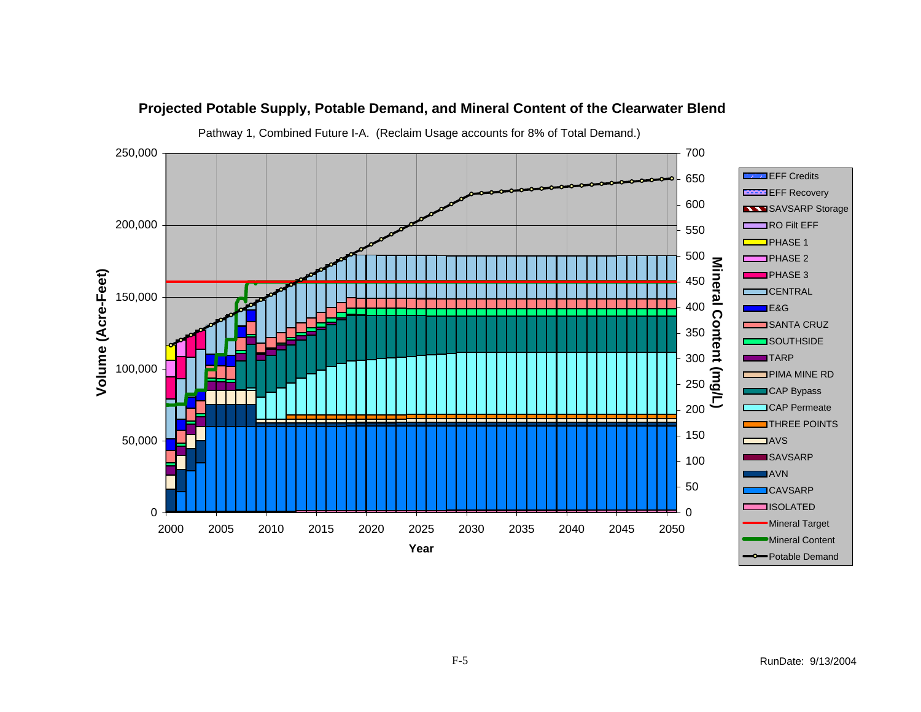## Projected Potable Supply, Potable Demand, and Mineral Content of the Clearwater Blend

Pathway 1, Combined Future I-A. (Reclaim Usage accounts for 8% of Total Demand.)

Volume (Acre-Feet): 0, 50,000, 100,000, 150,000, 200,000, 250,000

Mineral Content (mg/L): 0, 50, 100, 150, 200, 250, 300, 350, 400, 450, 500, 550, 600, 650, 700

Year: 2000, 2005, 2010, 2015, 2020, 2025, 2030, 2035, 2040, 2045, 2050

Legend:
- EFF Credits
- EFF Recovery
- SAVSARP Storage
- RO Filt EFF
- PHASE 1
- PHASE 2
- PHASE 3
- CENTRAL
- E&G
- SANTA CRUZ
- SOUTHSIDE
- TARP
- PIMA MINE RD
- CAP Bypass
- CAP Permeate
- THREE POINTS
- AVS
- SAVSARP
- AVN
- CAVSARP
- ISOLATED
- Mineral Target
- Mineral Content
- Potable Demand

RunDate: 9/13/2004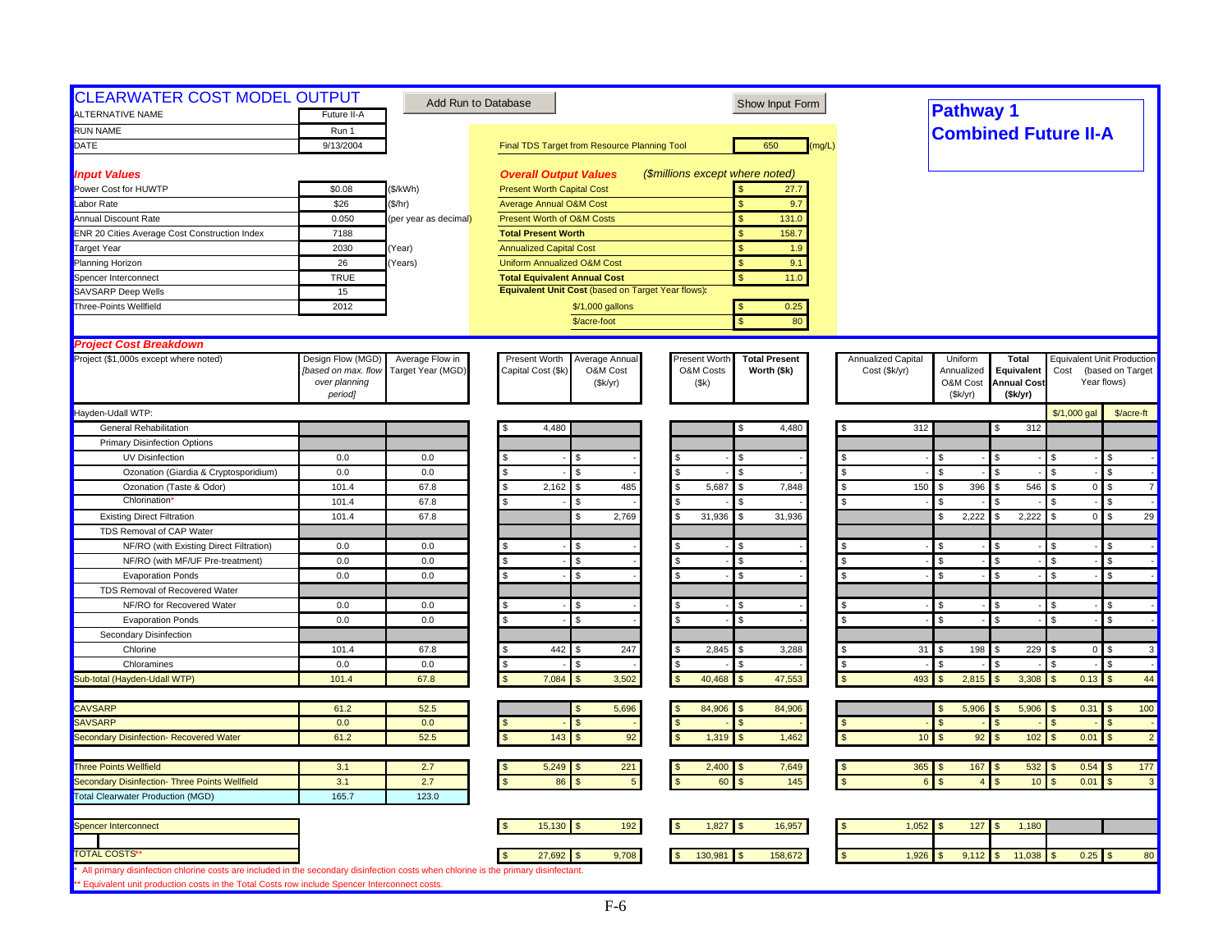# CLEARWATER COST MODEL OUTPUT

Add Run to Database | Show Input Form

## Pathway 1
## Combined Future II-A

| | | |
|---|---|---|
| ALTERNATIVE NAME | Future II-A | |
| RUN NAME | Run 1 | |
| DATE | 9/13/2004 | |

Final TDS Target from Resource Planning Tool: 650 (mg/L)

### Input Values

| | | |
|---|---|---|
| Power Cost for HUWTP | $0.08 | ($/kWh) |
| Labor Rate | $26 | ($/hr) |
| Annual Discount Rate | 0.050 | (per year as decimal) |
| ENR 20 Cities Average Cost Construction Index | 7188 | |
| Target Year | 2030 | (Year) |
| Planning Horizon | 26 | (Years) |
| Spencer Interconnect | TRUE | |
| SAVSARP Deep Wells | 15 | |
| Three-Points Wellfield | 2012 | |

### Overall Output Values
*($millions except where noted)*

| | |
|---|---|
| Present Worth Capital Cost | $ 27.7 |
| Average Annual O&M Cost | $ 9.7 |
| Present Worth of O&M Costs | $ 131.0 |
| **Total Present Worth** | $ 158.7 |
| Annualized Capital Cost | $ 1.9 |
| Uniform Annualized O&M Cost | $ 9.1 |
| **Total Equivalent Annual Cost** | $ 11.0 |
| **Equivalent Unit Cost** (based on Target Year flows): | |
| $/1,000 gallons | $ 0.25 |
| $/acre-foot | $ 80 |

### Project Cost Breakdown

| Project ($1,000s except where noted) | Design Flow (MGD) *[based on max. flow over planning period]* | Average Flow in Target Year (MGD) | Present Worth Capital Cost ($k) | Average Annual O&M Cost ($k/yr) | Present Worth O&M Costs ($k) | Total Present Worth ($k) | Annualized Capital Cost ($k/yr) | Uniform Annualized O&M Cost ($k/yr) | Total Equivalent Annual Cost ($k/yr) | Equivalent Unit Production Cost (based on Target Year flows) $/1,000 gal | $/acre-ft |
|---|---|---|---|---|---|---|---|---|---|---|---|
| Hayden-Udall WTP: | | | | | | | | | | | |
| General Rehabilitation | | | $ 4,480 | | | $ 4,480 | $ 312 | | $ 312 | | |
| Primary Disinfection Options | | | | | | | | | | | |
| UV Disinfection | 0.0 | 0.0 | $ - | $ - | $ - | $ - | $ - | $ - | $ - | $ - | $ - |
| Ozonation (Giardia & Cryptosporidium) | 0.0 | 0.0 | $ - | $ - | $ - | $ - | $ - | $ - | $ - | $ - | $ - |
| Ozonation (Taste & Odor) | 101.4 | 67.8 | $ 2,162 | $ 485 | $ 5,687 | $ 7,848 | $ 150 | $ 396 | $ 546 | $ 0 | $ 7 |
| Chlorination* | 101.4 | 67.8 | $ - | $ - | $ - | $ - | $ - | $ - | $ - | $ - | $ - |
| Existing Direct Filtration | 101.4 | 67.8 | | $ 2,769 | $ 31,936 | $ 31,936 | | $ 2,222 | $ 2,222 | $ 0 | $ 29 |
| TDS Removal of CAP Water | | | | | | | | | | | |
| NF/RO (with Existing Direct Filtration) | 0.0 | 0.0 | $ - | $ - | $ - | $ - | $ - | $ - | $ - | $ - | $ - |
| NF/RO (with MF/UF Pre-treatment) | 0.0 | 0.0 | $ - | $ - | $ - | $ - | $ - | $ - | $ - | $ - | $ - |
| Evaporation Ponds | 0.0 | 0.0 | $ - | $ - | $ - | $ - | $ - | $ - | $ - | $ - | $ - |
| TDS Removal of Recovered Water | | | | | | | | | | | |
| NF/RO for Recovered Water | 0.0 | 0.0 | $ - | $ - | $ - | $ - | $ - | $ - | $ - | $ - | $ - |
| Evaporation Ponds | 0.0 | 0.0 | $ - | $ - | $ - | $ - | $ - | $ - | $ - | $ - | $ - |
| Secondary Disinfection | | | | | | | | | | | |
| Chlorine | 101.4 | 67.8 | $ 442 | $ 247 | $ 2,845 | $ 3,288 | $ 31 | $ 198 | $ 229 | $ 0 | $ 3 |
| Chloramines | 0.0 | 0.0 | $ - | $ - | $ - | $ - | $ - | $ - | $ - | $ - | $ - |
| Sub-total (Hayden-Udall WTP) | 101.4 | 67.8 | $ 7,084 | $ 3,502 | $ 40,468 | $ 47,553 | $ 493 | $ 2,815 | $ 3,308 | $ 0.13 | $ 44 |
| CAVSARP | 61.2 | 52.5 | | $ 5,696 | $ 84,906 | $ 84,906 | | $ 5,906 | $ 5,906 | $ 0.31 | $ 100 |
| SAVSARP | 0.0 | 0.0 | $ - | $ - | $ - | $ - | $ - | $ - | $ - | $ - | $ - |
| Secondary Disinfection- Recovered Water | 61.2 | 52.5 | $ 143 | $ 92 | $ 1,319 | $ 1,462 | $ 10 | $ 92 | $ 102 | $ 0.01 | $ 2 |
| Three Points Wellfield | 3.1 | 2.7 | $ 5,249 | $ 221 | $ 2,400 | $ 7,649 | $ 365 | $ 167 | $ 532 | $ 0.54 | $ 177 |
| Secondary Disinfection- Three Points Wellfield | 3.1 | 2.7 | $ 86 | $ 5 | $ 60 | $ 145 | $ 6 | $ 4 | $ 10 | $ 0.01 | $ 3 |
| Total Clearwater Production (MGD) | 165.7 | 123.0 | | | | | | | | | |
| Spencer Interconnect | | | $ 15,130 | $ 192 | $ 1,827 | $ 16,957 | $ 1,052 | $ 127 | $ 1,180 | | |
| TOTAL COSTS** | | | $ 27,692 | $ 9,708 | $ 130,981 | $ 158,672 | $ 1,926 | $ 9,112 | $ 11,038 | $ 0.25 | $ 80 |

\* All primary disinfection chlorine costs are included in the secondary disinfection costs when chlorine is the primary disinfectant.

** Equivalent unit production costs in the Total Costs row include Spencer Interconnect costs.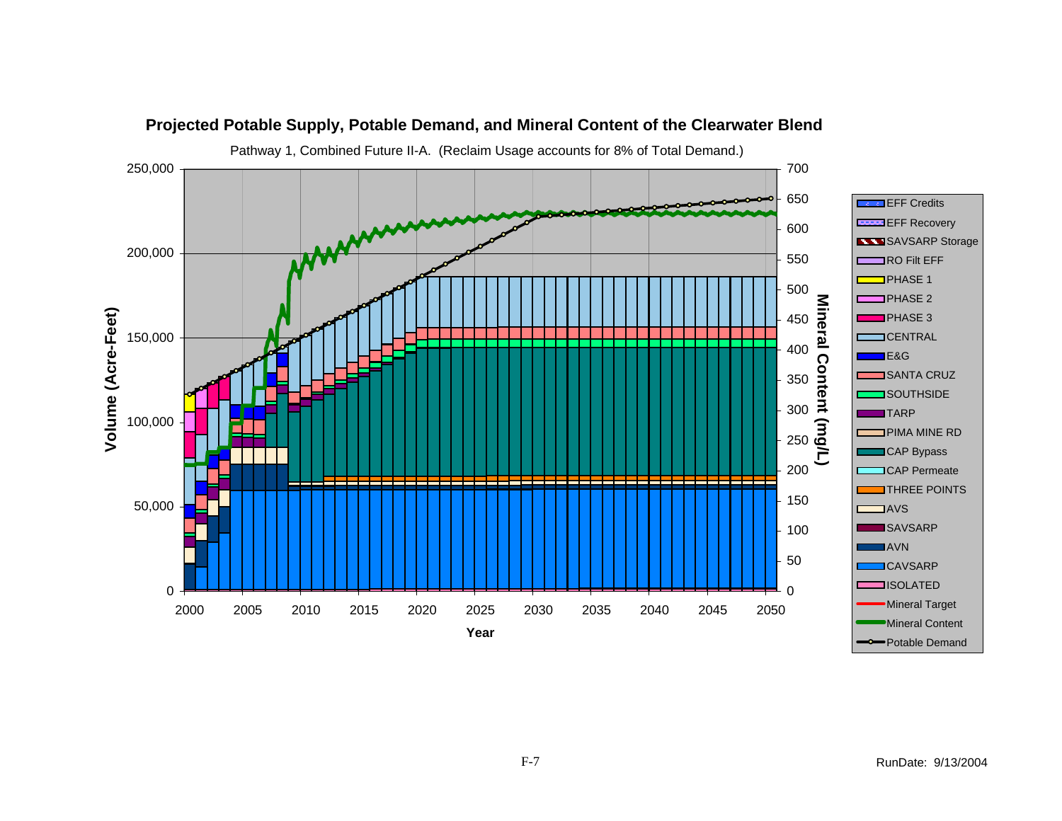**Projected Potable Supply, Potable Demand, and Mineral Content of the Clearwater Blend**

Pathway 1, Combined Future II-A. (Reclaim Usage accounts for 8% of Total Demand.)

Volume (Acre-Feet): 0, 50,000, 100,000, 150,000, 200,000, 250,000

Mineral Content (mg/L): 0, 50, 100, 150, 200, 250, 300, 350, 400, 450, 500, 550, 600, 650, 700

Year: 2000, 2005, 2010, 2015, 2020, 2025, 2030, 2035, 2040, 2045, 2050

Legend:
- EFF Credits
- EFF Recovery
- SAVSARP Storage
- RO Filt EFF
- PHASE 1
- PHASE 2
- PHASE 3
- CENTRAL
- E&G
- SANTA CRUZ
- SOUTHSIDE
- TARP
- PIMA MINE RD
- CAP Bypass
- CAP Permeate
- THREE POINTS
- AVS
- SAVSARP
- AVN
- CAVSARP
- ISOLATED
- Mineral Target
- Mineral Content
- Potable Demand

RunDate: 9/13/2004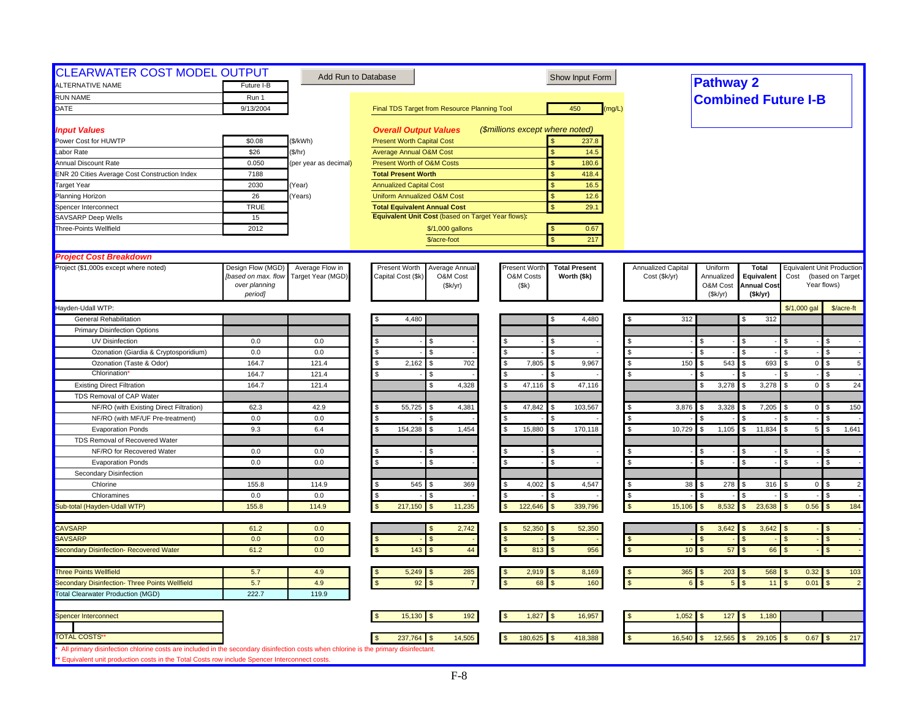# CLEARWATER COST MODEL OUTPUT

Add Run to Database | Show Input Form

## Pathway 2
## Combined Future I-B

| | | |
|---|---|---|
| ALTERNATIVE NAME | Future I-B | |
| RUN NAME | Run 1 | |
| DATE | 9/13/2004 | |

Final TDS Target from Resource Planning Tool: 450 (mg/L)

### *Input Values*

| | | |
|---|---|---|
| Power Cost for HUWTP | $0.08 | ($/kWh) |
| Labor Rate | $26 | ($/hr) |
| Annual Discount Rate | 0.050 | (per year as decimal) |
| ENR 20 Cities Average Cost Construction Index | 7188 | |
| Target Year | 2030 | (Year) |
| Planning Horizon | 26 | (Years) |
| Spencer Interconnect | TRUE | |
| SAVSARP Deep Wells | 15 | |
| Three-Points Wellfield | 2012 | |

### *Overall Output Values* (*$millions except where noted)*

| | |
|---|---|
| Present Worth Capital Cost | $ 237.8 |
| Average Annual O&M Cost | $ 14.5 |
| Present Worth of O&M Costs | $ 180.6 |
| **Total Present Worth** | $ 418.4 |
| Annualized Capital Cost | $ 16.5 |
| Uniform Annualized O&M Cost | $ 12.6 |
| **Total Equivalent Annual Cost** | $ 29.1 |
| **Equivalent Unit Cost** (based on Target Year flows): | |
| $/1,000 gallons | $ 0.67 |
| $/acre-foot | $ 217 |

### *Project Cost Breakdown*

| Project ($1,000s except where noted) | Design Flow (MGD) *[based on max. flow over planning period]* | Average Flow in Target Year (MGD) | Present Worth Capital Cost ($k) | Average Annual O&M Cost ($k/yr) | Present Worth O&M Costs ($k) | **Total Present Worth ($k)** | Annualized Capital Cost ($k/yr) | Uniform Annualized O&M Cost ($k/yr) | **Total Equivalent Annual Cost ($k/yr)** | Equivalent Unit Production Cost (based on Target Year flows) $/1,000 gal | $/acre-ft |
|---|---|---|---|---|---|---|---|---|---|---|---|
| Hayden-Udall WTP: | | | | | | | | | | | |
| General Rehabilitation | | | $ 4,480 | | | $ 4,480 | $ 312 | | $ 312 | | |
| Primary Disinfection Options | | | | | | | | | | | |
| UV Disinfection | 0.0 | 0.0 | $ - | $ - | $ - | $ - | $ - | $ - | $ - | $ - | $ - |
| Ozonation (Giardia & Cryptosporidium) | 0.0 | 0.0 | $ - | $ - | $ - | $ - | $ - | $ - | $ - | $ - | $ - |
| Ozonation (Taste & Odor) | 164.7 | 121.4 | $ 2,162 | $ 702 | $ 7,805 | $ 9,967 | $ 150 | $ 543 | $ 693 | $ 0 | $ 5 |
| Chlorination* | 164.7 | 121.4 | $ - | $ - | $ - | $ - | $ - | $ - | $ - | $ - | $ - |
| Existing Direct Filtration | 164.7 | 121.4 | | $ 4,328 | $ 47,116 | $ 47,116 | | $ 3,278 | $ 3,278 | $ 0 | $ 24 |
| TDS Removal of CAP Water | | | | | | | | | | | |
| NF/RO (with Existing Direct Filtration) | 62.3 | 42.9 | $ 55,725 | $ 4,381 | $ 47,842 | $ 103,567 | $ 3,876 | $ 3,328 | $ 7,205 | $ 0 | $ 150 |
| NF/RO (with MF/UF Pre-treatment) | 0.0 | 0.0 | $ - | $ - | $ - | $ - | $ - | $ - | $ - | $ - | $ - |
| Evaporation Ponds | 9.3 | 6.4 | $ 154,238 | $ 1,454 | $ 15,880 | $ 170,118 | $ 10,729 | $ 1,105 | $ 11,834 | $ 5 | $ 1,641 |
| TDS Removal of Recovered Water | | | | | | | | | | | |
| NF/RO for Recovered Water | 0.0 | 0.0 | $ - | $ - | $ - | $ - | $ - | $ - | $ - | $ - | $ - |
| Evaporation Ponds | 0.0 | 0.0 | $ - | $ - | $ - | $ - | $ - | $ - | $ - | $ - | $ - |
| Secondary Disinfection | | | | | | | | | | | |
| Chlorine | 155.8 | 114.9 | $ 545 | $ 369 | $ 4,002 | $ 4,547 | $ 38 | $ 278 | $ 316 | $ 0 | $ 2 |
| Chloramines | 0.0 | 0.0 | $ - | $ - | $ - | $ - | $ - | $ - | $ - | $ - | $ - |
| Sub-total (Hayden-Udall WTP) | 155.8 | 114.9 | $ 217,150 | $ 11,235 | $ 122,646 | $ 339,796 | $ 15,106 | $ 8,532 | $ 23,638 | $ 0.56 | $ 184 |
| | | | | | | | | | | | |
| CAVSARP | 61.2 | 0.0 | | $ 2,742 | $ 52,350 | $ 52,350 | | $ 3,642 | $ 3,642 | $ - | $ - |
| SAVSARP | 0.0 | 0.0 | $ - | $ - | $ - | $ - | $ - | $ - | $ - | $ - | $ - |
| Secondary Disinfection- Recovered Water | 61.2 | 0.0 | $ 143 | $ 44 | $ 813 | $ 956 | $ 10 | $ 57 | $ 66 | $ - | $ - |
| | | | | | | | | | | | |
| Three Points Wellfield | 5.7 | 4.9 | $ 5,249 | $ 285 | $ 2,919 | $ 8,169 | $ 365 | $ 203 | $ 568 | $ 0.32 | $ 103 |
| Secondary Disinfection- Three Points Wellfield | 5.7 | 4.9 | $ 92 | $ 7 | $ 68 | $ 160 | $ 6 | $ 5 | $ 11 | $ 0.01 | $ 2 |
| Total Clearwater Production (MGD) | 222.7 | 119.9 | | | | | | | | | |
| | | | | | | | | | | | |
| Spencer Interconnect | | | $ 15,130 | $ 192 | $ 1,827 | $ 16,957 | $ 1,052 | $ 127 | $ 1,180 | | |
| | | | | | | | | | | | |
| TOTAL COSTS** | | | $ 237,764 | $ 14,505 | $ 180,625 | $ 418,388 | $ 16,540 | $ 12,565 | $ 29,105 | $ 0.67 | $ 217 |

\* All primary disinfection chlorine costs are included in the secondary disinfection costs when chlorine is the primary disinfectant.

\*\* Equivalent unit production costs in the Total Costs row include Spencer Interconnect costs.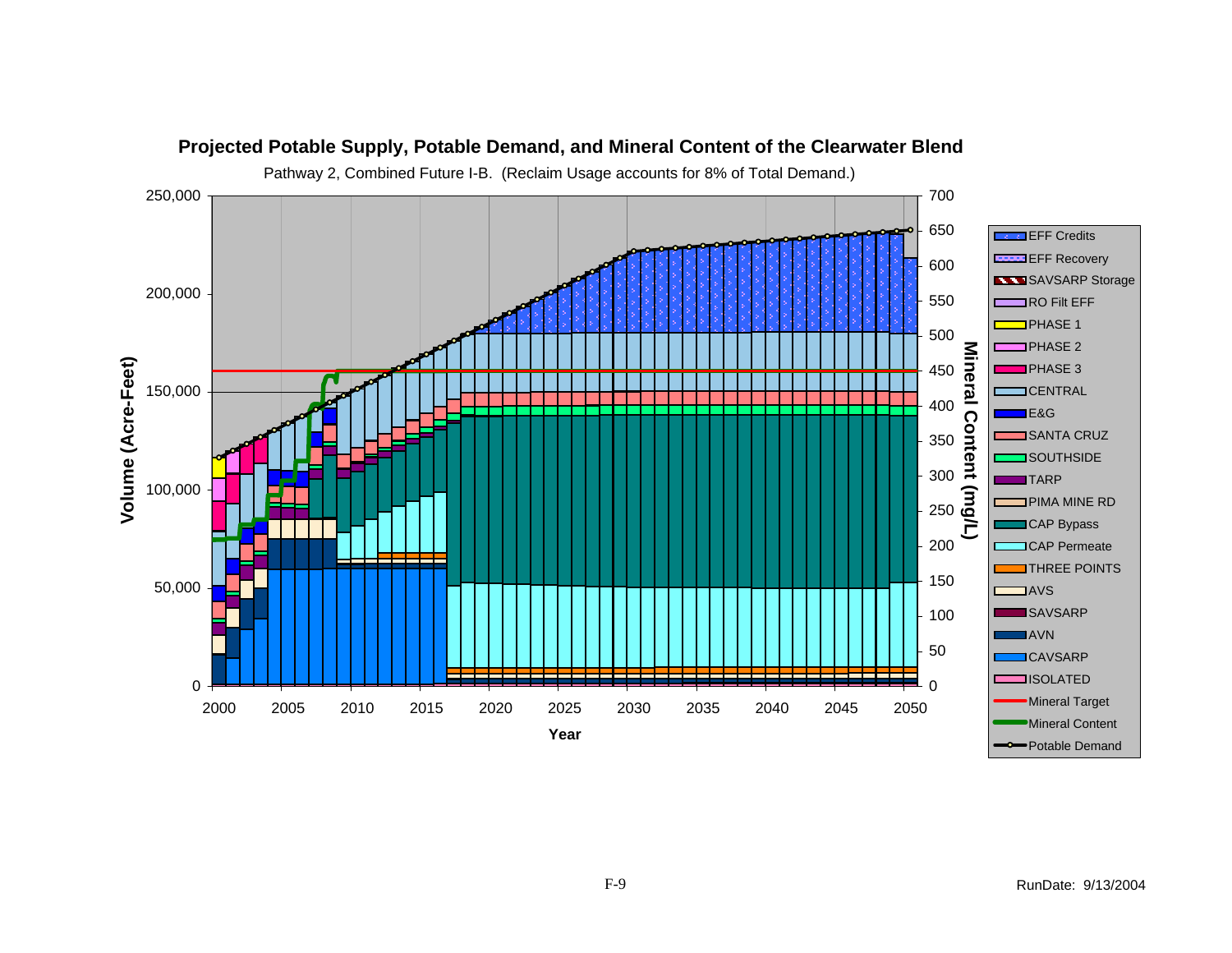**Projected Potable Supply, Potable Demand, and Mineral Content of the Clearwater Blend**

Pathway 2, Combined Future I-B. (Reclaim Usage accounts for 8% of Total Demand.)

Volume (Acre-Feet): 0, 50,000, 100,000, 150,000, 200,000, 250,000

Mineral Content (mg/L): 0, 50, 100, 150, 200, 250, 300, 350, 400, 450, 500, 550, 600, 650, 700

Year: 2000, 2005, 2010, 2015, 2020, 2025, 2030, 2035, 2040, 2045, 2050

Legend: EFF Credits, EFF Recovery, SAVSARP Storage, RO Filt EFF, PHASE 1, PHASE 2, PHASE 3, CENTRAL, E&G, SANTA CRUZ, SOUTHSIDE, TARP, PIMA MINE RD, CAP Bypass, CAP Permeate, THREE POINTS, AVS, SAVSARP, AVN, CAVSARP, ISOLATED, Mineral Target, Mineral Content, Potable Demand

RunDate: 9/13/2004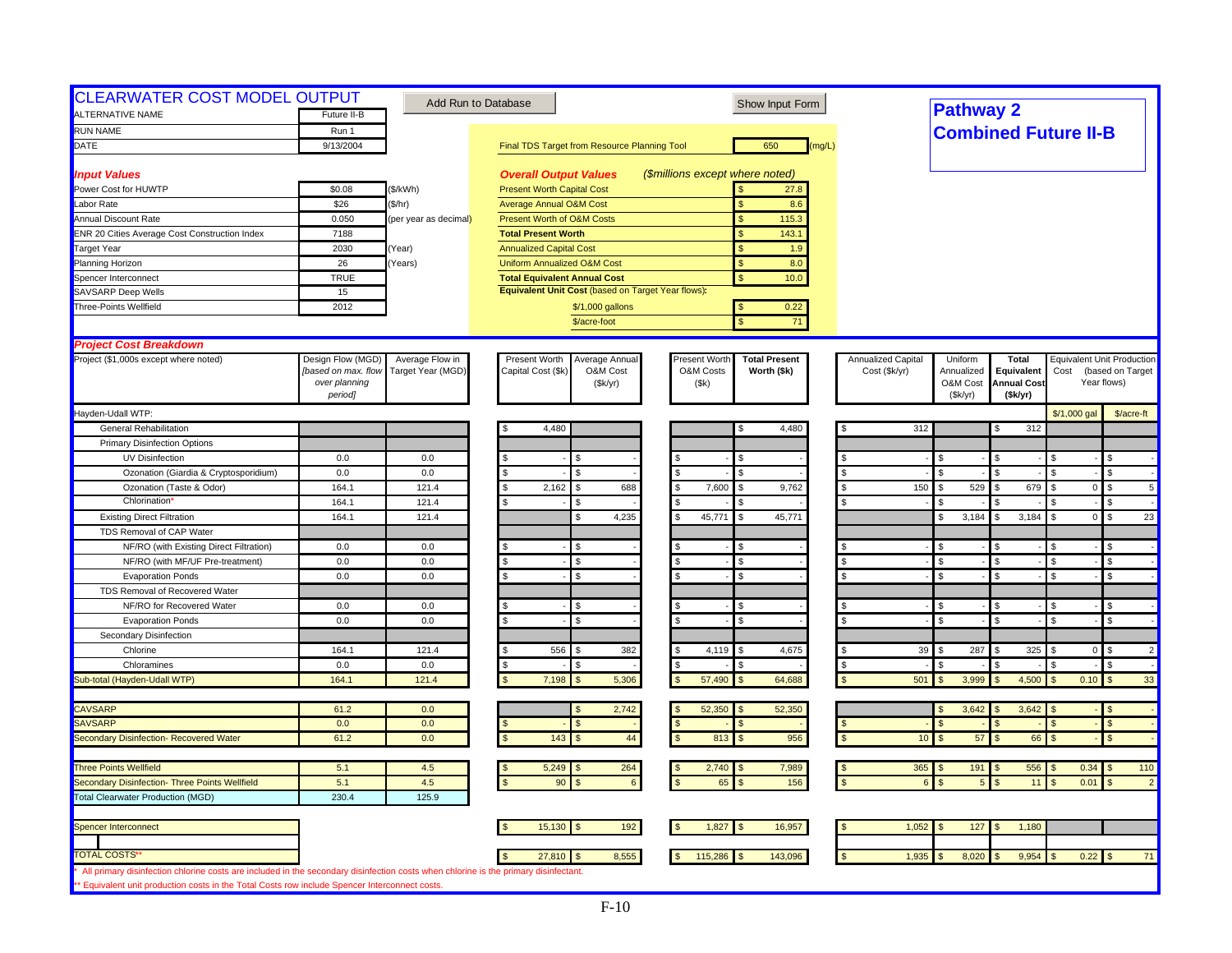# CLEARWATER COST MODEL OUTPUT

Add Run to Database | Show Input Form

## Pathway 2
## Combined Future II-B

| | | |
|---|---|---|
| ALTERNATIVE NAME | Future II-B | |
| RUN NAME | Run 1 | |
| DATE | 9/13/2004 | |

Final TDS Target from Resource Planning Tool: 650 (mg/L)

### *Input Values*

| | | |
|---|---|---|
| Power Cost for HUWTP | $0.08 | ($/kWh) |
| Labor Rate | $26 | ($/hr) |
| Annual Discount Rate | 0.050 | (per year as decimal) |
| ENR 20 Cities Average Cost Construction Index | 7188 | |
| Target Year | 2030 | (Year) |
| Planning Horizon | 26 | (Years) |
| Spencer Interconnect | TRUE | |
| SAVSARP Deep Wells | 15 | |
| Three-Points Wellfield | 2012 | |

### *Overall Output Values* (*$millions except where noted*)

| | |
|---|---|
| Present Worth Capital Cost | $ 27.8 |
| Average Annual O&M Cost | $ 8.6 |
| Present Worth of O&M Costs | $ 115.3 |
| **Total Present Worth** | $ 143.1 |
| Annualized Capital Cost | $ 1.9 |
| Uniform Annualized O&M Cost | $ 8.0 |
| **Total Equivalent Annual Cost** | $ 10.0 |
| **Equivalent Unit Cost** (based on Target Year flows): | |
| $/1,000 gallons | $ 0.22 |
| $/acre-foot | $ 71 |

### *Project Cost Breakdown*

| Project ($1,000s except where noted) | Design Flow (MGD) *[based on max. flow over planning period]* | Average Flow in Target Year (MGD) | Present Worth Capital Cost ($k) | Average Annual O&M Cost ($k/yr) | Present Worth O&M Costs ($k) | **Total Present Worth ($k)** | Annualized Capital Cost ($k/yr) | Uniform Annualized O&M Cost ($k/yr) | **Total Equivalent Annual Cost ($k/yr)** | Equivalent Unit Production Cost (based on Target Year flows) $/1,000 gal | $/acre-ft |
|---|---|---|---|---|---|---|---|---|---|---|---|
| Hayden-Udall WTP: | | | | | | | | | | | |
| General Rehabilitation | | | $ 4,480 | | | $ 4,480 | $ 312 | | $ 312 | | |
| Primary Disinfection Options | | | | | | | | | | | |
| UV Disinfection | 0.0 | 0.0 | $ - | $ - | $ - | $ - | $ - | $ - | $ - | $ - | $ - |
| Ozonation (Giardia & Cryptosporidium) | 0.0 | 0.0 | $ - | $ - | $ - | $ - | $ - | $ - | $ - | $ - | $ - |
| Ozonation (Taste & Odor) | 164.1 | 121.4 | $ 2,162 | $ 688 | $ 7,600 | $ 9,762 | $ 150 | $ 529 | $ 679 | $ 0 | $ 5 |
| Chlorination* | 164.1 | 121.4 | $ - | $ - | $ - | $ - | $ - | $ - | $ - | $ - | $ - |
| Existing Direct Filtration | 164.1 | 121.4 | | $ 4,235 | $ 45,771 | $ 45,771 | | $ 3,184 | $ 3,184 | $ 0 | $ 23 |
| TDS Removal of CAP Water | | | | | | | | | | | |
| NF/RO (with Existing Direct Filtration) | 0.0 | 0.0 | $ - | $ - | $ - | $ - | $ - | $ - | $ - | $ - | $ - |
| NF/RO (with MF/UF Pre-treatment) | 0.0 | 0.0 | $ - | $ - | $ - | $ - | $ - | $ - | $ - | $ - | $ - |
| Evaporation Ponds | 0.0 | 0.0 | $ - | $ - | $ - | $ - | $ - | $ - | $ - | $ - | $ - |
| TDS Removal of Recovered Water | | | | | | | | | | | |
| NF/RO for Recovered Water | 0.0 | 0.0 | $ - | $ - | $ - | $ - | $ - | $ - | $ - | $ - | $ - |
| Evaporation Ponds | 0.0 | 0.0 | $ - | $ - | $ - | $ - | $ - | $ - | $ - | $ - | $ - |
| Secondary Disinfection | | | | | | | | | | | |
| Chlorine | 164.1 | 121.4 | $ 556 | $ 382 | $ 4,119 | $ 4,675 | $ 39 | $ 287 | $ 325 | $ 0 | $ 2 |
| Chloramines | 0.0 | 0.0 | $ - | $ - | $ - | $ - | $ - | $ - | $ - | $ - | $ - |
| Sub-total (Hayden-Udall WTP) | 164.1 | 121.4 | $ 7,198 | $ 5,306 | $ 57,490 | $ 64,688 | $ 501 | $ 3,999 | $ 4,500 | $ 0.10 | $ 33 |
| | | | | | | | | | | | |
| CAVSARP | 61.2 | 0.0 | | $ 2,742 | $ 52,350 | $ 52,350 | | $ 3,642 | $ 3,642 | $ - | $ - |
| SAVSARP | 0.0 | 0.0 | $ - | $ - | $ - | $ - | $ - | $ - | $ - | $ - | $ - |
| Secondary Disinfection- Recovered Water | 61.2 | 0.0 | $ 143 | $ 44 | $ 813 | $ 956 | $ 10 | $ 57 | $ 66 | $ - | $ - |
| | | | | | | | | | | | |
| Three Points Wellfield | 5.1 | 4.5 | $ 5,249 | $ 264 | $ 2,740 | $ 7,989 | $ 365 | $ 191 | $ 556 | $ 0.34 | $ 110 |
| Secondary Disinfection- Three Points Wellfield | 5.1 | 4.5 | $ 90 | $ 6 | $ 65 | $ 156 | $ 6 | $ 5 | $ 11 | $ 0.01 | $ 2 |
| Total Clearwater Production (MGD) | 230.4 | 125.9 | | | | | | | | | |
| | | | | | | | | | | | |
| Spencer Interconnect | | | $ 15,130 | $ 192 | $ 1,827 | $ 16,957 | $ 1,052 | $ 127 | $ 1,180 | | |
| | | | | | | | | | | | |
| TOTAL COSTS** | | | $ 27,810 | $ 8,555 | $ 115,286 | $ 143,096 | $ 1,935 | $ 8,020 | $ 9,954 | $ 0.22 | $ 71 |

\* All primary disinfection chlorine costs are included in the secondary disinfection costs when chlorine is the primary disinfectant.

** Equivalent unit production costs in the Total Costs row include Spencer Interconnect costs.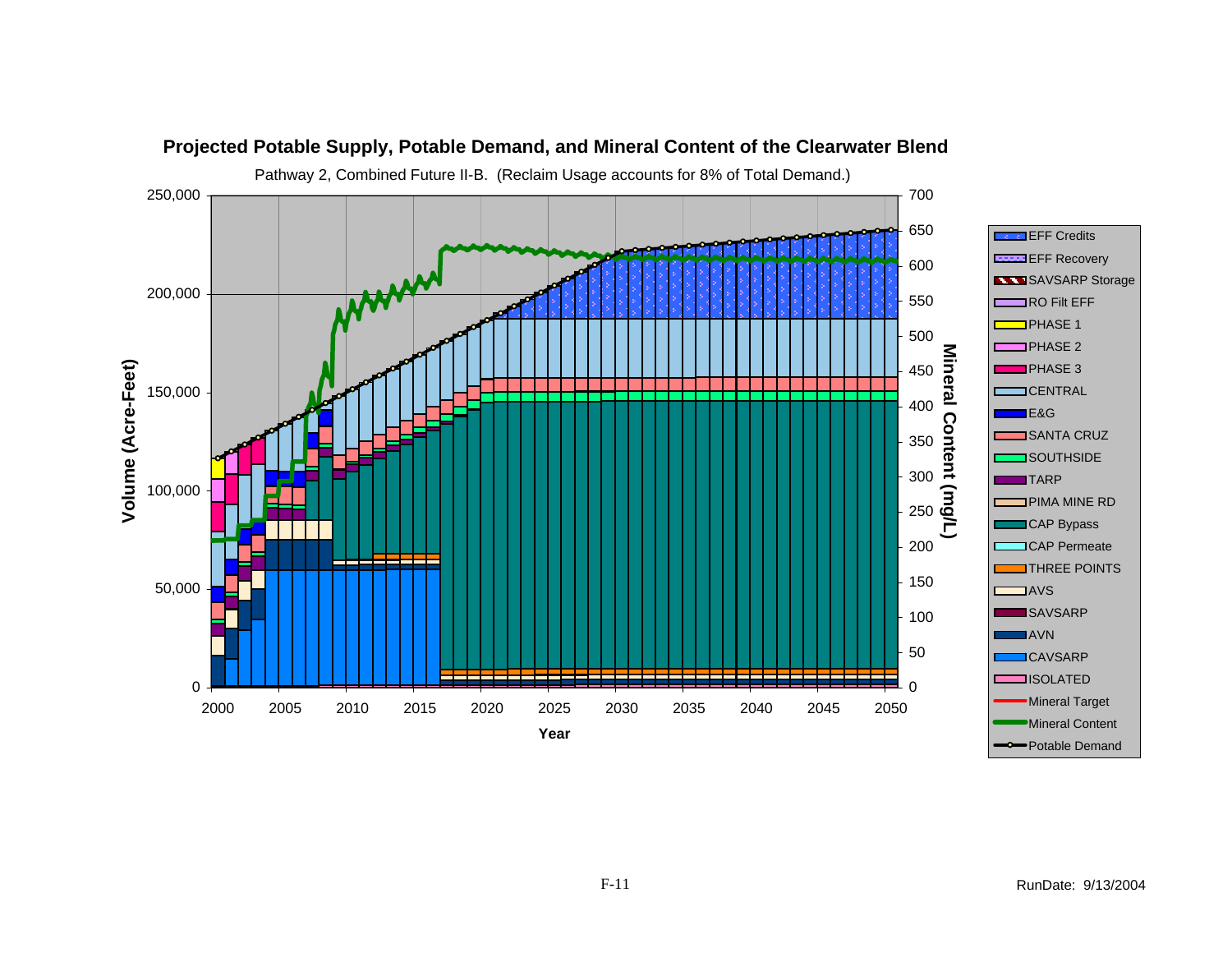**Projected Potable Supply, Potable Demand, and Mineral Content of the Clearwater Blend**

Pathway 2, Combined Future II-B. (Reclaim Usage accounts for 8% of Total Demand.)

Volume (Acre-Feet): 0, 50,000, 100,000, 150,000, 200,000, 250,000

Mineral Content (mg/L): 0, 50, 100, 150, 200, 250, 300, 350, 400, 450, 500, 550, 600, 650, 700

Year: 2000, 2005, 2010, 2015, 2020, 2025, 2030, 2035, 2040, 2045, 2050

Legend: EFF Credits, EFF Recovery, SAVSARP Storage, RO Filt EFF, PHASE 1, PHASE 2, PHASE 3, CENTRAL, E&G, SANTA CRUZ, SOUTHSIDE, TARP, PIMA MINE RD, CAP Bypass, CAP Permeate, THREE POINTS, AVS, SAVSARP, AVN, CAVSARP, ISOLATED, Mineral Target, Mineral Content, Potable Demand

RunDate: 9/13/2004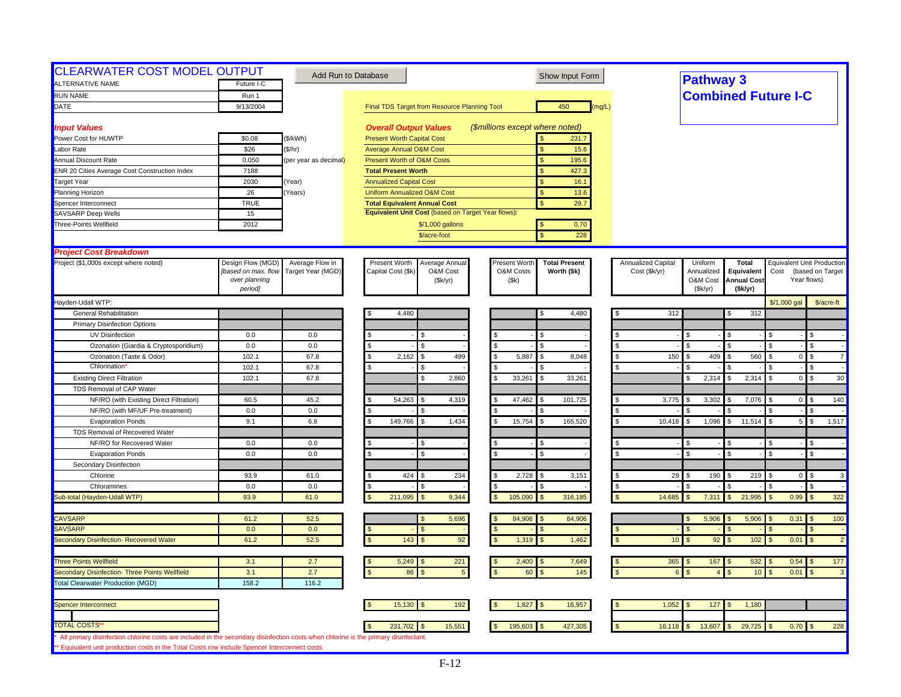# CLEARWATER COST MODEL OUTPUT

Add Run to Database | Show Input Form

**Pathway 3**
**Combined Future I-C**

| | | |
|---|---|---|
| ALTERNATIVE NAME | Future I-C | |
| RUN NAME | Run 1 | |
| DATE | 9/13/2004 | |

Final TDS Target from Resource Planning Tool: 450 (mg/L)

### *Input Values*

| | | |
|---|---|---|
| Power Cost for HUWTP | $0.08 | ($/kWh) |
| Labor Rate | $26 | ($/hr) |
| Annual Discount Rate | 0.050 | (per year as decimal) |
| ENR 20 Cities Average Cost Construction Index | 7188 | |
| Target Year | 2030 | (Year) |
| Planning Horizon | 26 | (Years) |
| Spencer Interconnect | TRUE | |
| SAVSARP Deep Wells | 15 | |
| Three-Points Wellfield | 2012 | |

### *Overall Output Values* (*$millions except where noted*)

| | |
|---|---|
| Present Worth Capital Cost | $ 231.7 |
| Average Annual O&M Cost | $ 15.6 |
| Present Worth of O&M Costs | $ 195.6 |
| **Total Present Worth** | $ 427.3 |
| Annualized Capital Cost | $ 16.1 |
| Uniform Annualized O&M Cost | $ 13.6 |
| **Total Equivalent Annual Cost** | $ 29.7 |
| **Equivalent Unit Cost** (based on Target Year flows): | |
| $/1,000 gallons | $ 0.70 |
| $/acre-foot | $ 228 |

### *Project Cost Breakdown*

| Project ($1,000s except where noted) | Design Flow (MGD) *[based on max. flow over planning period]* | Average Flow in Target Year (MGD) | Present Worth Capital Cost ($k) | Average Annual O&M Cost ($k/yr) | Present Worth O&M Costs ($k) | Total Present Worth ($k) | Annualized Capital Cost ($k/yr) | Uniform Annualized O&M Cost ($k/yr) | Total Equivalent Annual Cost ($k/yr) | Equivalent Unit Production Cost (based on Target Year flows) $/1,000 gal | $/acre-ft |
|---|---|---|---|---|---|---|---|---|---|---|---|
| Hayden-Udall WTP: | | | | | | | | | | | |
| General Rehabilitation | | | $ 4,480 | | | $ 4,480 | $ 312 | | $ 312 | | |
| Primary Disinfection Options | | | | | | | | | | | |
| UV Disinfection | 0.0 | 0.0 | $ - | $ - | $ - | $ - | $ - | $ - | $ - | $ - | $ - |
| Ozonation (Giardia & Cryptosporidium) | 0.0 | 0.0 | $ - | $ - | $ - | $ - | $ - | $ - | $ - | $ - | $ - |
| Ozonation (Taste & Odor) | 102.1 | 67.8 | $ 2,162 | $ 499 | $ 5,887 | $ 8,048 | $ 150 | $ 409 | $ 560 | $ 0 | $ 7 |
| Chlorination* | 102.1 | 67.8 | $ - | $ - | $ - | $ - | $ - | $ - | $ - | $ - | $ - |
| Existing Direct Filtration | 102.1 | 67.8 | | $ 2,860 | $ 33,261 | $ 33,261 | | $ 2,314 | $ 2,314 | $ 0 | $ 30 |
| TDS Removal of CAP Water | | | | | | | | | | | |
| NF/RO (with Existing Direct Filtration) | 60.5 | 45.2 | $ 54,263 | $ 4,319 | $ 47,462 | $ 101,725 | $ 3,775 | $ 3,302 | $ 7,076 | $ 0 | $ 140 |
| NF/RO (with MF/UF Pre-treatment) | 0.0 | 0.0 | $ - | $ - | $ - | $ - | $ - | $ - | $ - | $ - | $ - |
| Evaporation Ponds | 9.1 | 6.8 | $ 149,766 | $ 1,434 | $ 15,754 | $ 165,520 | $ 10,418 | $ 1,096 | $ 11,514 | $ 5 | $ 1,517 |
| TDS Removal of Recovered Water | | | | | | | | | | | |
| NF/RO for Recovered Water | 0.0 | 0.0 | $ - | $ - | $ - | $ - | $ - | $ - | $ - | $ - | $ - |
| Evaporation Ponds | 0.0 | 0.0 | $ - | $ - | $ - | $ - | $ - | $ - | $ - | $ - | $ - |
| Secondary Disinfection | | | | | | | | | | | |
| Chlorine | 93.9 | 61.0 | $ 424 | $ 234 | $ 2,728 | $ 3,151 | $ 29 | $ 190 | $ 219 | $ 0 | $ 3 |
| Chloramines | 0.0 | 0.0 | $ - | $ - | $ - | $ - | $ - | $ - | $ - | $ - | $ - |
| Sub-total (Hayden-Udall WTP) | 93.9 | 61.0 | $ 211,095 | $ 9,344 | $ 105,090 | $ 316,185 | $ 14,685 | $ 7,311 | $ 21,995 | $ 0.99 | $ 322 |
| CAVSARP | 61.2 | 52.5 | | $ 5,696 | $ 84,906 | $ 84,906 | | $ 5,906 | $ 5,906 | $ 0.31 | $ 100 |
| SAVSARP | 0.0 | 0.0 | $ - | $ - | $ - | $ - | $ - | $ - | $ - | $ - | $ - |
| Secondary Disinfection- Recovered Water | 61.2 | 52.5 | $ 143 | $ 92 | $ 1,319 | $ 1,462 | $ 10 | $ 92 | $ 102 | $ 0.01 | $ 2 |
| Three Points Wellfield | 3.1 | 2.7 | $ 5,249 | $ 221 | $ 2,400 | $ 7,649 | $ 365 | $ 167 | $ 532 | $ 0.54 | $ 177 |
| Secondary Disinfection- Three Points Wellfield | 3.1 | 2.7 | $ 86 | $ 5 | $ 60 | $ 145 | $ 6 | $ 4 | $ 10 | $ 0.01 | $ 3 |
| Total Clearwater Production (MGD) | 158.2 | 116.2 | | | | | | | | | |
| Spencer Interconnect | | | $ 15,130 | $ 192 | $ 1,827 | $ 16,957 | $ 1,052 | $ 127 | $ 1,180 | | |
| TOTAL COSTS** | | | $ 231,702 | $ 15,551 | $ 195,603 | $ 427,305 | $ 16,118 | $ 13,607 | $ 29,725 | $ 0.70 | $ 228 |

\* All primary disinfection chlorine costs are included in the secondary disinfection costs when chlorine is the primary disinfectant.

** Equivalent unit production costs in the Total Costs row include Spencer Interconnect costs.

F-12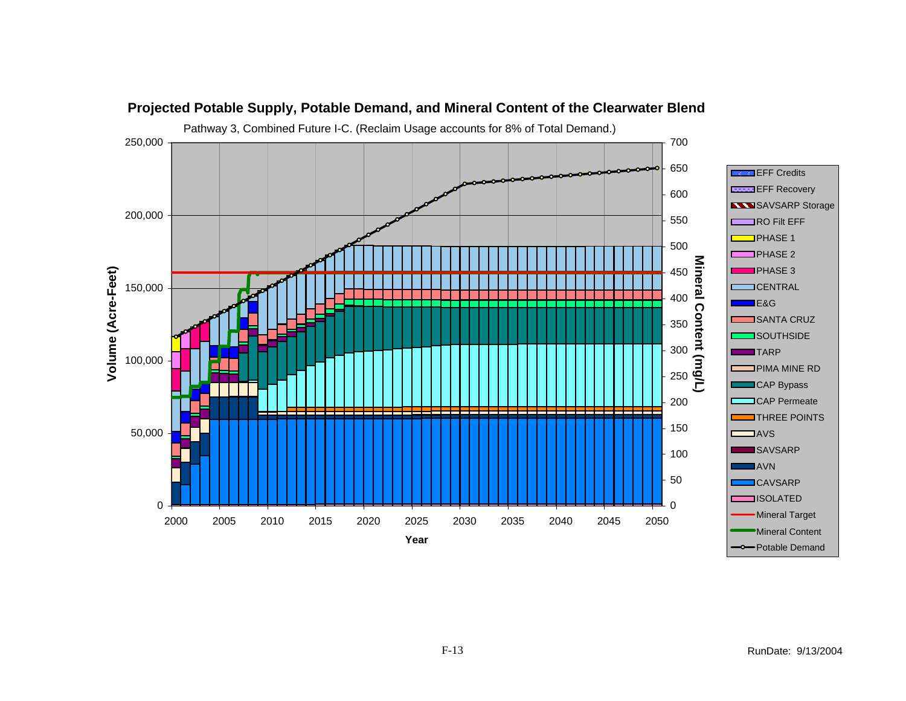## Projected Potable Supply, Potable Demand, and Mineral Content of the Clearwater Blend

Pathway 3, Combined Future I-C. (Reclaim Usage accounts for 8% of Total Demand.)

Volume (Acre-Feet): 0, 50,000, 100,000, 150,000, 200,000, 250,000

Mineral Content (mg/L): 0, 50, 100, 150, 200, 250, 300, 350, 400, 450, 500, 550, 600, 650, 700

Year: 2000, 2005, 2010, 2015, 2020, 2025, 2030, 2035, 2040, 2045, 2050

Legend:

- EFF Credits
- EFF Recovery
- SAVSARP Storage
- RO Filt EFF
- PHASE 1
- PHASE 2
- PHASE 3
- CENTRAL
- E&G
- SANTA CRUZ
- SOUTHSIDE
- TARP
- PIMA MINE RD
- CAP Bypass
- CAP Permeate
- THREE POINTS
- AVS
- SAVSARP
- AVN
- CAVSARP
- ISOLATED
- Mineral Target
- Mineral Content
- Potable Demand

RunDate: 9/13/2004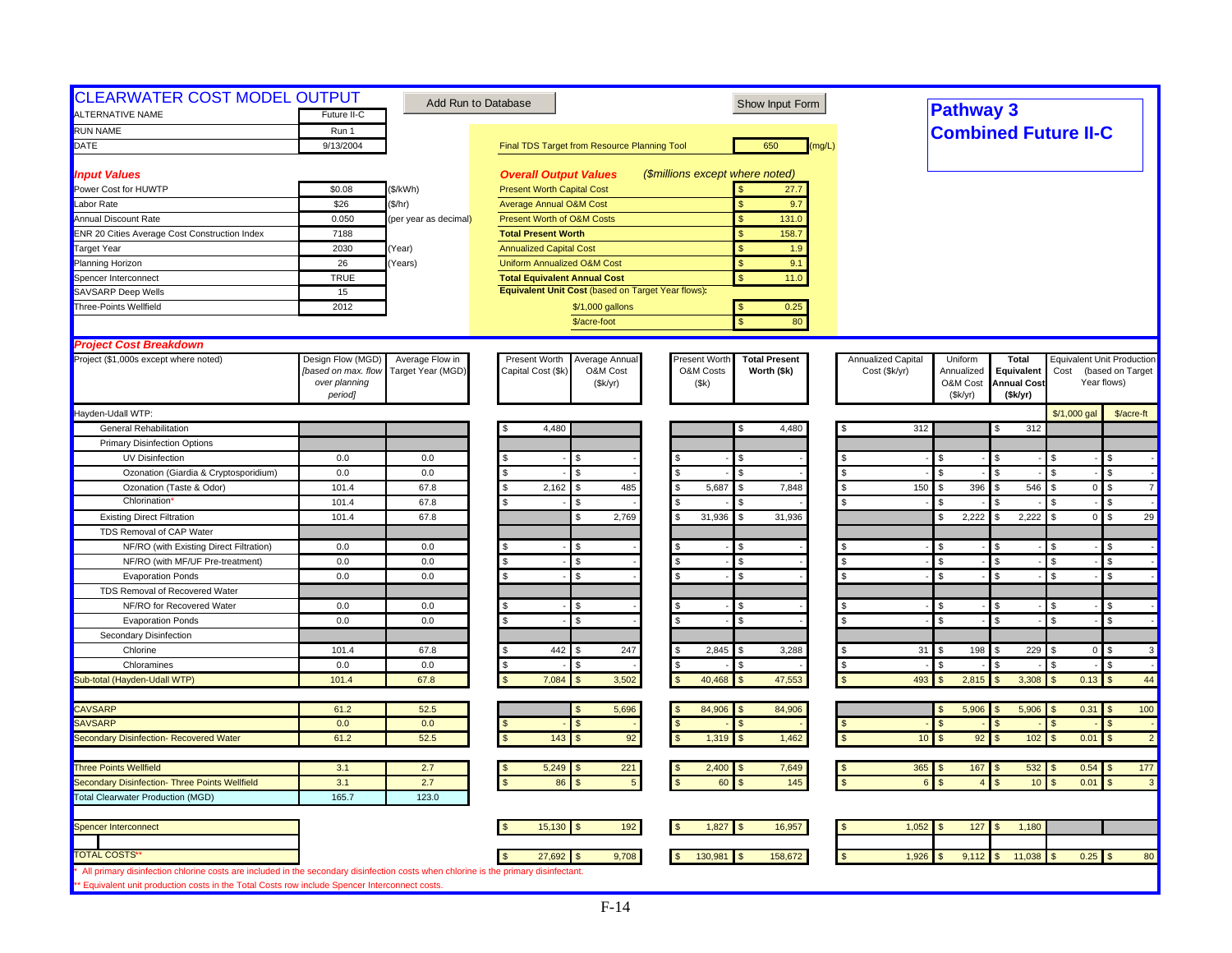# CLEARWATER COST MODEL OUTPUT

Add Run to Database | Show Input Form

## Pathway 3
## Combined Future II-C

| | | |
|---|---|---|
| ALTERNATIVE NAME | Future II-C | |
| RUN NAME | Run 1 | |
| DATE | 9/13/2004 | |

Final TDS Target from Resource Planning Tool: 650 (mg/L)

### *Input Values*

| Input | Value | Unit |
|---|---|---|
| Power Cost for HUWTP | $0.08 | ($/kWh) |
| Labor Rate | $26 | ($/hr) |
| Annual Discount Rate | 0.050 | (per year as decimal) |
| ENR 20 Cities Average Cost Construction Index | 7188 | |
| Target Year | 2030 | (Year) |
| Planning Horizon | 26 | (Years) |
| Spencer Interconnect | TRUE | |
| SAVSARP Deep Wells | 15 | |
| Three-Points Wellfield | 2012 | |

### *Overall Output Values* *($millions except where noted)*

| Output | Value |
|---|---|
| Present Worth Capital Cost | $ 27.7 |
| Average Annual O&M Cost | $ 9.7 |
| Present Worth of O&M Costs | $ 131.0 |
| **Total Present Worth** | $ 158.7 |
| Annualized Capital Cost | $ 1.9 |
| Uniform Annualized O&M Cost | $ 9.1 |
| **Total Equivalent Annual Cost** | $ 11.0 |
| **Equivalent Unit Cost** (based on Target Year flows): | |
| $/1,000 gallons | $ 0.25 |
| $/acre-foot | $ 80 |

### *Project Cost Breakdown*

| Project ($1,000s except where noted) | Design Flow (MGD) *[based on max. flow over planning period]* | Average Flow in Target Year (MGD) | Present Worth Capital Cost ($k) | Average Annual O&M Cost ($k/yr) | Present Worth O&M Costs ($k) | **Total Present Worth ($k)** | Annualized Capital Cost ($k/yr) | Uniform Annualized O&M Cost ($k/yr) | **Total Equivalent Annual Cost ($k/yr)** | Equivalent Unit Production Cost (based on Target Year flows) $/1,000 gal | $/acre-ft |
|---|---|---|---|---|---|---|---|---|---|---|---|
| Hayden-Udall WTP: | | | | | | | | | | | |
| General Rehabilitation | | | $ 4,480 | | | $ 4,480 | $ 312 | | $ 312 | | |
| Primary Disinfection Options | | | | | | | | | | | |
| UV Disinfection | 0.0 | 0.0 | $ - | $ - | $ - | $ - | $ - | $ - | $ - | $ - | $ - |
| Ozonation (Giardia & Cryptosporidium) | 0.0 | 0.0 | $ - | $ - | $ - | $ - | $ - | $ - | $ - | $ - | $ - |
| Ozonation (Taste & Odor) | 101.4 | 67.8 | $ 2,162 | $ 485 | $ 5,687 | $ 7,848 | $ 150 | $ 396 | $ 546 | $ 0 | $ 7 |
| Chlorination* | 101.4 | 67.8 | $ - | $ - | $ - | $ - | $ - | $ - | $ - | $ - | $ - |
| Existing Direct Filtration | 101.4 | 67.8 | | $ 2,769 | $ 31,936 | $ 31,936 | | $ 2,222 | $ 2,222 | $ 0 | $ 29 |
| TDS Removal of CAP Water | | | | | | | | | | | |
| NF/RO (with Existing Direct Filtration) | 0.0 | 0.0 | $ - | $ - | $ - | $ - | $ - | $ - | $ - | $ - | $ - |
| NF/RO (with MF/UF Pre-treatment) | 0.0 | 0.0 | $ - | $ - | $ - | $ - | $ - | $ - | $ - | $ - | $ - |
| Evaporation Ponds | 0.0 | 0.0 | $ - | $ - | $ - | $ - | $ - | $ - | $ - | $ - | $ - |
| TDS Removal of Recovered Water | | | | | | | | | | | |
| NF/RO for Recovered Water | 0.0 | 0.0 | $ - | $ - | $ - | $ - | $ - | $ - | $ - | $ - | $ - |
| Evaporation Ponds | 0.0 | 0.0 | $ - | $ - | $ - | $ - | $ - | $ - | $ - | $ - | $ - |
| Secondary Disinfection | | | | | | | | | | | |
| Chlorine | 101.4 | 67.8 | $ 442 | $ 247 | $ 2,845 | $ 3,288 | $ 31 | $ 198 | $ 229 | $ 0 | $ 3 |
| Chloramines | 0.0 | 0.0 | $ - | $ - | $ - | $ - | $ - | $ - | $ - | $ - | $ - |
| Sub-total (Hayden-Udall WTP) | 101.4 | 67.8 | $ 7,084 | $ 3,502 | $ 40,468 | $ 47,553 | $ 493 | $ 2,815 | $ 3,308 | $ 0.13 | $ 44 |
| CAVSARP | 61.2 | 52.5 | | $ 5,696 | $ 84,906 | $ 84,906 | | $ 5,906 | $ 5,906 | $ 0.31 | $ 100 |
| SAVSARP | 0.0 | 0.0 | $ - | $ - | $ - | $ - | $ - | $ - | $ - | $ - | $ - |
| Secondary Disinfection- Recovered Water | 61.2 | 52.5 | $ 143 | $ 92 | $ 1,319 | $ 1,462 | $ 10 | $ 92 | $ 102 | $ 0.01 | $ 2 |
| Three Points Wellfield | 3.1 | 2.7 | $ 5,249 | $ 221 | $ 2,400 | $ 7,649 | $ 365 | $ 167 | $ 532 | $ 0.54 | $ 177 |
| Secondary Disinfection- Three Points Wellfield | 3.1 | 2.7 | $ 86 | $ 5 | $ 60 | $ 145 | $ 6 | $ 4 | $ 10 | $ 0.01 | $ 3 |
| Total Clearwater Production (MGD) | 165.7 | 123.0 | | | | | | | | | |
| Spencer Interconnect | | | $ 15,130 | $ 192 | $ 1,827 | $ 16,957 | $ 1,052 | $ 127 | $ 1,180 | | |
| TOTAL COSTS** | | | $ 27,692 | $ 9,708 | $ 130,981 | $ 158,672 | $ 1,926 | $ 9,112 | $ 11,038 | $ 0.25 | $ 80 |

\* All primary disinfection chlorine costs are included in the secondary disinfection costs when chlorine is the primary disinfectant.

\*\* Equivalent unit production costs in the Total Costs row include Spencer Interconnect costs.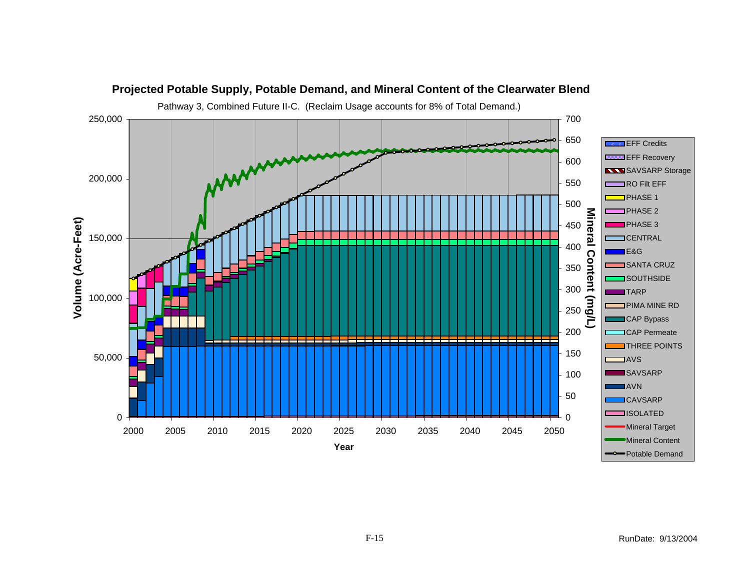# Projected Potable Supply, Potable Demand, and Mineral Content of the Clearwater Blend

Pathway 3, Combined Future II-C. (Reclaim Usage accounts for 8% of Total Demand.)

Volume (Acre-Feet): 0, 50,000, 100,000, 150,000, 200,000, 250,000

Mineral Content (mg/L): 0, 50, 100, 150, 200, 250, 300, 350, 400, 450, 500, 550, 600, 650, 700

Year: 2000, 2005, 2010, 2015, 2020, 2025, 2030, 2035, 2040, 2045, 2050

Legend:
- EFF Credits
- EFF Recovery
- SAVSARP Storage
- RO Filt EFF
- PHASE 1
- PHASE 2
- PHASE 3
- CENTRAL
- E&G
- SANTA CRUZ
- SOUTHSIDE
- TARP
- PIMA MINE RD
- CAP Bypass
- CAP Permeate
- THREE POINTS
- AVS
- SAVSARP
- AVN
- CAVSARP
- ISOLATED
- Mineral Target
- Mineral Content
- Potable Demand

RunDate: 9/13/2004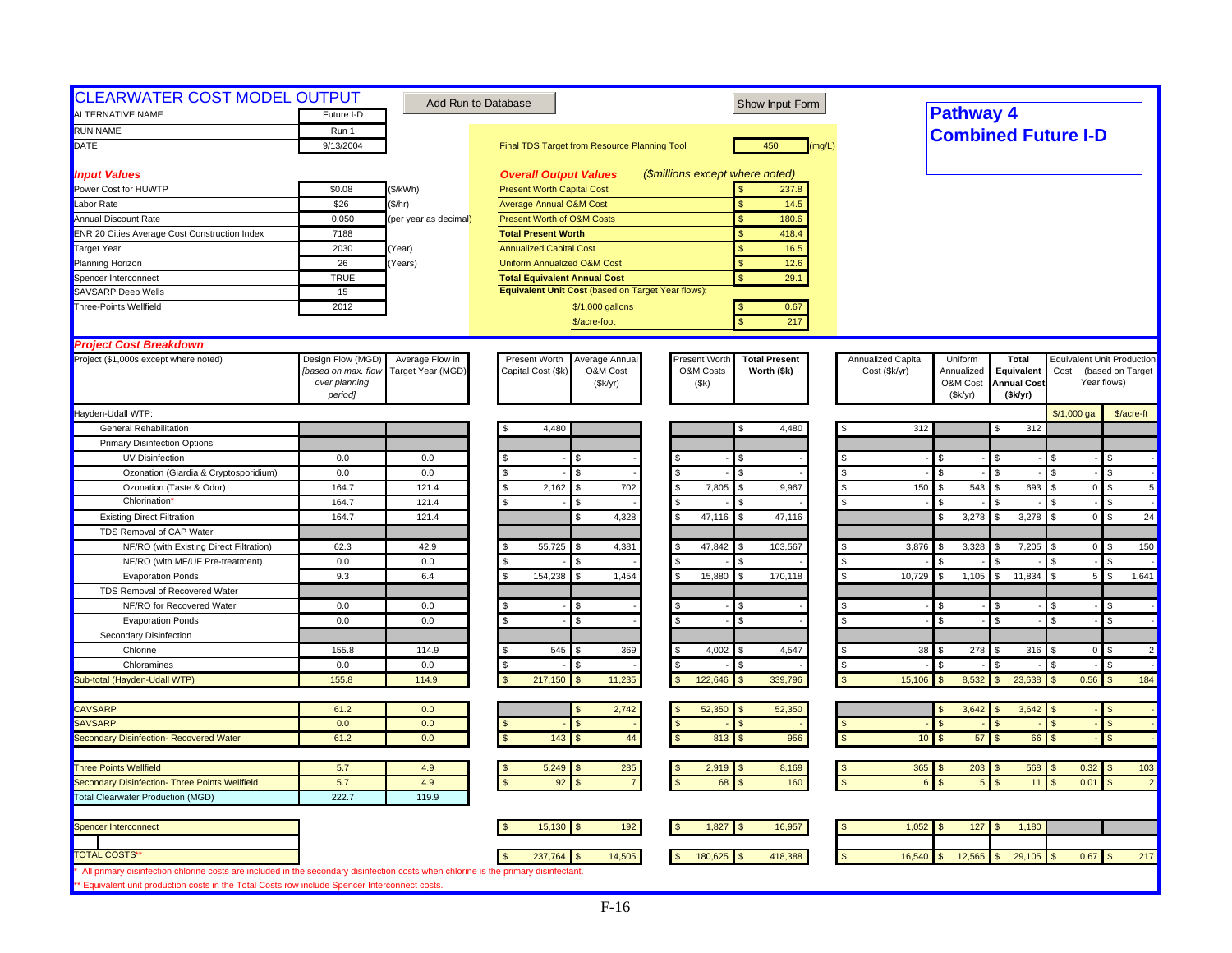# CLEARWATER COST MODEL OUTPUT

Add Run to Database | Show Input Form

**Pathway 4**
**Combined Future I-D**

| | | |
|---|---|---|
| ALTERNATIVE NAME | Future I-D | |
| RUN NAME | Run 1 | |
| DATE | 9/13/2004 | |

Final TDS Target from Resource Planning Tool: 450 (mg/L)

## Input Values

| | | |
|---|---|---|
| Power Cost for HUWTP | $0.08 | ($/kWh) |
| Labor Rate | $26 | ($/hr) |
| Annual Discount Rate | 0.050 | (per year as decimal) |
| ENR 20 Cities Average Cost Construction Index | 7188 | |
| Target Year | 2030 | (Year) |
| Planning Horizon | 26 | (Years) |
| Spencer Interconnect | TRUE | |
| SAVSARP Deep Wells | 15 | |
| Three-Points Wellfield | 2012 | |

## Overall Output Values

($millions except where noted)

| | |
|---|---|
| Present Worth Capital Cost | $ 237.8 |
| Average Annual O&M Cost | $ 14.5 |
| Present Worth of O&M Costs | $ 180.6 |
| **Total Present Worth** | $ 418.4 |
| Annualized Capital Cost | $ 16.5 |
| Uniform Annualized O&M Cost | $ 12.6 |
| **Total Equivalent Annual Cost** | $ 29.1 |
| **Equivalent Unit Cost** (based on Target Year flows): | |
| $/1,000 gallons | $ 0.67 |
| $/acre-foot | $ 217 |

## Project Cost Breakdown

| Project ($1,000s except where noted) | Design Flow (MGD) *[based on max. flow over planning period]* | Average Flow in Target Year (MGD) | Present Worth Capital Cost ($k) | Average Annual O&M Cost ($k/yr) | Present Worth O&M Costs ($k) | Total Present Worth ($k) | Annualized Capital Cost ($k/yr) | Uniform Annualized O&M Cost ($k/yr) | Total Equivalent Annual Cost ($k/yr) | Equivalent Unit Production Cost (based on Target Year flows) $/1,000 gal | $/acre-ft |
|---|---|---|---|---|---|---|---|---|---|---|---|
| Hayden-Udall WTP: | | | | | | | | | | | |
| General Rehabilitation | | | $ 4,480 | | | $ 4,480 | $ 312 | | $ 312 | | |
| Primary Disinfection Options | | | | | | | | | | | |
| UV Disinfection | 0.0 | 0.0 | $ - | $ - | $ - | $ - | $ - | $ - | $ - | $ - | $ - |
| Ozonation (Giardia & Cryptosporidium) | 0.0 | 0.0 | $ - | $ - | $ - | $ - | $ - | $ - | $ - | $ - | $ - |
| Ozonation (Taste & Odor) | 164.7 | 121.4 | $ 2,162 | $ 702 | $ 7,805 | $ 9,967 | $ 150 | $ 543 | $ 693 | $ 0 | $ 5 |
| Chlorination* | 164.7 | 121.4 | $ - | $ - | $ - | $ - | $ - | $ - | $ - | $ - | $ - |
| Existing Direct Filtration | 164.7 | 121.4 | | $ 4,328 | $ 47,116 | $ 47,116 | | $ 3,278 | $ 3,278 | $ 0 | $ 24 |
| TDS Removal of CAP Water | | | | | | | | | | | |
| NF/RO (with Existing Direct Filtration) | 62.3 | 42.9 | $ 55,725 | $ 4,381 | $ 47,842 | $ 103,567 | $ 3,876 | $ 3,328 | $ 7,205 | $ 0 | $ 150 |
| NF/RO (with MF/UF Pre-treatment) | 0.0 | 0.0 | $ - | $ - | $ - | $ - | $ - | $ - | $ - | $ - | $ - |
| Evaporation Ponds | 9.3 | 6.4 | $ 154,238 | $ 1,454 | $ 15,880 | $ 170,118 | $ 10,729 | $ 1,105 | $ 11,834 | $ 5 | $ 1,641 |
| TDS Removal of Recovered Water | | | | | | | | | | | |
| NF/RO for Recovered Water | 0.0 | 0.0 | $ - | $ - | $ - | $ - | $ - | $ - | $ - | $ - | $ - |
| Evaporation Ponds | 0.0 | 0.0 | $ - | $ - | $ - | $ - | $ - | $ - | $ - | $ - | $ - |
| Secondary Disinfection | | | | | | | | | | | |
| Chlorine | 155.8 | 114.9 | $ 545 | $ 369 | $ 4,002 | $ 4,547 | $ 38 | $ 278 | $ 316 | $ 0 | $ 2 |
| Chloramines | 0.0 | 0.0 | $ - | $ - | $ - | $ - | $ - | $ - | $ - | $ - | $ - |
| Sub-total (Hayden-Udall WTP) | 155.8 | 114.9 | $ 217,150 | $ 11,235 | $ 122,646 | $ 339,796 | $ 15,106 | $ 8,532 | $ 23,638 | $ 0.56 | $ 184 |
| CAVSARP | 61.2 | 0.0 | | $ 2,742 | $ 52,350 | $ 52,350 | | $ 3,642 | $ 3,642 | $ - | $ - |
| SAVSARP | 0.0 | 0.0 | $ - | $ - | $ - | $ - | $ - | $ - | $ - | $ - | $ - |
| Secondary Disinfection- Recovered Water | 61.2 | 0.0 | $ 143 | $ 44 | $ 813 | $ 956 | $ 10 | $ 57 | $ 66 | $ - | $ - |
| Three Points Wellfield | 5.7 | 4.9 | $ 5,249 | $ 285 | $ 2,919 | $ 8,169 | $ 365 | $ 203 | $ 568 | $ 0.32 | $ 103 |
| Secondary Disinfection- Three Points Wellfield | 5.7 | 4.9 | $ 92 | $ 7 | $ 68 | $ 160 | $ 6 | $ 5 | $ 11 | $ 0.01 | $ 2 |
| Total Clearwater Production (MGD) | 222.7 | 119.9 | | | | | | | | | |
| Spencer Interconnect | | | $ 15,130 | $ 192 | $ 1,827 | $ 16,957 | $ 1,052 | $ 127 | $ 1,180 | | |
| TOTAL COSTS** | | | $ 237,764 | $ 14,505 | $ 180,625 | $ 418,388 | $ 16,540 | $ 12,565 | $ 29,105 | $ 0.67 | $ 217 |

\* All primary disinfection chlorine costs are included in the secondary disinfection costs when chlorine is the primary disinfectant.

\*\* Equivalent unit production costs in the Total Costs row include Spencer Interconnect costs.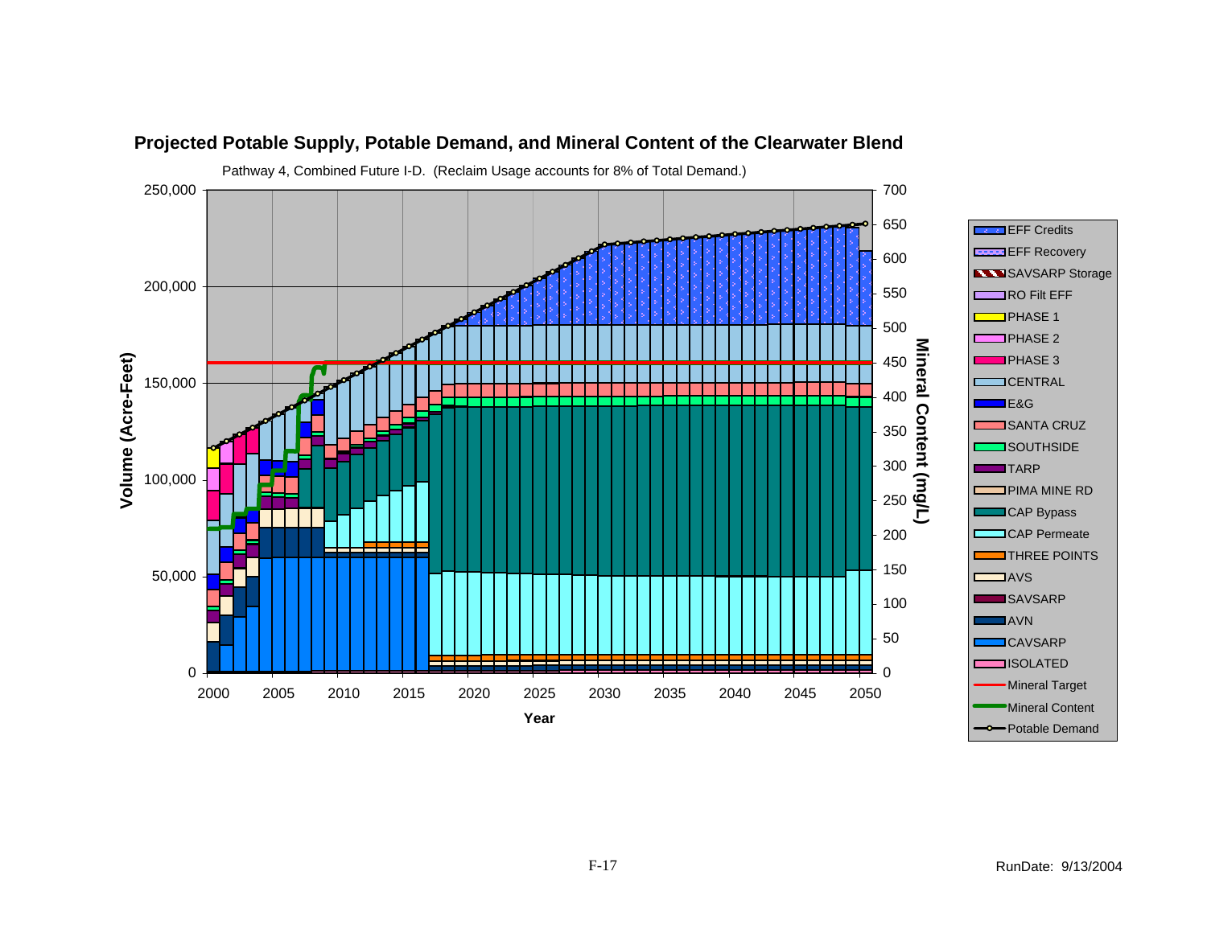## Projected Potable Supply, Potable Demand, and Mineral Content of the Clearwater Blend

Pathway 4, Combined Future I-D. (Reclaim Usage accounts for 8% of Total Demand.)

Volume (Acre-Feet): 0, 50,000, 100,000, 150,000, 200,000, 250,000

Mineral Content (mg/L): 0, 50, 100, 150, 200, 250, 300, 350, 400, 450, 500, 550, 600, 650, 700

Year: 2000, 2005, 2010, 2015, 2020, 2025, 2030, 2035, 2040, 2045, 2050

Legend:
- EFF Credits
- EFF Recovery
- SAVSARP Storage
- RO Filt EFF
- PHASE 1
- PHASE 2
- PHASE 3
- CENTRAL
- E&G
- SANTA CRUZ
- SOUTHSIDE
- TARP
- PIMA MINE RD
- CAP Bypass
- CAP Permeate
- THREE POINTS
- AVS
- SAVSARP
- AVN
- CAVSARP
- ISOLATED
- Mineral Target
- Mineral Content
- Potable Demand

RunDate: 9/13/2004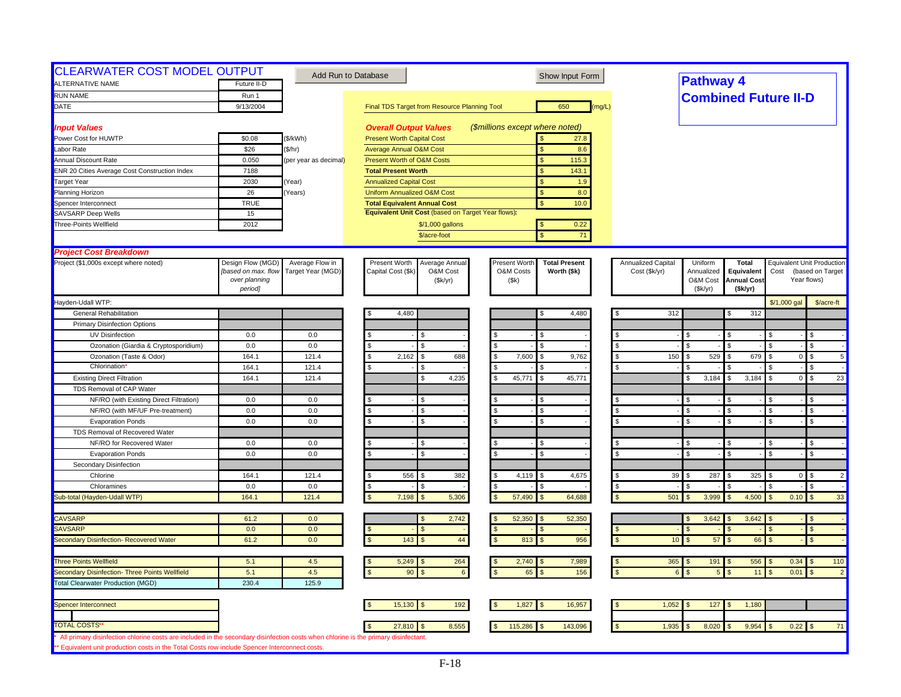# CLEARWATER COST MODEL OUTPUT

Add Run to Database | Show Input Form

## Pathway 4
## Combined Future II-D

| | | |
|---|---|---|
| ALTERNATIVE NAME | Future II-D | |
| RUN NAME | Run 1 | |
| DATE | 9/13/2004 | |

Final TDS Target from Resource Planning Tool: 650 (mg/L)

### *Input Values*

| | | |
|---|---|---|
| Power Cost for HUWTP | $0.08 | ($/kWh) |
| Labor Rate | $26 | ($/hr) |
| Annual Discount Rate | 0.050 | (per year as decimal) |
| ENR 20 Cities Average Cost Construction Index | 7188 | |
| Target Year | 2030 | (Year) |
| Planning Horizon | 26 | (Years) |
| Spencer Interconnect | TRUE | |
| SAVSARP Deep Wells | 15 | |
| Three-Points Wellfield | 2012 | |

### *Overall Output Values* (*$millions except where noted*)

| | |
|---|---|
| Present Worth Capital Cost | $ 27.8 |
| Average Annual O&M Cost | $ 8.6 |
| Present Worth of O&M Costs | $ 115.3 |
| **Total Present Worth** | $ 143.1 |
| Annualized Capital Cost | $ 1.9 |
| Uniform Annualized O&M Cost | $ 8.0 |
| **Total Equivalent Annual Cost** | $ 10.0 |
| **Equivalent Unit Cost** (based on Target Year flows): | |
| $/1,000 gallons | $ 0.22 |
| $/acre-foot | $ 71 |

### *Project Cost Breakdown*

| Project ($1,000s except where noted) | Design Flow (MGD) *[based on max. flow over planning period]* | Average Flow in Target Year (MGD) | Present Worth Capital Cost ($k) | Average Annual O&M Cost ($k/yr) | Present Worth O&M Costs ($k) | **Total Present Worth ($k)** | Annualized Capital Cost ($k/yr) | Uniform Annualized O&M Cost ($k/yr) | **Total Equivalent Annual Cost ($k/yr)** | Equivalent Unit Production Cost (based on Target Year flows) $/1,000 gal | $/acre-ft |
|---|---|---|---|---|---|---|---|---|---|---|---|
| Hayden-Udall WTP: | | | | | | | | | | | |
| General Rehabilitation | | | $ 4,480 | | | $ 4,480 | $ 312 | | $ 312 | | |
| Primary Disinfection Options | | | | | | | | | | | |
| UV Disinfection | 0.0 | 0.0 | $ - | $ - | $ - | $ - | $ - | $ - | $ - | $ - | $ - |
| Ozonation (Giardia & Cryptosporidium) | 0.0 | 0.0 | $ - | $ - | $ - | $ - | $ - | $ - | $ - | $ - | $ - |
| Ozonation (Taste & Odor) | 164.1 | 121.4 | $ 2,162 | $ 688 | $ 7,600 | $ 9,762 | $ 150 | $ 529 | $ 679 | $ 0 | $ 5 |
| Chlorination* | 164.1 | 121.4 | $ - | $ - | $ - | $ - | $ - | $ - | $ - | $ - | $ - |
| Existing Direct Filtration | 164.1 | 121.4 | | $ 4,235 | $ 45,771 | $ 45,771 | | $ 3,184 | $ 3,184 | $ 0 | $ 23 |
| TDS Removal of CAP Water | | | | | | | | | | | |
| NF/RO (with Existing Direct Filtration) | 0.0 | 0.0 | $ - | $ - | $ - | $ - | $ - | $ - | $ - | $ - | $ - |
| NF/RO (with MF/UF Pre-treatment) | 0.0 | 0.0 | $ - | $ - | $ - | $ - | $ - | $ - | $ - | $ - | $ - |
| Evaporation Ponds | 0.0 | 0.0 | $ - | $ - | $ - | $ - | $ - | $ - | $ - | $ - | $ - |
| TDS Removal of Recovered Water | | | | | | | | | | | |
| NF/RO for Recovered Water | 0.0 | 0.0 | $ - | $ - | $ - | $ - | $ - | $ - | $ - | $ - | $ - |
| Evaporation Ponds | 0.0 | 0.0 | $ - | $ - | $ - | $ - | $ - | $ - | $ - | $ - | $ - |
| Secondary Disinfection | | | | | | | | | | | |
| Chlorine | 164.1 | 121.4 | $ 556 | $ 382 | $ 4,119 | $ 4,675 | $ 39 | $ 287 | $ 325 | $ 0 | $ 2 |
| Chloramines | 0.0 | 0.0 | $ - | $ - | $ - | $ - | $ - | $ - | $ - | $ - | $ - |
| Sub-total (Hayden-Udall WTP) | 164.1 | 121.4 | $ 7,198 | $ 5,306 | $ 57,490 | $ 64,688 | $ 501 | $ 3,999 | $ 4,500 | $ 0.10 | $ 33 |
| | | | | | | | | | | | |
| CAVSARP | 61.2 | 0.0 | | $ 2,742 | $ 52,350 | $ 52,350 | | $ 3,642 | $ 3,642 | $ - | $ - |
| SAVSARP | 0.0 | 0.0 | $ - | $ - | $ - | $ - | $ - | $ - | $ - | $ - | $ - |
| Secondary Disinfection- Recovered Water | 61.2 | 0.0 | $ 143 | $ 44 | $ 813 | $ 956 | $ 10 | $ 57 | $ 66 | $ - | $ - |
| | | | | | | | | | | | |
| Three Points Wellfield | 5.1 | 4.5 | $ 5,249 | $ 264 | $ 2,740 | $ 7,989 | $ 365 | $ 191 | $ 556 | $ 0.34 | $ 110 |
| Secondary Disinfection- Three Points Wellfield | 5.1 | 4.5 | $ 90 | $ 6 | $ 65 | $ 156 | $ 6 | $ 5 | $ 11 | $ 0.01 | $ 2 |
| Total Clearwater Production (MGD) | 230.4 | 125.9 | | | | | | | | | |
| | | | | | | | | | | | |
| Spencer Interconnect | | | $ 15,130 | $ 192 | $ 1,827 | $ 16,957 | $ 1,052 | $ 127 | $ 1,180 | | |
| | | | | | | | | | | | |
| TOTAL COSTS** | | | $ 27,810 | $ 8,555 | $ 115,286 | $ 143,096 | $ 1,935 | $ 8,020 | $ 9,954 | $ 0.22 | $ 71 |

\* All primary disinfection chlorine costs are included in the secondary disinfection costs when chlorine is the primary disinfectant.

\*\* Equivalent unit production costs in the Total Costs row include Spencer Interconnect costs.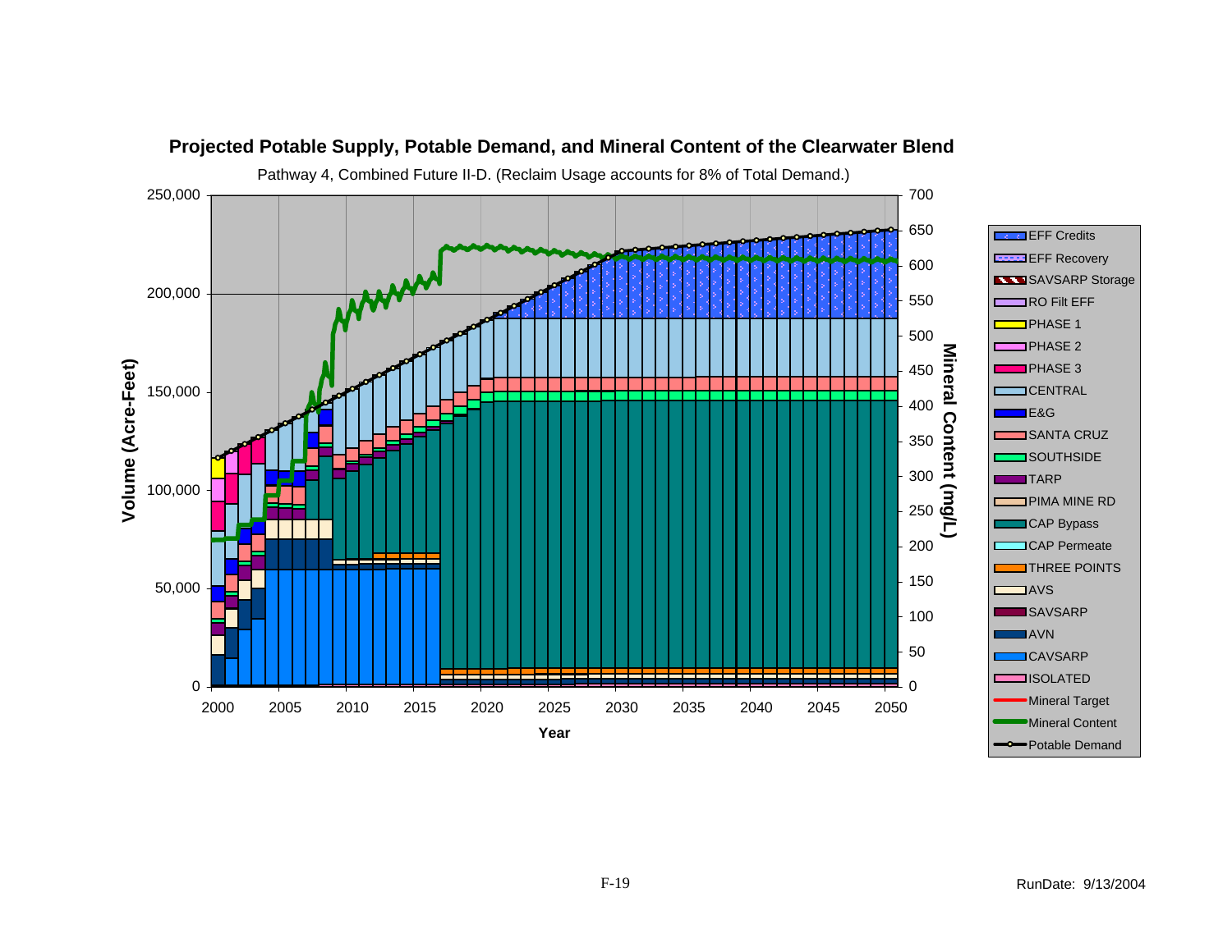## Projected Potable Supply, Potable Demand, and Mineral Content of the Clearwater Blend

Pathway 4, Combined Future II-D. (Reclaim Usage accounts for 8% of Total Demand.)

Volume (Acre-Feet): 0, 50,000, 100,000, 150,000, 200,000, 250,000

Mineral Content (mg/L): 0, 50, 100, 150, 200, 250, 300, 350, 400, 450, 500, 550, 600, 650, 700

Year: 2000, 2005, 2010, 2015, 2020, 2025, 2030, 2035, 2040, 2045, 2050

Legend:
- EFF Credits
- EFF Recovery
- SAVSARP Storage
- RO Filt EFF
- PHASE 1
- PHASE 2
- PHASE 3
- CENTRAL
- E&G
- SANTA CRUZ
- SOUTHSIDE
- TARP
- PIMA MINE RD
- CAP Bypass
- CAP Permeate
- THREE POINTS
- AVS
- SAVSARP
- AVN
- CAVSARP
- ISOLATED
- Mineral Target
- Mineral Content
- Potable Demand

RunDate: 9/13/2004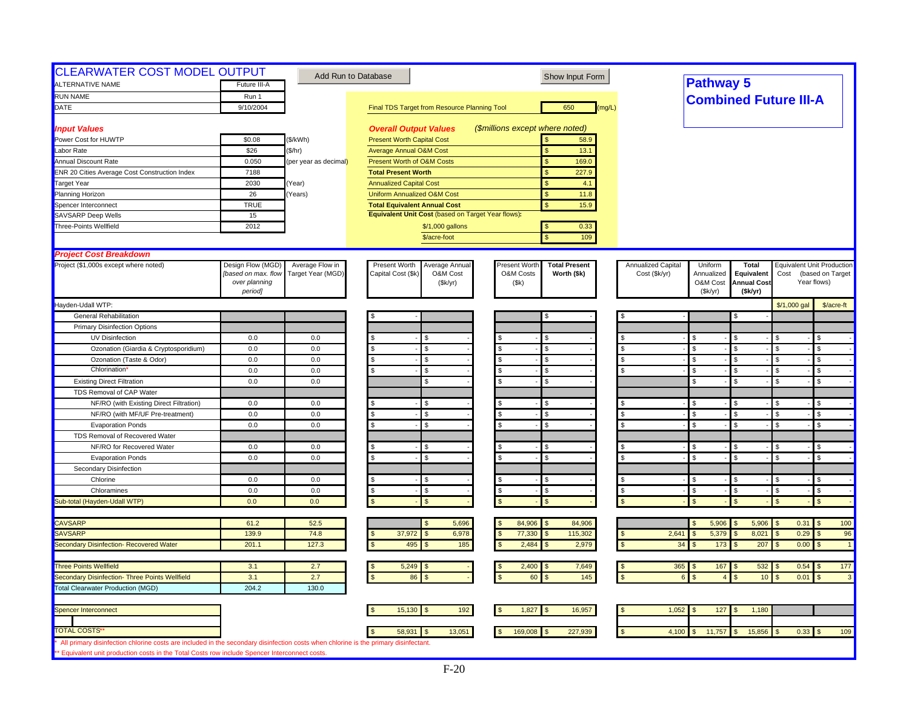# CLEARWATER COST MODEL OUTPUT

Add Run to Database | Show Input Form

## Pathway 5
## Combined Future III-A

| | | |
|---|---|---|
| ALTERNATIVE NAME | Future III-A | |
| RUN NAME | Run 1 | |
| DATE | 9/10/2004 | |

Final TDS Target from Resource Planning Tool: 650 (mg/L)

### *Input Values*

| | | |
|---|---|---|
| Power Cost for HUWTP | $0.08 | ($/kWh) |
| Labor Rate | $26 | ($/hr) |
| Annual Discount Rate | 0.050 | (per year as decimal) |
| ENR 20 Cities Average Cost Construction Index | 7188 | |
| Target Year | 2030 | (Year) |
| Planning Horizon | 26 | (Years) |
| Spencer Interconnect | TRUE | |
| SAVSARP Deep Wells | 15 | |
| Three-Points Wellfield | 2012 | |

### *Overall Output Values* *($millions except where noted)*

| | |
|---|---|
| Present Worth Capital Cost | $ 58.9 |
| Average Annual O&M Cost | $ 13.1 |
| Present Worth of O&M Costs | $ 169.0 |
| **Total Present Worth** | $ 227.9 |
| Annualized Capital Cost | $ 4.1 |
| Uniform Annualized O&M Cost | $ 11.8 |
| **Total Equivalent Annual Cost** | $ 15.9 |
| **Equivalent Unit Cost** (based on Target Year flows): | |
| $/1,000 gallons | $ 0.33 |
| $/acre-foot | $ 109 |

### *Project Cost Breakdown*

| Project ($1,000s except where noted) | Design Flow (MGD) *[based on max. flow over planning period]* | Average Flow in Target Year (MGD) | Present Worth Capital Cost ($k) | Average Annual O&M Cost ($k/yr) | Present Worth O&M Costs ($k) | Total Present Worth ($k) | Annualized Capital Cost ($k/yr) | Uniform Annualized O&M Cost ($k/yr) | Total Equivalent Annual Cost ($k/yr) | Equivalent Unit Production Cost (based on Target Year flows) $/1,000 gal | $/acre-ft |
|---|---|---|---|---|---|---|---|---|---|---|---|
| Hayden-Udall WTP: | | | | | | | | | | | |
| General Rehabilitation | | | $ - | | | $ - | $ - | | $ - | | |
| Primary Disinfection Options | | | | | | | | | | | |
| UV Disinfection | 0.0 | 0.0 | $ - | $ - | $ - | $ - | $ - | $ - | $ - | $ - | $ - |
| Ozonation (Giardia & Cryptosporidium) | 0.0 | 0.0 | $ - | $ - | $ - | $ - | $ - | $ - | $ - | $ - | $ - |
| Ozonation (Taste & Odor) | 0.0 | 0.0 | $ - | $ - | $ - | $ - | $ - | $ - | $ - | $ - | $ - |
| Chlorination* | 0.0 | 0.0 | $ - | $ - | $ - | $ - | $ - | $ - | $ - | $ - | $ - |
| Existing Direct Filtration | 0.0 | 0.0 | | $ - | $ - | $ - | | $ - | $ - | $ - | $ - |
| TDS Removal of CAP Water | | | | | | | | | | | |
| NF/RO (with Existing Direct Filtration) | 0.0 | 0.0 | $ - | $ - | $ - | $ - | $ - | $ - | $ - | $ - | $ - |
| NF/RO (with MF/UF Pre-treatment) | 0.0 | 0.0 | $ - | $ - | $ - | $ - | $ - | $ - | $ - | $ - | $ - |
| Evaporation Ponds | 0.0 | 0.0 | $ - | $ - | $ - | $ - | $ - | $ - | $ - | $ - | $ - |
| TDS Removal of Recovered Water | | | | | | | | | | | |
| NF/RO for Recovered Water | 0.0 | 0.0 | $ - | $ - | $ - | $ - | $ - | $ - | $ - | $ - | $ - |
| Evaporation Ponds | 0.0 | 0.0 | $ - | $ - | $ - | $ - | $ - | $ - | $ - | $ - | $ - |
| Secondary Disinfection | | | | | | | | | | | |
| Chlorine | 0.0 | 0.0 | $ - | $ - | $ - | $ - | $ - | $ - | $ - | $ - | $ - |
| Chloramines | 0.0 | 0.0 | $ - | $ - | $ - | $ - | $ - | $ - | $ - | $ - | $ - |
| Sub-total (Hayden-Udall WTP) | 0.0 | 0.0 | $ - | $ - | $ - | $ - | $ - | $ - | $ - | $ - | $ - |
| CAVSARP | 61.2 | 52.5 | | $ 5,696 | $ 84,906 | $ 84,906 | | $ 5,906 | $ 5,906 | $ 0.31 | $ 100 |
| SAVSARP | 139.9 | 74.8 | $ 37,972 | $ 6,978 | $ 77,330 | $ 115,302 | $ 2,641 | $ 5,379 | $ 8,021 | $ 0.29 | $ 96 |
| Secondary Disinfection- Recovered Water | 201.1 | 127.3 | $ 495 | $ 185 | $ 2,484 | $ 2,979 | $ 34 | $ 173 | $ 207 | $ 0.00 | $ 1 |
| Three Points Wellfield | 3.1 | 2.7 | $ 5,249 | $ - | $ 2,400 | $ 7,649 | $ 365 | $ 167 | $ 532 | $ 0.54 | $ 177 |
| Secondary Disinfection- Three Points Wellfield | 3.1 | 2.7 | $ 86 | $ - | $ 60 | $ 145 | $ 6 | $ 4 | $ 10 | $ 0.01 | $ 3 |
| Total Clearwater Production (MGD) | 204.2 | 130.0 | | | | | | | | | |
| Spencer Interconnect | | | $ 15,130 | $ 192 | $ 1,827 | $ 16,957 | $ 1,052 | $ 127 | $ 1,180 | | |
| TOTAL COSTS** | | | $ 58,931 | $ 13,051 | $ 169,008 | $ 227,939 | $ 4,100 | $ 11,757 | $ 15,856 | $ 0.33 | $ 109 |

\* All primary disinfection chlorine costs are included in the secondary disinfection costs when chlorine is the primary disinfectant.

\*\* Equivalent unit production costs in the Total Costs row include Spencer Interconnect costs.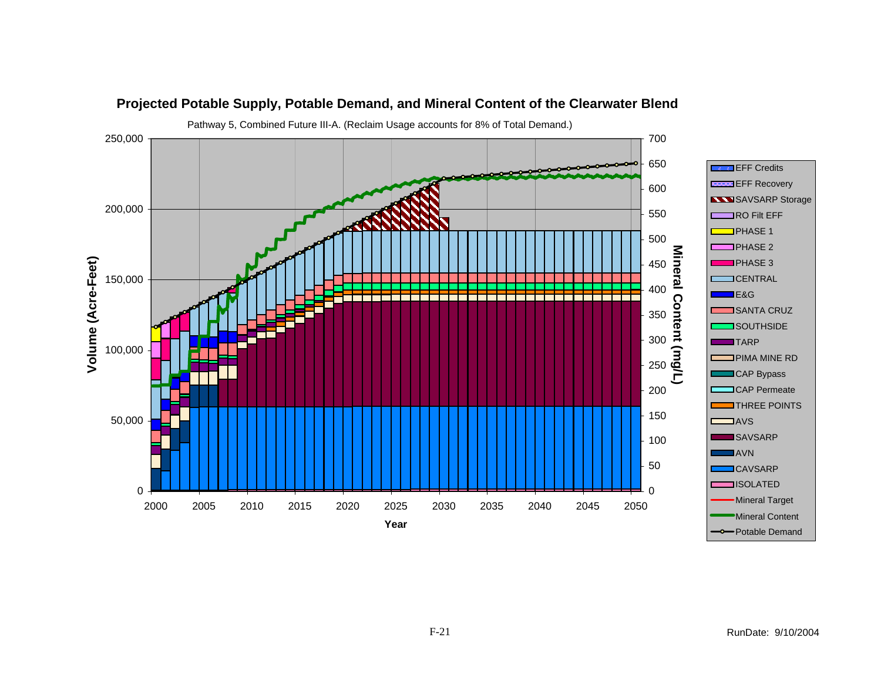## Projected Potable Supply, Potable Demand, and Mineral Content of the Clearwater Blend

Pathway 5, Combined Future III-A. (Reclaim Usage accounts for 8% of Total Demand.)

Volume (Acre-Feet): 0, 50,000, 100,000, 150,000, 200,000, 250,000

Mineral Content (mg/L): 0, 50, 100, 150, 200, 250, 300, 350, 400, 450, 500, 550, 600, 650, 700

Year: 2000, 2005, 2010, 2015, 2020, 2025, 2030, 2035, 2040, 2045, 2050

Legend:
- EFF Credits
- EFF Recovery
- SAVSARP Storage
- RO Filt EFF
- PHASE 1
- PHASE 2
- PHASE 3
- CENTRAL
- E&G
- SANTA CRUZ
- SOUTHSIDE
- TARP
- PIMA MINE RD
- CAP Bypass
- CAP Permeate
- THREE POINTS
- AVS
- SAVSARP
- AVN
- CAVSARP
- ISOLATED
- Mineral Target
- Mineral Content
- Potable Demand

RunDate: 9/10/2004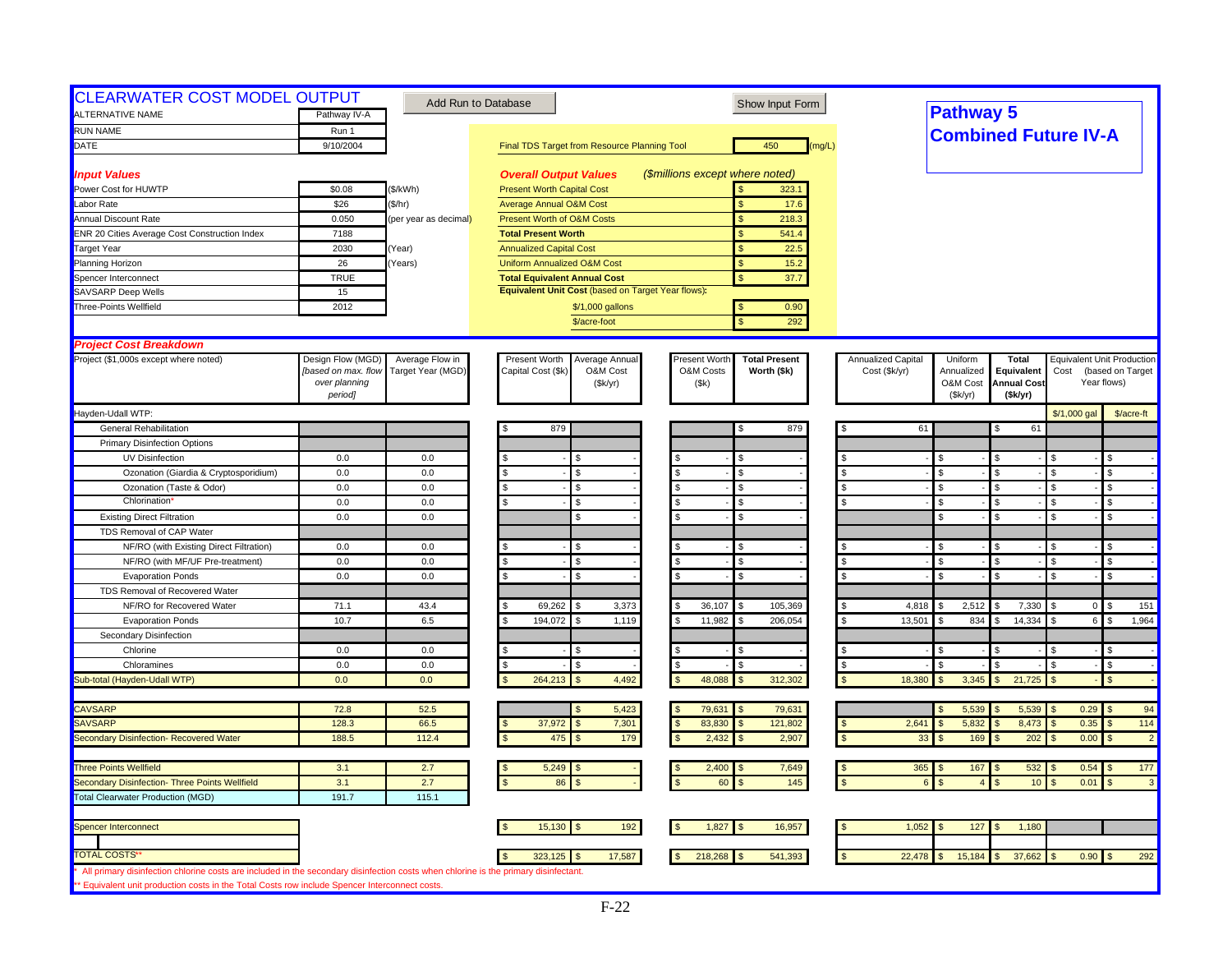# CLEARWATER COST MODEL OUTPUT

Add Run to Database | Show Input Form

## Pathway 5
## Combined Future IV-A

| | | |
|---|---|---|
| ALTERNATIVE NAME | Pathway IV-A | |
| RUN NAME | Run 1 | |
| DATE | 9/10/2004 | |

Final TDS Target from Resource Planning Tool: 450 (mg/L)

| *Input Values* | | |
|---|---|---|
| Power Cost for HUWTP | $0.08 | ($/kWh) |
| Labor Rate | $26 | ($/hr) |
| Annual Discount Rate | 0.050 | (per year as decimal) |
| ENR 20 Cities Average Cost Construction Index | 7188 | |
| Target Year | 2030 | (Year) |
| Planning Horizon | 26 | (Years) |
| Spencer Interconnect | TRUE | |
| SAVSARP Deep Wells | 15 | |
| Three-Points Wellfield | 2012 | |

| *Overall Output Values* | *($millions except where noted)* |
|---|---|
| Present Worth Capital Cost | $ 323.1 |
| Average Annual O&M Cost | $ 17.6 |
| Present Worth of O&M Costs | $ 218.3 |
| **Total Present Worth** | $ 541.4 |
| Annualized Capital Cost | $ 22.5 |
| Uniform Annualized O&M Cost | $ 15.2 |
| **Total Equivalent Annual Cost** | $ 37.7 |
| **Equivalent Unit Cost** (based on Target Year flows): | |
| $/1,000 gallons | $ 0.90 |
| $/acre-foot | $ 292 |

## *Project Cost Breakdown*

| Project ($1,000s except where noted) | Design Flow (MGD) *[based on max. flow over planning period]* | Average Flow in Target Year (MGD) | Present Worth Capital Cost ($k) | Average Annual O&M Cost ($k/yr) | Present Worth O&M Costs ($k) | **Total Present Worth ($k)** | Annualized Capital Cost ($k/yr) | Uniform Annualized O&M Cost ($k/yr) | **Total Equivalent Annual Cost ($k/yr)** | Equivalent Unit Production Cost (based on Target Year flows) $/1,000 gal | $/acre-ft |
|---|---|---|---|---|---|---|---|---|---|---|---|
| Hayden-Udall WTP: | | | | | | | | | | | |
| General Rehabilitation | | | $ 879 | | | $ 879 | $ 61 | | $ 61 | | |
| Primary Disinfection Options | | | | | | | | | | | |
| UV Disinfection | 0.0 | 0.0 | $ - | $ - | $ - | $ - | $ - | $ - | $ - | $ - | $ - |
| Ozonation (Giardia & Cryptosporidium) | 0.0 | 0.0 | $ - | $ - | $ - | $ - | $ - | $ - | $ - | $ - | $ - |
| Ozonation (Taste & Odor) | 0.0 | 0.0 | $ - | $ - | $ - | $ - | $ - | $ - | $ - | $ - | $ - |
| Chlorination* | 0.0 | 0.0 | $ - | $ - | $ - | $ - | $ - | $ - | $ - | $ - | $ - |
| Existing Direct Filtration | 0.0 | 0.0 | | $ - | $ - | $ - | | $ - | $ - | $ - | $ - |
| TDS Removal of CAP Water | | | | | | | | | | | |
| NF/RO (with Existing Direct Filtration) | 0.0 | 0.0 | $ - | $ - | $ - | $ - | $ - | $ - | $ - | $ - | $ - |
| NF/RO (with MF/UF Pre-treatment) | 0.0 | 0.0 | $ - | $ - | $ - | $ - | $ - | $ - | $ - | $ - | $ - |
| Evaporation Ponds | 0.0 | 0.0 | $ - | $ - | $ - | $ - | $ - | $ - | $ - | $ - | $ - |
| TDS Removal of Recovered Water | | | | | | | | | | | |
| NF/RO for Recovered Water | 71.1 | 43.4 | $ 69,262 | $ 3,373 | $ 36,107 | $ 105,369 | $ 4,818 | $ 2,512 | $ 7,330 | $ 0 | $ 151 |
| Evaporation Ponds | 10.7 | 6.5 | $ 194,072 | $ 1,119 | $ 11,982 | $ 206,054 | $ 13,501 | $ 834 | $ 14,334 | $ 6 | $ 1,964 |
| Secondary Disinfection | | | | | | | | | | | |
| Chlorine | 0.0 | 0.0 | $ - | $ - | $ - | $ - | $ - | $ - | $ - | $ - | $ - |
| Chloramines | 0.0 | 0.0 | $ - | $ - | $ - | $ - | $ - | $ - | $ - | $ - | $ - |
| Sub-total (Hayden-Udall WTP) | 0.0 | 0.0 | $ 264,213 | $ 4,492 | $ 48,088 | $ 312,302 | $ 18,380 | $ 3,345 | $ 21,725 | $ - | $ - |
| CAVSARP | 72.8 | 52.5 | | $ 5,423 | $ 79,631 | $ 79,631 | | $ 5,539 | $ 5,539 | $ 0.29 | $ 94 |
| SAVSARP | 128.3 | 66.5 | $ 37,972 | $ 7,301 | $ 83,830 | $ 121,802 | $ 2,641 | $ 5,832 | $ 8,473 | $ 0.35 | $ 114 |
| Secondary Disinfection- Recovered Water | 188.5 | 112.4 | $ 475 | $ 179 | $ 2,432 | $ 2,907 | $ 33 | $ 169 | $ 202 | $ 0.00 | $ 2 |
| Three Points Wellfield | 3.1 | 2.7 | $ 5,249 | $ - | $ 2,400 | $ 7,649 | $ 365 | $ 167 | $ 532 | $ 0.54 | $ 177 |
| Secondary Disinfection- Three Points Wellfield | 3.1 | 2.7 | $ 86 | $ - | $ 60 | $ 145 | $ 6 | $ 4 | $ 10 | $ 0.01 | $ 3 |
| Total Clearwater Production (MGD) | 191.7 | 115.1 | | | | | | | | | |
| Spencer Interconnect | | | $ 15,130 | $ 192 | $ 1,827 | $ 16,957 | $ 1,052 | $ 127 | $ 1,180 | | |
| TOTAL COSTS** | | | $ 323,125 | $ 17,587 | $ 218,268 | $ 541,393 | $ 22,478 | $ 15,184 | $ 37,662 | $ 0.90 | $ 292 |

\* All primary disinfection chlorine costs are included in the secondary disinfection costs when chlorine is the primary disinfectant.

\*\* Equivalent unit production costs in the Total Costs row include Spencer Interconnect costs.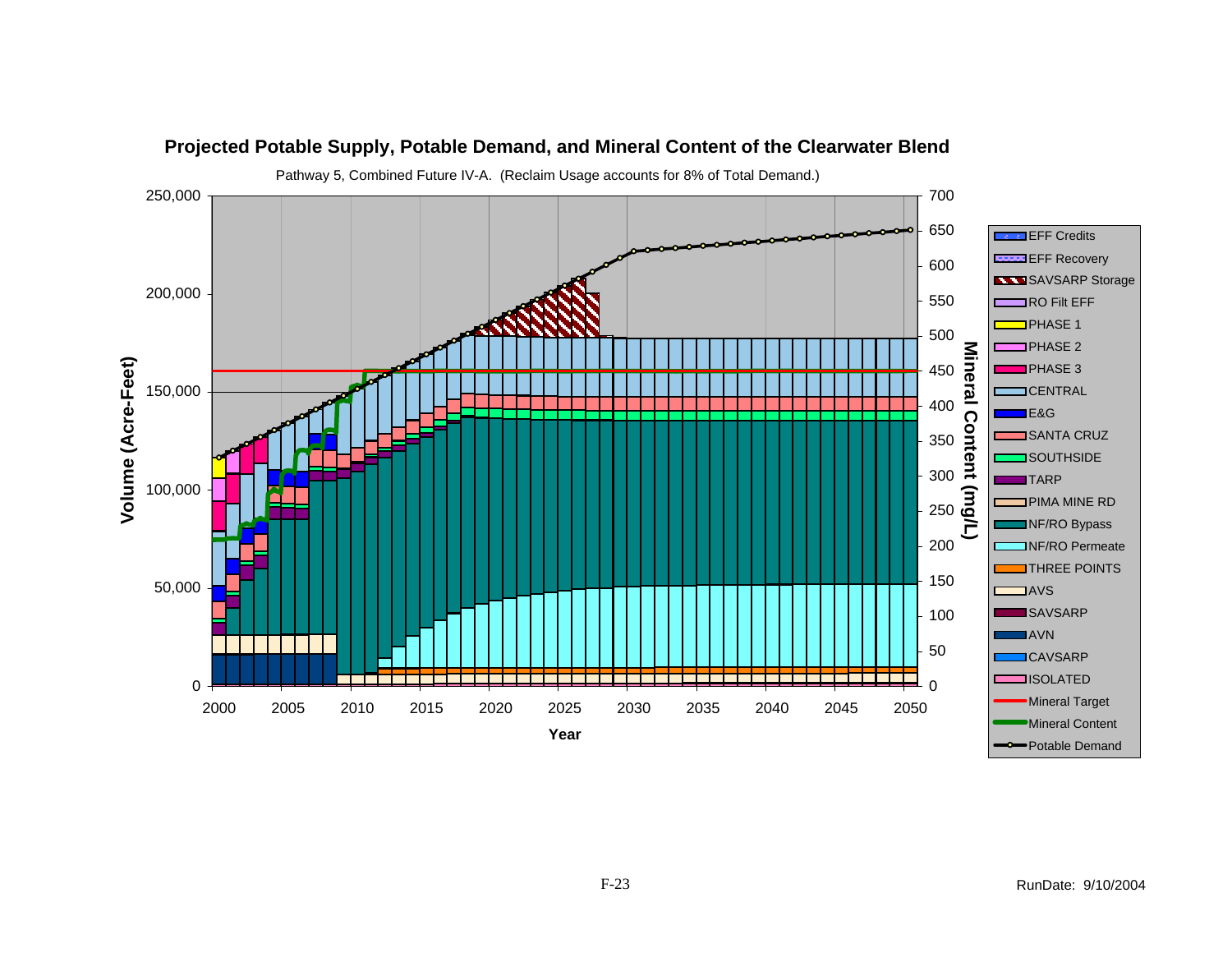**Projected Potable Supply, Potable Demand, and Mineral Content of the Clearwater Blend**

Pathway 5, Combined Future IV-A. (Reclaim Usage accounts for 8% of Total Demand.)

RunDate: 9/10/2004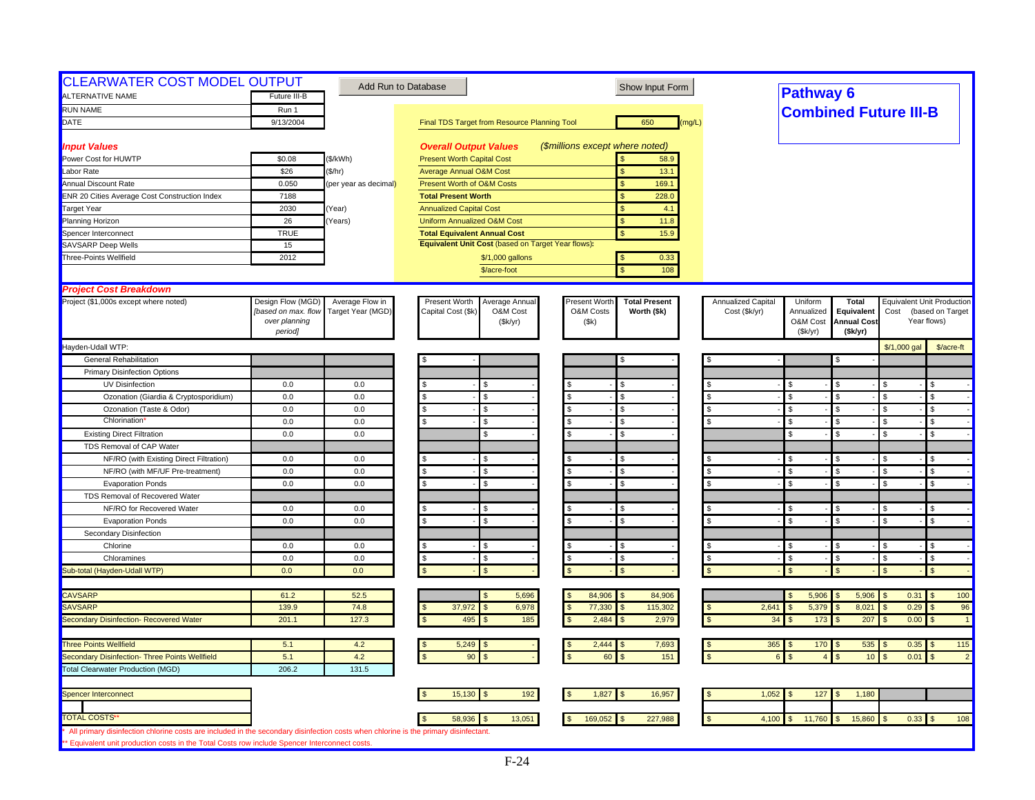# CLEARWATER COST MODEL OUTPUT

Add Run to Database | Show Input Form

## Pathway 6
## Combined Future III-B

| | | |
|---|---|---|
| ALTERNATIVE NAME | Future III-B | |
| RUN NAME | Run 1 | |
| DATE | 9/13/2004 | |

Final TDS Target from Resource Planning Tool: 650 (mg/L)

### Input Values

| | | |
|---|---|---|
| Power Cost for HUWTP | $0.08 | ($/kWh) |
| Labor Rate | $26 | ($/hr) |
| Annual Discount Rate | 0.050 | (per year as decimal) |
| ENR 20 Cities Average Cost Construction Index | 7188 | |
| Target Year | 2030 | (Year) |
| Planning Horizon | 26 | (Years) |
| Spencer Interconnect | TRUE | |
| SAVSARP Deep Wells | 15 | |
| Three-Points Wellfield | 2012 | |

### Overall Output Values

*($millions except where noted)*

| | |
|---|---|
| Present Worth Capital Cost | $ 58.9 |
| Average Annual O&M Cost | $ 13.1 |
| Present Worth of O&M Costs | $ 169.1 |
| **Total Present Worth** | $ 228.0 |
| Annualized Capital Cost | $ 4.1 |
| Uniform Annualized O&M Cost | $ 11.8 |
| **Total Equivalent Annual Cost** | $ 15.9 |
| **Equivalent Unit Cost** (based on Target Year flows): | |
| $/1,000 gallons | $ 0.33 |
| $/acre-foot | $ 108 |

### Project Cost Breakdown

| Project ($1,000s except where noted) | Design Flow (MGD) *[based on max. flow over planning period]* | Average Flow in Target Year (MGD) | Present Worth Capital Cost ($k) | Average Annual O&M Cost ($k/yr) | Present Worth O&M Costs ($k) | **Total Present Worth ($k)** | Annualized Capital Cost ($k/yr) | Uniform Annualized O&M Cost ($k/yr) | **Total Equivalent Annual Cost ($k/yr)** | Equivalent Unit Production Cost (based on Target Year flows) $/1,000 gal | $/acre-ft |
|---|---|---|---|---|---|---|---|---|---|---|---|
| Hayden-Udall WTP: | | | | | | | | | | | |
| General Rehabilitation | | | $ - | | | $ - | $ - | | $ - | | |
| Primary Disinfection Options | | | | | | | | | | | |
| UV Disinfection | 0.0 | 0.0 | $ - | $ - | $ - | $ - | $ - | $ - | $ - | $ - | $ - |
| Ozonation (Giardia & Cryptosporidium) | 0.0 | 0.0 | $ - | $ - | $ - | $ - | $ - | $ - | $ - | $ - | $ - |
| Ozonation (Taste & Odor) | 0.0 | 0.0 | $ - | $ - | $ - | $ - | $ - | $ - | $ - | $ - | $ - |
| Chlorination* | 0.0 | 0.0 | $ - | $ - | $ - | $ - | $ - | $ - | $ - | $ - | $ - |
| Existing Direct Filtration | 0.0 | 0.0 | | $ - | $ - | $ - | | $ - | $ - | $ - | $ - |
| TDS Removal of CAP Water | | | | | | | | | | | |
| NF/RO (with Existing Direct Filtration) | 0.0 | 0.0 | $ - | $ - | $ - | $ - | $ - | $ - | $ - | $ - | $ - |
| NF/RO (with MF/UF Pre-treatment) | 0.0 | 0.0 | $ - | $ - | $ - | $ - | $ - | $ - | $ - | $ - | $ - |
| Evaporation Ponds | 0.0 | 0.0 | $ - | $ - | $ - | $ - | $ - | $ - | $ - | $ - | $ - |
| TDS Removal of Recovered Water | | | | | | | | | | | |
| NF/RO for Recovered Water | 0.0 | 0.0 | $ - | $ - | $ - | $ - | $ - | $ - | $ - | $ - | $ - |
| Evaporation Ponds | 0.0 | 0.0 | $ - | $ - | $ - | $ - | $ - | $ - | $ - | $ - | $ - |
| Secondary Disinfection | | | | | | | | | | | |
| Chlorine | 0.0 | 0.0 | $ - | $ - | $ - | $ - | $ - | $ - | $ - | $ - | $ - |
| Chloramines | 0.0 | 0.0 | $ - | $ - | $ - | $ - | $ - | $ - | $ - | $ - | $ - |
| Sub-total (Hayden-Udall WTP) | 0.0 | 0.0 | $ - | $ - | $ - | $ - | $ - | $ - | $ - | $ - | $ - |
| CAVSARP | 61.2 | 52.5 | | $ 5,696 | $ 84,906 | $ 84,906 | | $ 5,906 | $ 5,906 | $ 0.31 | $ 100 |
| SAVSARP | 139.9 | 74.8 | $ 37,972 | $ 6,978 | $ 77,330 | $ 115,302 | $ 2,641 | $ 5,379 | $ 8,021 | $ 0.29 | $ 96 |
| Secondary Disinfection- Recovered Water | 201.1 | 127.3 | $ 495 | $ 185 | $ 2,484 | $ 2,979 | $ 34 | $ 173 | $ 207 | $ 0.00 | $ 1 |
| Three Points Wellfield | 5.1 | 4.2 | $ 5,249 | $ - | $ 2,444 | $ 7,693 | $ 365 | $ 170 | $ 535 | $ 0.35 | $ 115 |
| Secondary Disinfection- Three Points Wellfield | 5.1 | 4.2 | $ 90 | $ - | $ 60 | $ 151 | $ 6 | $ 4 | $ 10 | $ 0.01 | $ 2 |
| Total Clearwater Production (MGD) | 206.2 | 131.5 | | | | | | | | | |
| Spencer Interconnect | | | $ 15,130 | $ 192 | $ 1,827 | $ 16,957 | $ 1,052 | $ 127 | $ 1,180 | | |
| TOTAL COSTS** | | | $ 58,936 | $ 13,051 | $ 169,052 | $ 227,988 | $ 4,100 | $ 11,760 | $ 15,860 | $ 0.33 | $ 108 |

\* All primary disinfection chlorine costs are included in the secondary disinfection costs when chlorine is the primary disinfectant.

** Equivalent unit production costs in the Total Costs row include Spencer Interconnect costs.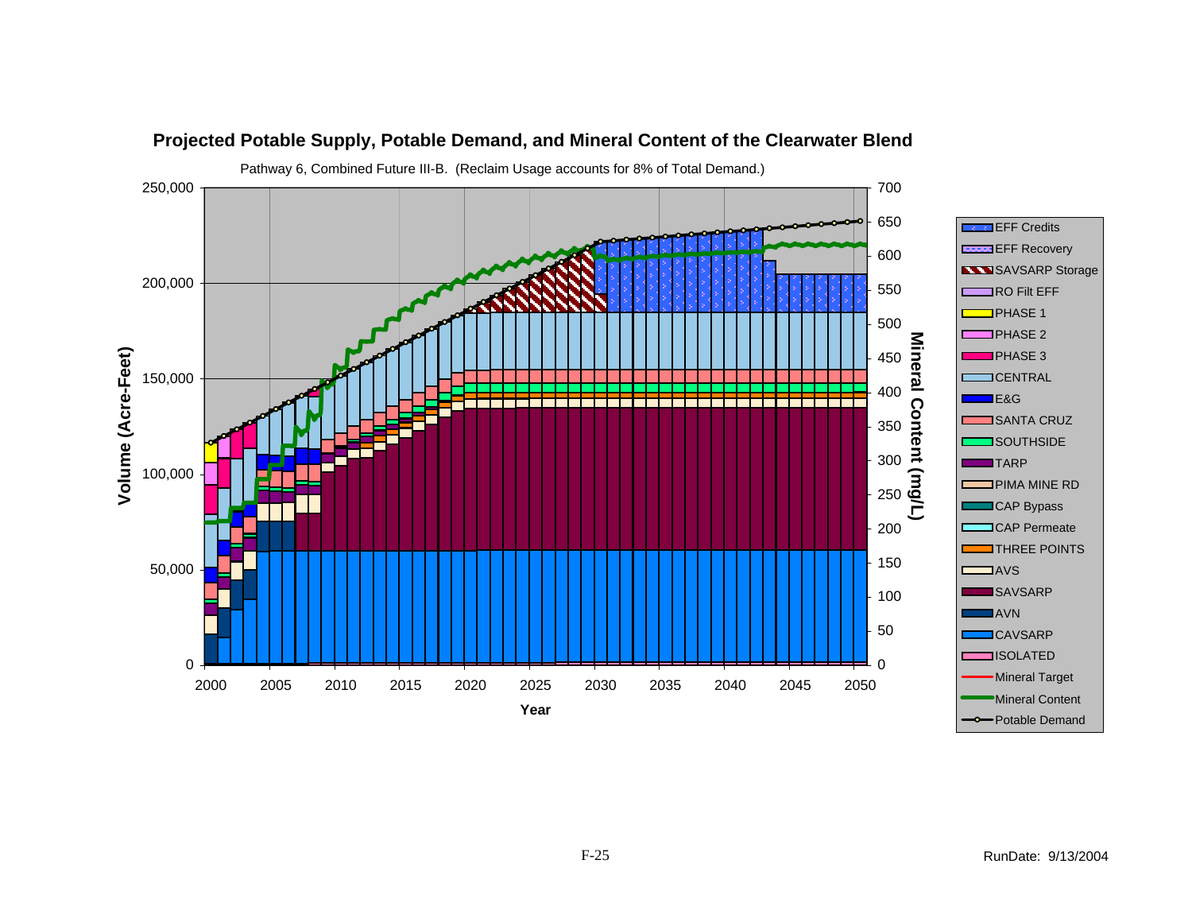# Projected Potable Supply, Potable Demand, and Mineral Content of the Clearwater Blend

Pathway 6, Combined Future III-B. (Reclaim Usage accounts for 8% of Total Demand.)

Volume (Acre-Feet): 0, 50,000, 100,000, 150,000, 200,000, 250,000

Mineral Content (mg/L): 0, 50, 100, 150, 200, 250, 300, 350, 400, 450, 500, 550, 600, 650, 700

Year: 2000, 2005, 2010, 2015, 2020, 2025, 2030, 2035, 2040, 2045, 2050

Legend:
- EFF Credits
- EFF Recovery
- SAVSARP Storage
- RO Filt EFF
- PHASE 1
- PHASE 2
- PHASE 3
- CENTRAL
- E&G
- SANTA CRUZ
- SOUTHSIDE
- TARP
- PIMA MINE RD
- CAP Bypass
- CAP Permeate
- THREE POINTS
- AVS
- SAVSARP
- AVN
- CAVSARP
- ISOLATED
- Mineral Target
- Mineral Content
- Potable Demand

RunDate: 9/13/2004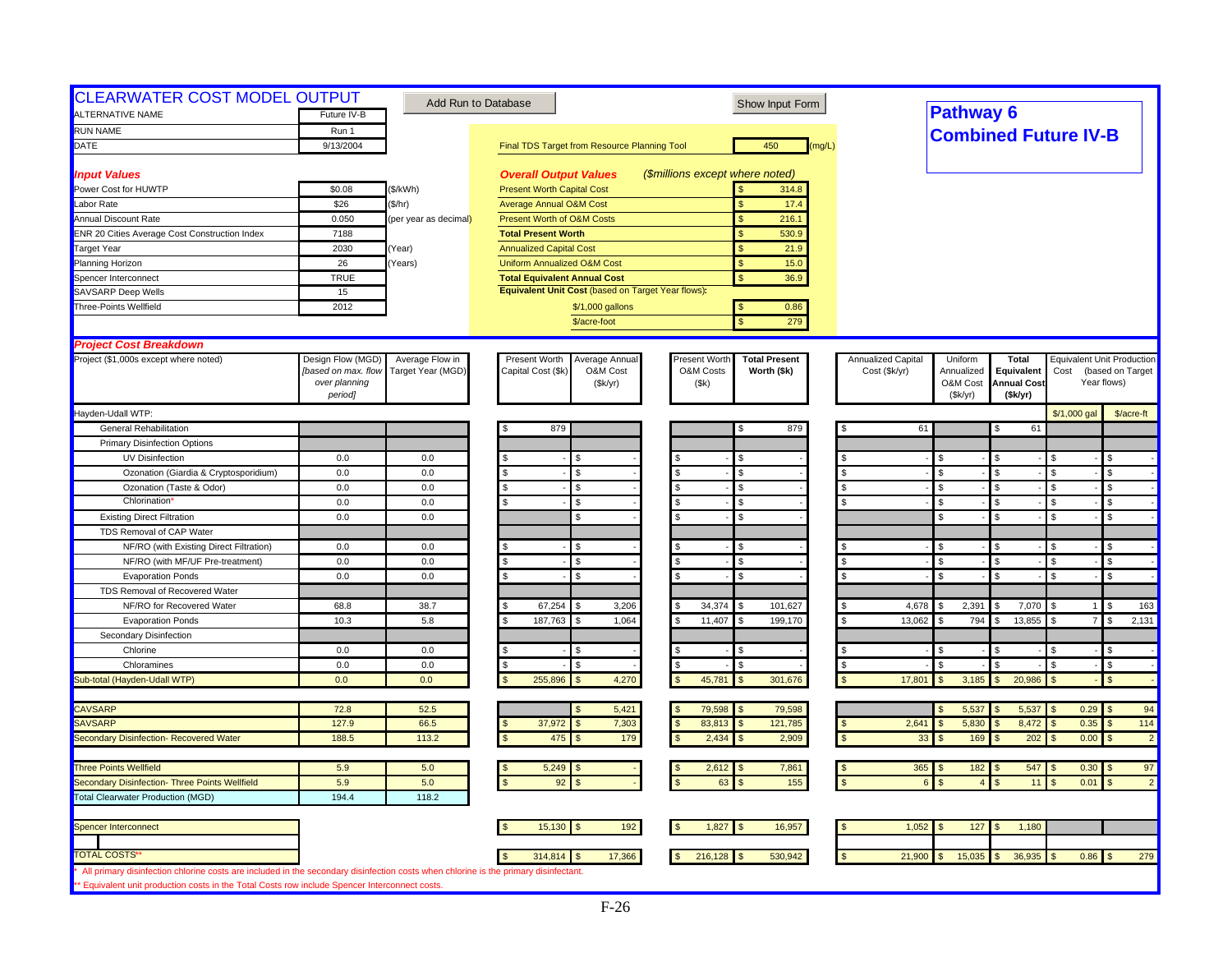# CLEARWATER COST MODEL OUTPUT

Add Run to Database | Show Input Form

## Pathway 6
## Combined Future IV-B

| | | |
|---|---|---|
| ALTERNATIVE NAME | Future IV-B | |
| RUN NAME | Run 1 | |
| DATE | 9/13/2004 | |

Final TDS Target from Resource Planning Tool: 450 (mg/L)

### *Input Values*

| | | |
|---|---|---|
| Power Cost for HUWTP | $0.08 | ($/kWh) |
| Labor Rate | $26 | ($/hr) |
| Annual Discount Rate | 0.050 | (per year as decimal) |
| ENR 20 Cities Average Cost Construction Index | 7188 | |
| Target Year | 2030 | (Year) |
| Planning Horizon | 26 | (Years) |
| Spencer Interconnect | TRUE | |
| SAVSARP Deep Wells | 15 | |
| Three-Points Wellfield | 2012 | |

### *Overall Output Values* *($millions except where noted)*

| | |
|---|---|
| Present Worth Capital Cost | $ 314.8 |
| Average Annual O&M Cost | $ 17.4 |
| Present Worth of O&M Costs | $ 216.1 |
| **Total Present Worth** | $ 530.9 |
| Annualized Capital Cost | $ 21.9 |
| Uniform Annualized O&M Cost | $ 15.0 |
| **Total Equivalent Annual Cost** | $ 36.9 |
| **Equivalent Unit Cost** (based on Target Year flows): | |
| $/1,000 gallons | $ 0.86 |
| $/acre-foot | $ 279 |

### *Project Cost Breakdown*

| Project ($1,000s except where noted) | Design Flow (MGD) *[based on max. flow over planning period]* | Average Flow in Target Year (MGD) | Present Worth Capital Cost ($k) | Average Annual O&M Cost ($k/yr) | Present Worth O&M Costs ($k) | Total Present Worth ($k) | Annualized Capital Cost ($k/yr) | Uniform Annualized O&M Cost ($k/yr) | Total Equivalent Annual Cost ($k/yr) | Equivalent Unit Production Cost (based on Target Year flows) $/1,000 gal | $/acre-ft |
|---|---|---|---|---|---|---|---|---|---|---|---|
| Hayden-Udall WTP: | | | | | | | | | | | |
| General Rehabilitation | | | $ 879 | | | $ 879 | $ 61 | | $ 61 | | |
| Primary Disinfection Options | | | | | | | | | | | |
| UV Disinfection | 0.0 | 0.0 | $ - | $ - | $ - | $ - | $ - | $ - | $ - | $ - | $ - |
| Ozonation (Giardia & Cryptosporidium) | 0.0 | 0.0 | $ - | $ - | $ - | $ - | $ - | $ - | $ - | $ - | $ - |
| Ozonation (Taste & Odor) | 0.0 | 0.0 | $ - | $ - | $ - | $ - | $ - | $ - | $ - | $ - | $ - |
| Chlorination* | 0.0 | 0.0 | $ - | $ - | $ - | $ - | $ - | $ - | $ - | $ - | $ - |
| Existing Direct Filtration | 0.0 | 0.0 | | $ - | $ - | $ - | | $ - | $ - | $ - | $ - |
| TDS Removal of CAP Water | | | | | | | | | | | |
| NF/RO (with Existing Direct Filtration) | 0.0 | 0.0 | $ - | $ - | $ - | $ - | $ - | $ - | $ - | $ - | $ - |
| NF/RO (with MF/UF Pre-treatment) | 0.0 | 0.0 | $ - | $ - | $ - | $ - | $ - | $ - | $ - | $ - | $ - |
| Evaporation Ponds | 0.0 | 0.0 | $ - | $ - | $ - | $ - | $ - | $ - | $ - | $ - | $ - |
| TDS Removal of Recovered Water | | | | | | | | | | | |
| NF/RO for Recovered Water | 68.8 | 38.7 | $ 67,254 | $ 3,206 | $ 34,374 | $ 101,627 | $ 4,678 | $ 2,391 | $ 7,070 | $ 1 | $ 163 |
| Evaporation Ponds | 10.3 | 5.8 | $ 187,763 | $ 1,064 | $ 11,407 | $ 199,170 | $ 13,062 | $ 794 | $ 13,855 | $ 7 | $ 2,131 |
| Secondary Disinfection | | | | | | | | | | | |
| Chlorine | 0.0 | 0.0 | $ - | $ - | $ - | $ - | $ - | $ - | $ - | $ - | $ - |
| Chloramines | 0.0 | 0.0 | $ - | $ - | $ - | $ - | $ - | $ - | $ - | $ - | $ - |
| Sub-total (Hayden-Udall WTP) | 0.0 | 0.0 | $ 255,896 | $ 4,270 | $ 45,781 | $ 301,676 | $ 17,801 | $ 3,185 | $ 20,986 | $ - | $ - |
| CAVSARP | 72.8 | 52.5 | | $ 5,421 | $ 79,598 | $ 79,598 | | $ 5,537 | $ 5,537 | $ 0.29 | $ 94 |
| SAVSARP | 127.9 | 66.5 | $ 37,972 | $ 7,303 | $ 83,813 | $ 121,785 | $ 2,641 | $ 5,830 | $ 8,472 | $ 0.35 | $ 114 |
| Secondary Disinfection- Recovered Water | 188.5 | 113.2 | $ 475 | $ 179 | $ 2,434 | $ 2,909 | $ 33 | $ 169 | $ 202 | $ 0.00 | $ 2 |
| Three Points Wellfield | 5.9 | 5.0 | $ 5,249 | $ - | $ 2,612 | $ 7,861 | $ 365 | $ 182 | $ 547 | $ 0.30 | $ 97 |
| Secondary Disinfection- Three Points Wellfield | 5.9 | 5.0 | $ 92 | $ - | $ 63 | $ 155 | $ 6 | $ 4 | $ 11 | $ 0.01 | $ 2 |
| Total Clearwater Production (MGD) | 194.4 | 118.2 | | | | | | | | | |
| Spencer Interconnect | | | $ 15,130 | $ 192 | $ 1,827 | $ 16,957 | $ 1,052 | $ 127 | $ 1,180 | | |
| TOTAL COSTS** | | | $ 314,814 | $ 17,366 | $ 216,128 | $ 530,942 | $ 21,900 | $ 15,035 | $ 36,935 | $ 0.86 | $ 279 |

\* All primary disinfection chlorine costs are included in the secondary disinfection costs when chlorine is the primary disinfectant.

\*\* Equivalent unit production costs in the Total Costs row include Spencer Interconnect costs.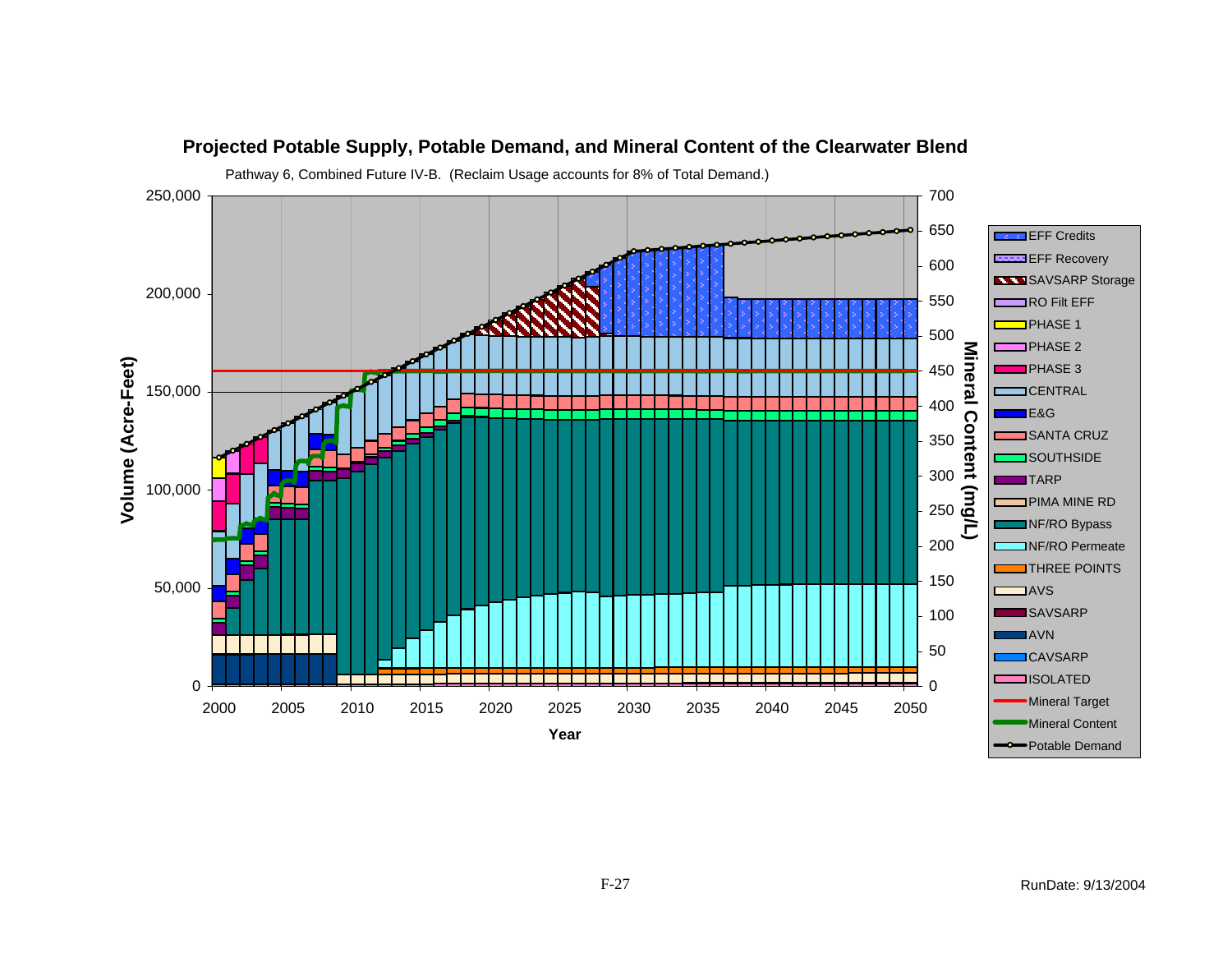## Projected Potable Supply, Potable Demand, and Mineral Content of the Clearwater Blend

Pathway 6, Combined Future IV-B. (Reclaim Usage accounts for 8% of Total Demand.)

Volume (Acre-Feet) — left axis, 0 to 250,000

Mineral Content (mg/L) — right axis, 0 to 700

Year — 2000 to 2050

Legend:

- EFF Credits
- EFF Recovery
- SAVSARP Storage
- RO Filt EFF
- PHASE 1
- PHASE 2
- PHASE 3
- CENTRAL
- E&G
- SANTA CRUZ
- SOUTHSIDE
- TARP
- PIMA MINE RD
- NF/RO Bypass
- NF/RO Permeate
- THREE POINTS
- AVS
- SAVSARP
- AVN
- CAVSARP
- ISOLATED
- Mineral Target
- Mineral Content
- Potable Demand

RunDate: 9/13/2004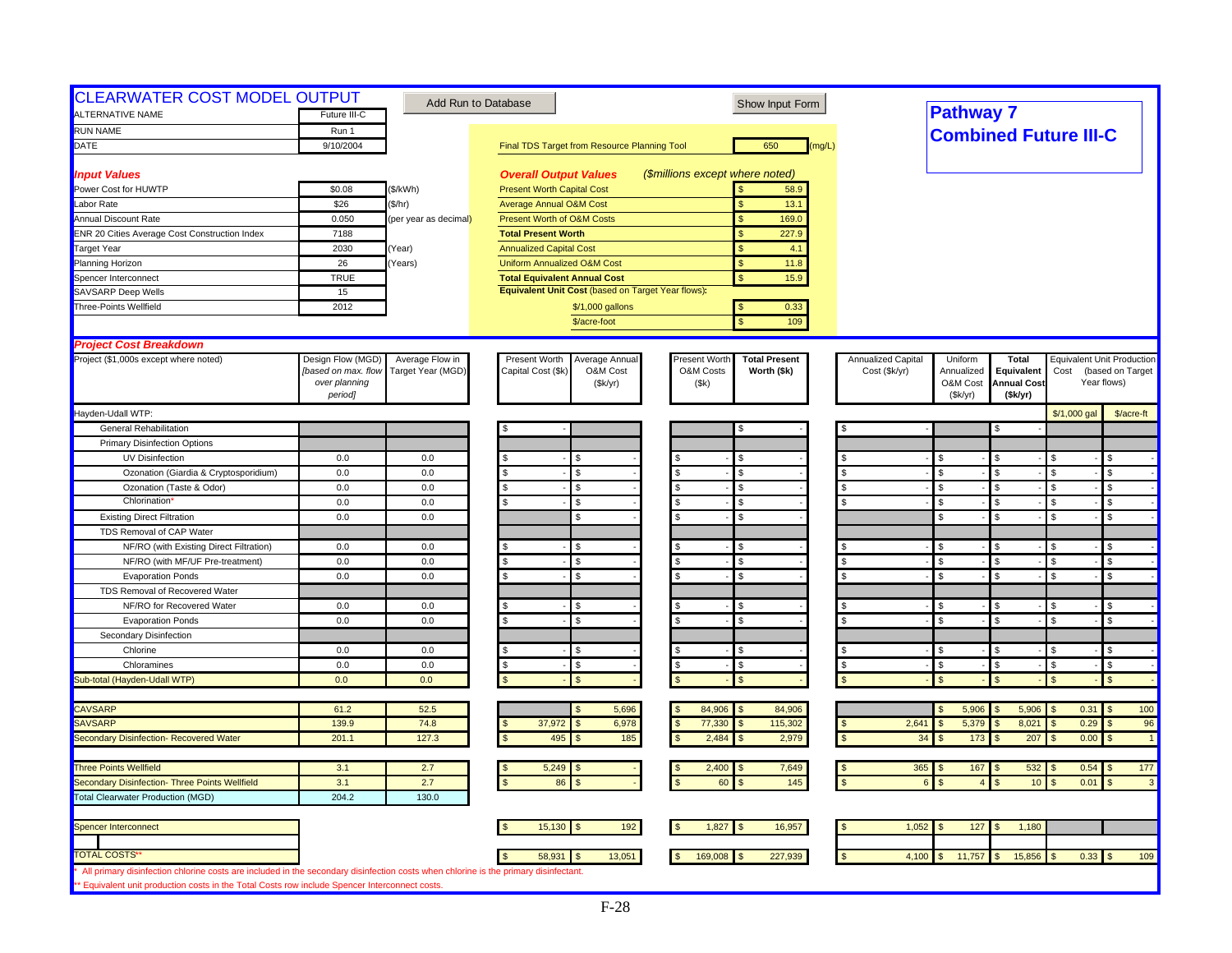# CLEARWATER COST MODEL OUTPUT

Add Run to Database | Show Input Form

## Pathway 7
## Combined Future III-C

| | | |
|---|---|---|
| ALTERNATIVE NAME | Future III-C | |
| RUN NAME | Run 1 | |
| DATE | 9/10/2004 | |

Final TDS Target from Resource Planning Tool: 650 (mg/L)

### *Input Values*

| | | |
|---|---|---|
| Power Cost for HUWTP | $0.08 | ($/kWh) |
| Labor Rate | $26 | ($/hr) |
| Annual Discount Rate | 0.050 | (per year as decimal) |
| ENR 20 Cities Average Cost Construction Index | 7188 | |
| Target Year | 2030 | (Year) |
| Planning Horizon | 26 | (Years) |
| Spencer Interconnect | TRUE | |
| SAVSARP Deep Wells | 15 | |
| Three-Points Wellfield | 2012 | |

### *Overall Output Values* *($millions except where noted)*

| | |
|---|---|
| Present Worth Capital Cost | $ 58.9 |
| Average Annual O&M Cost | $ 13.1 |
| Present Worth of O&M Costs | $ 169.0 |
| **Total Present Worth** | $ 227.9 |
| Annualized Capital Cost | $ 4.1 |
| Uniform Annualized O&M Cost | $ 11.8 |
| **Total Equivalent Annual Cost** | $ 15.9 |
| **Equivalent Unit Cost** (based on Target Year flows): | |
| $/1,000 gallons | $ 0.33 |
| $/acre-foot | $ 109 |

### *Project Cost Breakdown*

| Project ($1,000s except where noted) | Design Flow (MGD) *[based on max. flow over planning period]* | Average Flow in Target Year (MGD) | Present Worth Capital Cost ($k) | Average Annual O&M Cost ($k/yr) | Present Worth O&M Costs ($k) | Total Present Worth ($k) | Annualized Capital Cost ($k/yr) | Uniform Annualized O&M Cost ($k/yr) | Total Equivalent Annual Cost ($k/yr) | Equivalent Unit Production Cost (based on Target Year flows) $/1,000 gal | $/acre-ft |
|---|---|---|---|---|---|---|---|---|---|---|---|
| Hayden-Udall WTP: | | | | | | | | | | | |
| General Rehabilitation | | | $ - | | | $ - | $ - | | $ - | | |
| Primary Disinfection Options | | | | | | | | | | | |
| UV Disinfection | 0.0 | 0.0 | $ - | $ - | $ - | $ - | $ - | $ - | $ - | $ - | $ - |
| Ozonation (Giardia & Cryptosporidium) | 0.0 | 0.0 | $ - | $ - | $ - | $ - | $ - | $ - | $ - | $ - | $ - |
| Ozonation (Taste & Odor) | 0.0 | 0.0 | $ - | $ - | $ - | $ - | $ - | $ - | $ - | $ - | $ - |
| Chlorination* | 0.0 | 0.0 | $ - | $ - | $ - | $ - | $ - | $ - | $ - | $ - | $ - |
| Existing Direct Filtration | 0.0 | 0.0 | | $ - | $ - | $ - | | $ - | $ - | $ - | $ - |
| TDS Removal of CAP Water | | | | | | | | | | | |
| NF/RO (with Existing Direct Filtration) | 0.0 | 0.0 | $ - | $ - | $ - | $ - | $ - | $ - | $ - | $ - | $ - |
| NF/RO (with MF/UF Pre-treatment) | 0.0 | 0.0 | $ - | $ - | $ - | $ - | $ - | $ - | $ - | $ - | $ - |
| Evaporation Ponds | 0.0 | 0.0 | $ - | $ - | $ - | $ - | $ - | $ - | $ - | $ - | $ - |
| TDS Removal of Recovered Water | | | | | | | | | | | |
| NF/RO for Recovered Water | 0.0 | 0.0 | $ - | $ - | $ - | $ - | $ - | $ - | $ - | $ - | $ - |
| Evaporation Ponds | 0.0 | 0.0 | $ - | $ - | $ - | $ - | $ - | $ - | $ - | $ - | $ - |
| Secondary Disinfection | | | | | | | | | | | |
| Chlorine | 0.0 | 0.0 | $ - | $ - | $ - | $ - | $ - | $ - | $ - | $ - | $ - |
| Chloramines | 0.0 | 0.0 | $ - | $ - | $ - | $ - | $ - | $ - | $ - | $ - | $ - |
| Sub-total (Hayden-Udall WTP) | 0.0 | 0.0 | $ - | $ - | $ - | $ - | $ - | $ - | $ - | $ - | $ - |
| CAVSARP | 61.2 | 52.5 | | $ 5,696 | $ 84,906 | $ 84,906 | | $ 5,906 | $ 5,906 | $ 0.31 | $ 100 |
| SAVSARP | 139.9 | 74.8 | $ 37,972 | $ 6,978 | $ 77,330 | $ 115,302 | $ 2,641 | $ 5,379 | $ 8,021 | $ 0.29 | $ 96 |
| Secondary Disinfection- Recovered Water | 201.1 | 127.3 | $ 495 | $ 185 | $ 2,484 | $ 2,979 | $ 34 | $ 173 | $ 207 | $ 0.00 | $ 1 |
| Three Points Wellfield | 3.1 | 2.7 | $ 5,249 | $ - | $ 2,400 | $ 7,649 | $ 365 | $ 167 | $ 532 | $ 0.54 | $ 177 |
| Secondary Disinfection- Three Points Wellfield | 3.1 | 2.7 | $ 86 | $ - | $ 60 | $ 145 | $ 6 | $ 4 | $ 10 | $ 0.01 | $ 3 |
| Total Clearwater Production (MGD) | 204.2 | 130.0 | | | | | | | | | |
| Spencer Interconnect | | | $ 15,130 | $ 192 | $ 1,827 | $ 16,957 | $ 1,052 | $ 127 | $ 1,180 | | |
| TOTAL COSTS** | | | $ 58,931 | $ 13,051 | $ 169,008 | $ 227,939 | $ 4,100 | $ 11,757 | $ 15,856 | $ 0.33 | $ 109 |

\* All primary disinfection chlorine costs are included in the secondary disinfection costs when chlorine is the primary disinfectant.

\*\* Equivalent unit production costs in the Total Costs row include Spencer Interconnect costs.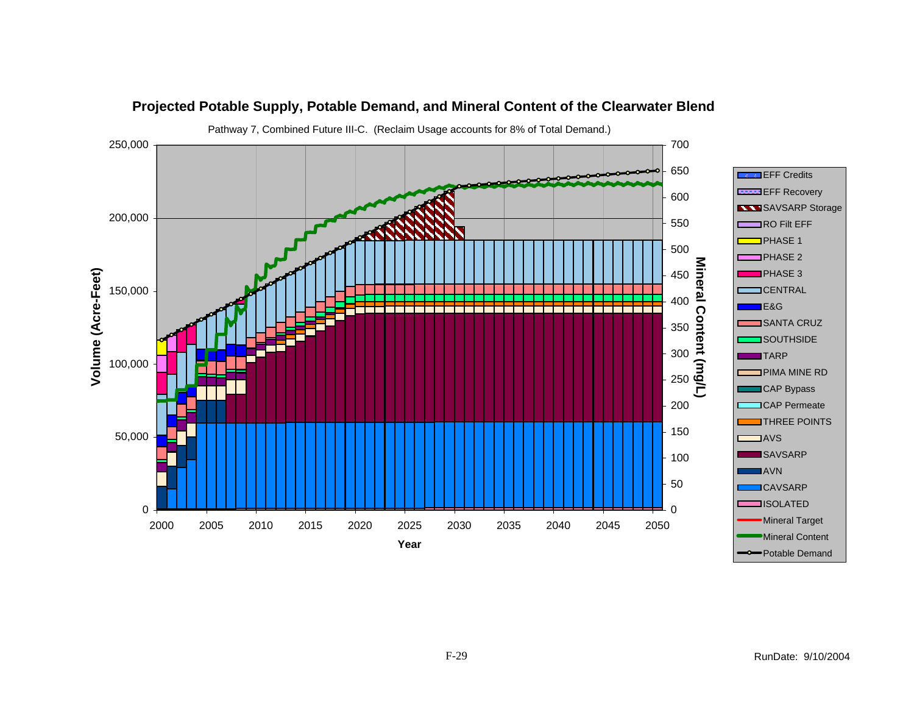## Projected Potable Supply, Potable Demand, and Mineral Content of the Clearwater Blend

Pathway 7, Combined Future III-C. (Reclaim Usage accounts for 8% of Total Demand.)

Volume (Acre-Feet): 0, 50,000, 100,000, 150,000, 200,000, 250,000

Mineral Content (mg/L): 0, 50, 100, 150, 200, 250, 300, 350, 400, 450, 500, 550, 600, 650, 700

Year: 2000, 2005, 2010, 2015, 2020, 2025, 2030, 2035, 2040, 2045, 2050

Legend:
- EFF Credits
- EFF Recovery
- SAVSARP Storage
- RO Filt EFF
- PHASE 1
- PHASE 2
- PHASE 3
- CENTRAL
- E&G
- SANTA CRUZ
- SOUTHSIDE
- TARP
- PIMA MINE RD
- CAP Bypass
- CAP Permeate
- THREE POINTS
- AVS
- SAVSARP
- AVN
- CAVSARP
- ISOLATED
- Mineral Target
- Mineral Content
- Potable Demand

RunDate: 9/10/2004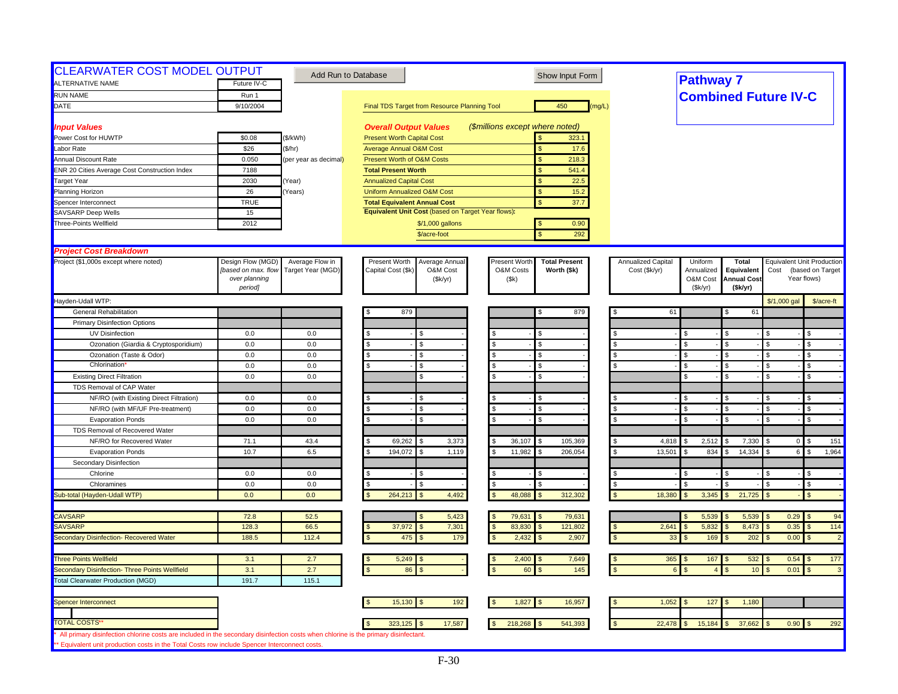# CLEARWATER COST MODEL OUTPUT

Add Run to Database | Show Input Form

## Pathway 7
## Combined Future IV-C

| | | |
|---|---|---|
| ALTERNATIVE NAME | Future IV-C | |
| RUN NAME | Run 1 | |
| DATE | 9/10/2004 | |

Final TDS Target from Resource Planning Tool: 450 (mg/L)

### Input Values

| | | |
|---|---|---|
| Power Cost for HUWTP | $0.08 | ($/kWh) |
| Labor Rate | $26 | ($/hr) |
| Annual Discount Rate | 0.050 | (per year as decimal) |
| ENR 20 Cities Average Cost Construction Index | 7188 | |
| Target Year | 2030 | (Year) |
| Planning Horizon | 26 | (Years) |
| Spencer Interconnect | TRUE | |
| SAVSARP Deep Wells | 15 | |
| Three-Points Wellfield | 2012 | |

### Overall Output Values

*($millions except where noted)*

| | |
|---|---|
| Present Worth Capital Cost | $ 323.1 |
| Average Annual O&M Cost | $ 17.6 |
| Present Worth of O&M Costs | $ 218.3 |
| **Total Present Worth** | $ 541.4 |
| Annualized Capital Cost | $ 22.5 |
| Uniform Annualized O&M Cost | $ 15.2 |
| **Total Equivalent Annual Cost** | $ 37.7 |
| **Equivalent Unit Cost** (based on Target Year flows): | |
| $/1,000 gallons | $ 0.90 |
| $/acre-foot | $ 292 |

### Project Cost Breakdown

| Project ($1,000s except where noted) | Design Flow (MGD) *[based on max. flow over planning period]* | Average Flow in Target Year (MGD) | Present Worth Capital Cost ($k) | Average Annual O&M Cost ($k/yr) | Present Worth O&M Costs ($k) | **Total Present Worth ($k)** | Annualized Capital Cost ($k/yr) | Uniform Annualized O&M Cost ($k/yr) | **Total Equivalent Annual Cost ($k/yr)** | Equivalent Unit Production Cost (based on Target Year flows) $/1,000 gal | $/acre-ft |
|---|---|---|---|---|---|---|---|---|---|---|---|
| Hayden-Udall WTP: | | | | | | | | | | | |
| General Rehabilitation | | | $ 879 | | | $ 879 | $ 61 | | $ 61 | | |
| Primary Disinfection Options | | | | | | | | | | | |
| UV Disinfection | 0.0 | 0.0 | $ - | $ - | $ - | $ - | $ - | $ - | $ - | $ - | $ - |
| Ozonation (Giardia & Cryptosporidium) | 0.0 | 0.0 | $ - | $ - | $ - | $ - | $ - | $ - | $ - | $ - | $ - |
| Ozonation (Taste & Odor) | 0.0 | 0.0 | $ - | $ - | $ - | $ - | $ - | $ - | $ - | $ - | $ - |
| Chlorination* | 0.0 | 0.0 | $ - | $ - | $ - | $ - | $ - | $ - | $ - | $ - | $ - |
| Existing Direct Filtration | 0.0 | 0.0 | | $ - | $ - | $ - | | $ - | $ - | $ - | $ - |
| TDS Removal of CAP Water | | | | | | | | | | | |
| NF/RO (with Existing Direct Filtration) | 0.0 | 0.0 | $ - | $ - | $ - | $ - | $ - | $ - | $ - | $ - | $ - |
| NF/RO (with MF/UF Pre-treatment) | 0.0 | 0.0 | $ - | $ - | $ - | $ - | $ - | $ - | $ - | $ - | $ - |
| Evaporation Ponds | 0.0 | 0.0 | $ - | $ - | $ - | $ - | $ - | $ - | $ - | $ - | $ - |
| TDS Removal of Recovered Water | | | | | | | | | | | |
| NF/RO for Recovered Water | 71.1 | 43.4 | $ 69,262 | $ 3,373 | $ 36,107 | $ 105,369 | $ 4,818 | $ 2,512 | $ 7,330 | $ 0 | $ 151 |
| Evaporation Ponds | 10.7 | 6.5 | $ 194,072 | $ 1,119 | $ 11,982 | $ 206,054 | $ 13,501 | $ 834 | $ 14,334 | $ 6 | $ 1,964 |
| Secondary Disinfection | | | | | | | | | | | |
| Chlorine | 0.0 | 0.0 | $ - | $ - | $ - | $ - | $ - | $ - | $ - | $ - | $ - |
| Chloramines | 0.0 | 0.0 | $ - | $ - | $ - | $ - | $ - | $ - | $ - | $ - | $ - |
| Sub-total (Hayden-Udall WTP) | 0.0 | 0.0 | $ 264,213 | $ 4,492 | $ 48,088 | $ 312,302 | $ 18,380 | $ 3,345 | $ 21,725 | $ - | $ - |
| CAVSARP | 72.8 | 52.5 | | $ 5,423 | $ 79,631 | $ 79,631 | | $ 5,539 | $ 5,539 | $ 0.29 | $ 94 |
| SAVSARP | 128.3 | 66.5 | $ 37,972 | $ 7,301 | $ 83,830 | $ 121,802 | $ 2,641 | $ 5,832 | $ 8,473 | $ 0.35 | $ 114 |
| Secondary Disinfection- Recovered Water | 188.5 | 112.4 | $ 475 | $ 179 | $ 2,432 | $ 2,907 | $ 33 | $ 169 | $ 202 | $ 0.00 | $ 2 |
| Three Points Wellfield | 3.1 | 2.7 | $ 5,249 | $ - | $ 2,400 | $ 7,649 | $ 365 | $ 167 | $ 532 | $ 0.54 | $ 177 |
| Secondary Disinfection- Three Points Wellfield | 3.1 | 2.7 | $ 86 | $ - | $ 60 | $ 145 | $ 6 | $ 4 | $ 10 | $ 0.01 | $ 3 |
| Total Clearwater Production (MGD) | 191.7 | 115.1 | | | | | | | | | |
| Spencer Interconnect | | | $ 15,130 | $ 192 | $ 1,827 | $ 16,957 | $ 1,052 | $ 127 | $ 1,180 | | |
| TOTAL COSTS** | | | $ 323,125 | $ 17,587 | $ 218,268 | $ 541,393 | $ 22,478 | $ 15,184 | $ 37,662 | $ 0.90 | $ 292 |

\* All primary disinfection chlorine costs are included in the secondary disinfection costs when chlorine is the primary disinfectant.

\*\* Equivalent unit production costs in the Total Costs row include Spencer Interconnect costs.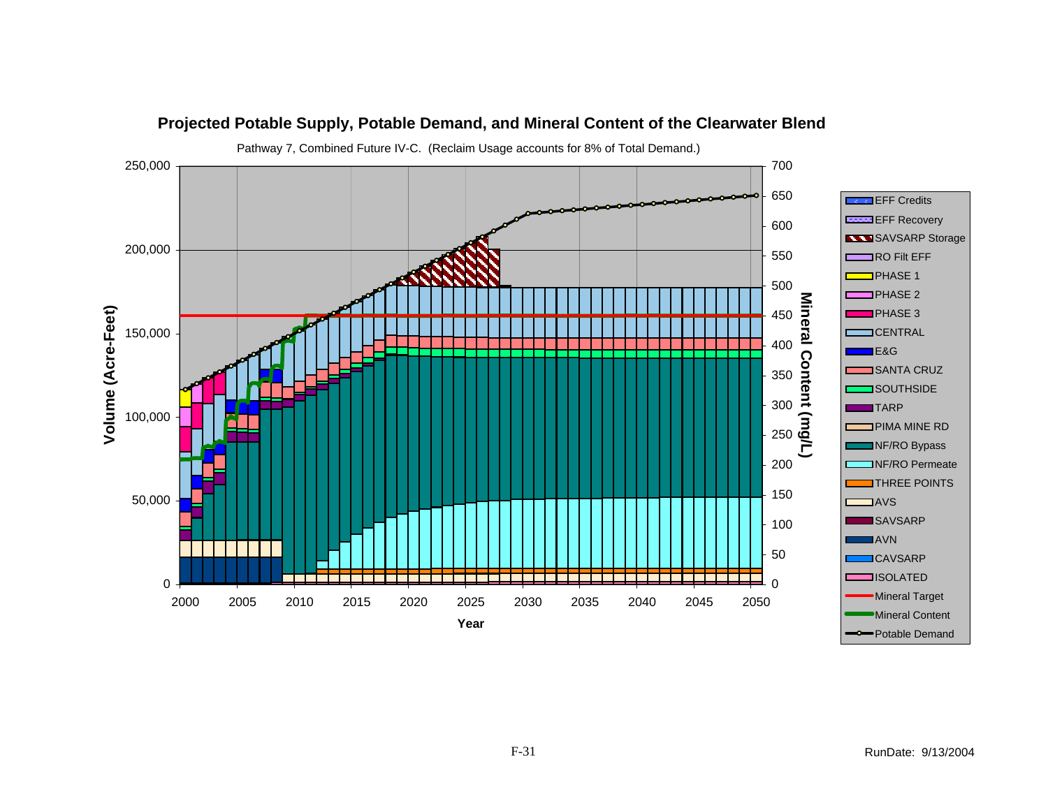## Projected Potable Supply, Potable Demand, and Mineral Content of the Clearwater Blend

Pathway 7, Combined Future IV-C. (Reclaim Usage accounts for 8% of Total Demand.)

Volume (Acre-Feet): 0, 50,000, 100,000, 150,000, 200,000, 250,000

Mineral Content (mg/L): 0, 50, 100, 150, 200, 250, 300, 350, 400, 450, 500, 550, 600, 650, 700

Year: 2000, 2005, 2010, 2015, 2020, 2025, 2030, 2035, 2040, 2045, 2050

Legend:
- EFF Credits
- EFF Recovery
- SAVSARP Storage
- RO Filt EFF
- PHASE 1
- PHASE 2
- PHASE 3
- CENTRAL
- E&G
- SANTA CRUZ
- SOUTHSIDE
- TARP
- PIMA MINE RD
- NF/RO Bypass
- NF/RO Permeate
- THREE POINTS
- AVS
- SAVSARP
- AVN
- CAVSARP
- ISOLATED
- Mineral Target
- Mineral Content
- Potable Demand

RunDate: 9/13/2004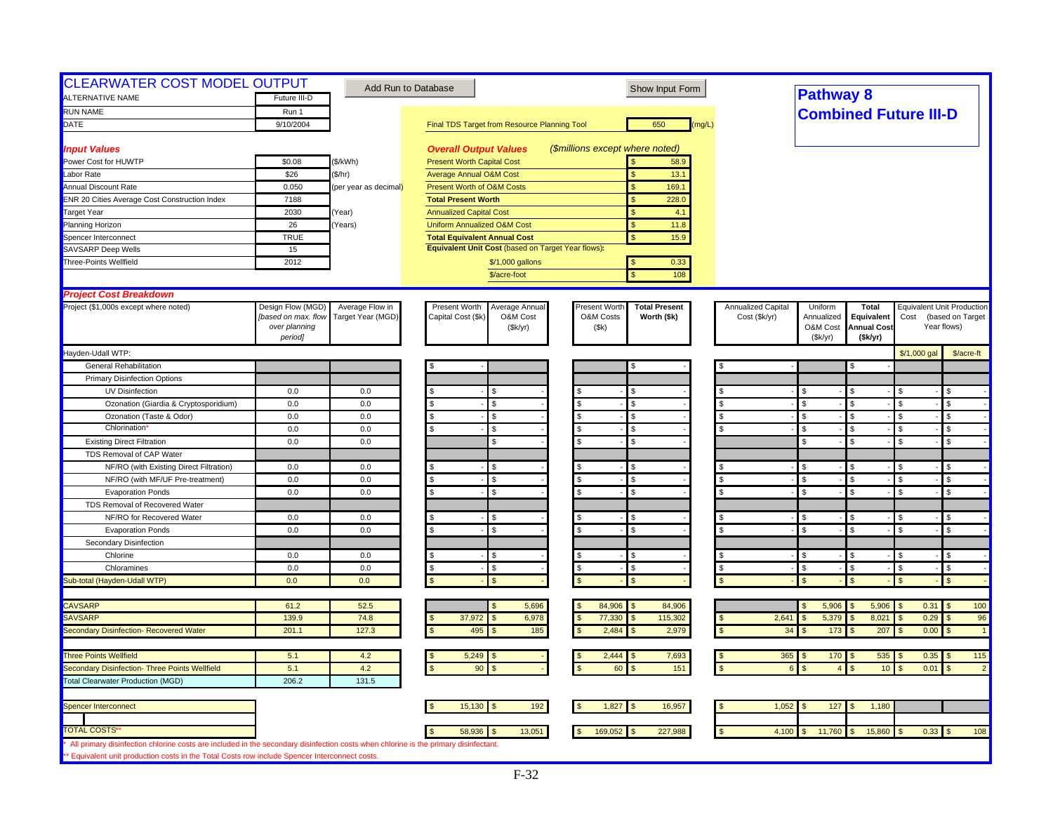# CLEARWATER COST MODEL OUTPUT

Add Run to Database | Show Input Form

## Pathway 8
## Combined Future III-D

| | | |
|---|---|---|
| ALTERNATIVE NAME | Future III-D | |
| RUN NAME | Run 1 | |
| DATE | 9/10/2004 | |

Final TDS Target from Resource Planning Tool: 650 (mg/L)

### *Input Values*

| | | |
|---|---|---|
| Power Cost for HUWTP | $0.08 | ($/kWh) |
| Labor Rate | $26 | ($/hr) |
| Annual Discount Rate | 0.050 | (per year as decimal) |
| ENR 20 Cities Average Cost Construction Index | 7188 | |
| Target Year | 2030 | (Year) |
| Planning Horizon | 26 | (Years) |
| Spencer Interconnect | TRUE | |
| SAVSARP Deep Wells | 15 | |
| Three-Points Wellfield | 2012 | |

### *Overall Output Values* (*$millions except where noted*)

| | |
|---|---|
| Present Worth Capital Cost | $ 58.9 |
| Average Annual O&M Cost | $ 13.1 |
| Present Worth of O&M Costs | $ 169.1 |
| **Total Present Worth** | $ 228.0 |
| Annualized Capital Cost | $ 4.1 |
| Uniform Annualized O&M Cost | $ 11.8 |
| **Total Equivalent Annual Cost** | $ 15.9 |
| **Equivalent Unit Cost** (based on Target Year flows): | |
| $/1,000 gallons | $ 0.33 |
| $/acre-foot | $ 108 |

### *Project Cost Breakdown*

| Project ($1,000s except where noted) | Design Flow (MGD) *[based on max. flow over planning period]* | Average Flow in Target Year (MGD) | Present Worth Capital Cost ($k) | Average Annual O&M Cost ($k/yr) | Present Worth O&M Costs ($k) | **Total Present Worth ($k)** | Annualized Capital Cost ($k/yr) | Uniform Annualized O&M Cost ($k/yr) | **Total Equivalent Annual Cost ($k/yr)** | Equivalent Unit Production Cost (based on Target Year flows) $/1,000 gal | $/acre-ft |
|---|---|---|---|---|---|---|---|---|---|---|---|
| Hayden-Udall WTP: | | | | | | | | | | | |
| General Rehabilitation | | | $ - | | | $ - | $ - | | $ - | | |
| Primary Disinfection Options | | | | | | | | | | | |
| UV Disinfection | 0.0 | 0.0 | $ - | $ - | $ - | $ - | $ - | $ - | $ - | $ - | $ - |
| Ozonation (Giardia & Cryptosporidium) | 0.0 | 0.0 | $ - | $ - | $ - | $ - | $ - | $ - | $ - | $ - | $ - |
| Ozonation (Taste & Odor) | 0.0 | 0.0 | $ - | $ - | $ - | $ - | $ - | $ - | $ - | $ - | $ - |
| Chlorination* | 0.0 | 0.0 | $ - | $ - | $ - | $ - | $ - | $ - | $ - | $ - | $ - |
| Existing Direct Filtration | 0.0 | 0.0 | | $ - | $ - | $ - | | $ - | $ - | $ - | $ - |
| TDS Removal of CAP Water | | | | | | | | | | | |
| NF/RO (with Existing Direct Filtration) | 0.0 | 0.0 | $ - | $ - | $ - | $ - | $ - | $ - | $ - | $ - | $ - |
| NF/RO (with MF/UF Pre-treatment) | 0.0 | 0.0 | $ - | $ - | $ - | $ - | $ - | $ - | $ - | $ - | $ - |
| Evaporation Ponds | 0.0 | 0.0 | $ - | $ - | $ - | $ - | $ - | $ - | $ - | $ - | $ - |
| TDS Removal of Recovered Water | | | | | | | | | | | |
| NF/RO for Recovered Water | 0.0 | 0.0 | $ - | $ - | $ - | $ - | $ - | $ - | $ - | $ - | $ - |
| Evaporation Ponds | 0.0 | 0.0 | $ - | $ - | $ - | $ - | $ - | $ - | $ - | $ - | $ - |
| Secondary Disinfection | | | | | | | | | | | |
| Chlorine | 0.0 | 0.0 | $ - | $ - | $ - | $ - | $ - | $ - | $ - | $ - | $ - |
| Chloramines | 0.0 | 0.0 | $ - | $ - | $ - | $ - | $ - | $ - | $ - | $ - | $ - |
| Sub-total (Hayden-Udall WTP) | 0.0 | 0.0 | $ - | $ - | $ - | $ - | $ - | $ - | $ - | $ - | $ - |
| CAVSARP | 61.2 | 52.5 | | $ 5,696 | $ 84,906 | $ 84,906 | | $ 5,906 | $ 5,906 | $ 0.31 | $ 100 |
| SAVSARP | 139.9 | 74.8 | $ 37,972 | $ 6,978 | $ 77,330 | $ 115,302 | $ 2,641 | $ 5,379 | $ 8,021 | $ 0.29 | $ 96 |
| Secondary Disinfection- Recovered Water | 201.1 | 127.3 | $ 495 | $ 185 | $ 2,484 | $ 2,979 | $ 34 | $ 173 | $ 207 | $ 0.00 | $ 1 |
| Three Points Wellfield | 5.1 | 4.2 | $ 5,249 | $ - | $ 2,444 | $ 7,693 | $ 365 | $ 170 | $ 535 | $ 0.35 | $ 115 |
| Secondary Disinfection- Three Points Wellfield | 5.1 | 4.2 | $ 90 | $ - | $ 60 | $ 151 | $ 6 | $ 4 | $ 10 | $ 0.01 | $ 2 |
| Total Clearwater Production (MGD) | 206.2 | 131.5 | | | | | | | | | |
| Spencer Interconnect | | | $ 15,130 | $ 192 | $ 1,827 | $ 16,957 | $ 1,052 | $ 127 | $ 1,180 | | |
| TOTAL COSTS** | | | $ 58,936 | $ 13,051 | $ 169,052 | $ 227,988 | $ 4,100 | $ 11,760 | $ 15,860 | $ 0.33 | $ 108 |

\* All primary disinfection chlorine costs are included in the secondary disinfection costs when chlorine is the primary disinfectant.

\** Equivalent unit production costs in the Total Costs row include Spencer Interconnect costs.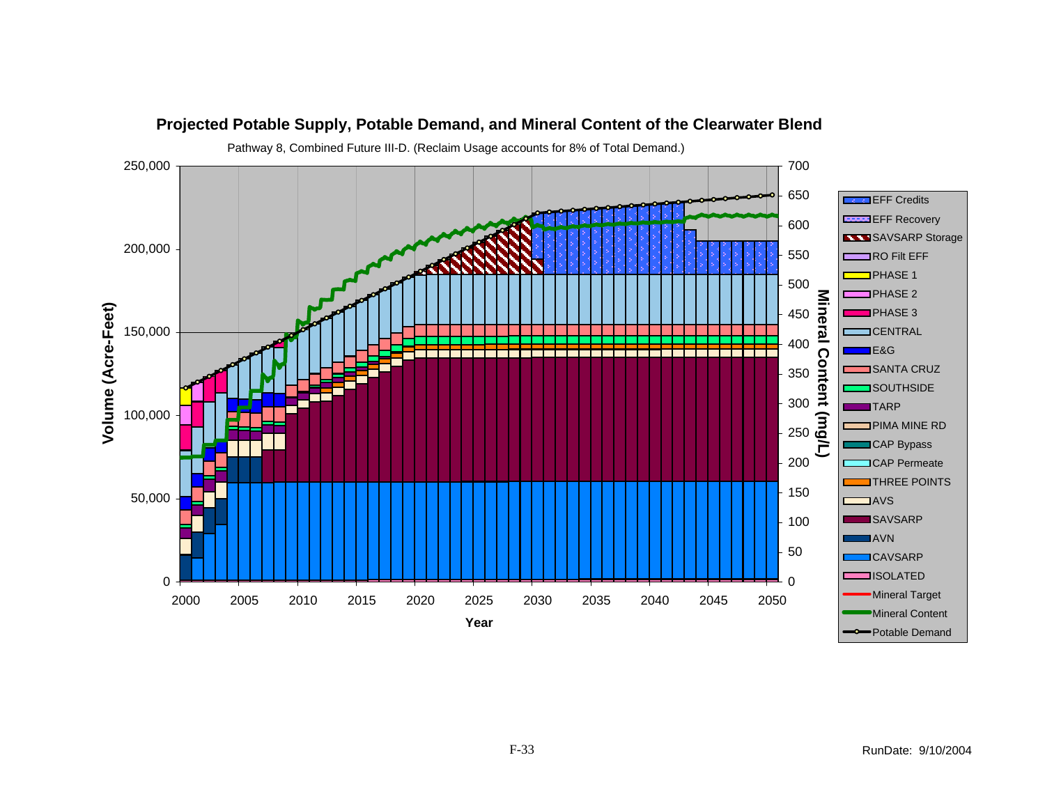**Projected Potable Supply, Potable Demand, and Mineral Content of the Clearwater Blend**

Pathway 8, Combined Future III-D. (Reclaim Usage accounts for 8% of Total Demand.)

Volume (Acre-Feet): 0, 50,000, 100,000, 150,000, 200,000, 250,000

Mineral Content (mg/L): 0, 50, 100, 150, 200, 250, 300, 350, 400, 450, 500, 550, 600, 650, 700

Year: 2000, 2005, 2010, 2015, 2020, 2025, 2030, 2035, 2040, 2045, 2050

Legend: EFF Credits, EFF Recovery, SAVSARP Storage, RO Filt EFF, PHASE 1, PHASE 2, PHASE 3, CENTRAL, E&G, SANTA CRUZ, SOUTHSIDE, TARP, PIMA MINE RD, CAP Bypass, CAP Permeate, THREE POINTS, AVS, SAVSARP, AVN, CAVSARP, ISOLATED, Mineral Target, Mineral Content, Potable Demand

RunDate: 9/10/2004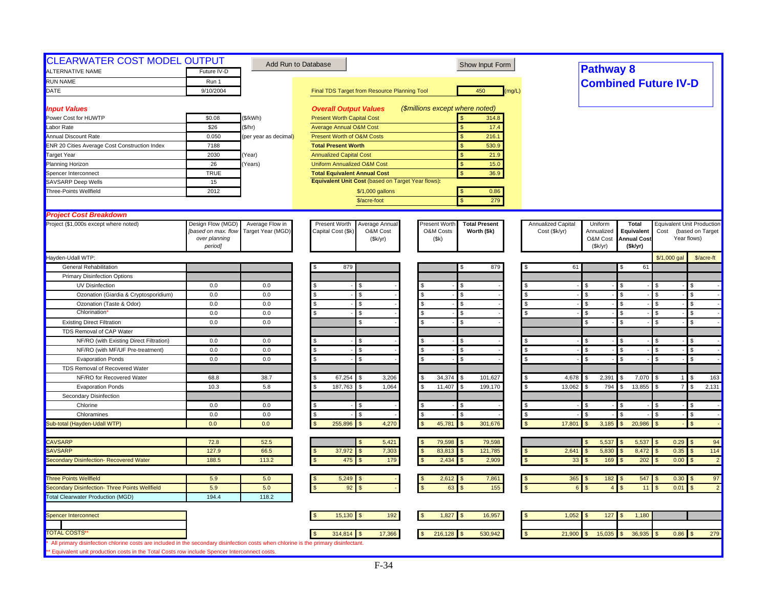# CLEARWATER COST MODEL OUTPUT

Add Run to Database | Show Input Form

## Pathway 8
## Combined Future IV-D

| | | |
|---|---|---|
| ALTERNATIVE NAME | Future IV-D | |
| RUN NAME | Run 1 | |
| DATE | 9/10/2004 | |

Final TDS Target from Resource Planning Tool: 450 (mg/L)

| *Input Values* | | |
|---|---|---|
| Power Cost for HUWTP | $0.08 | ($/kWh) |
| Labor Rate | $26 | ($/hr) |
| Annual Discount Rate | 0.050 | (per year as decimal) |
| ENR 20 Cities Average Cost Construction Index | 7188 | |
| Target Year | 2030 | (Year) |
| Planning Horizon | 26 | (Years) |
| Spencer Interconnect | TRUE | |
| SAVSARP Deep Wells | 15 | |
| Three-Points Wellfield | 2012 | |

| *Overall Output Values* | *($millions except where noted)* |
|---|---|
| Present Worth Capital Cost | $ 314.8 |
| Average Annual O&M Cost | $ 17.4 |
| Present Worth of O&M Costs | $ 216.1 |
| **Total Present Worth** | $ 530.9 |
| Annualized Capital Cost | $ 21.9 |
| Uniform Annualized O&M Cost | $ 15.0 |
| **Total Equivalent Annual Cost** | $ 36.9 |
| **Equivalent Unit Cost** (based on Target Year flows): | |
| $/1,000 gallons | $ 0.86 |
| $/acre-foot | $ 279 |

## *Project Cost Breakdown*

| Project ($1,000s except where noted) | Design Flow (MGD) *[based on max. flow over planning period]* | Average Flow in Target Year (MGD) | Present Worth Capital Cost ($k) | Average Annual O&M Cost ($k/yr) | Present Worth O&M Costs ($k) | **Total Present Worth ($k)** | Annualized Capital Cost ($k/yr) | Uniform Annualized O&M Cost ($k/yr) | **Total Equivalent Annual Cost ($k/yr)** | Equivalent Unit Production Cost (based on Target Year flows) $/1,000 gal | $/acre-ft |
|---|---|---|---|---|---|---|---|---|---|---|---|
| Hayden-Udall WTP: | | | | | | | | | | | |
| General Rehabilitation | | | $ 879 | | | $ 879 | $ 61 | | $ 61 | | |
| Primary Disinfection Options | | | | | | | | | | | |
| UV Disinfection | 0.0 | 0.0 | $ - | $ - | $ - | $ - | $ - | $ - | $ - | $ - | $ - |
| Ozonation (Giardia & Cryptosporidium) | 0.0 | 0.0 | $ - | $ - | $ - | $ - | $ - | $ - | $ - | $ - | $ - |
| Ozonation (Taste & Odor) | 0.0 | 0.0 | $ - | $ - | $ - | $ - | $ - | $ - | $ - | $ - | $ - |
| Chlorination* | 0.0 | 0.0 | $ - | $ - | $ - | $ - | $ - | $ - | $ - | $ - | $ - |
| Existing Direct Filtration | 0.0 | 0.0 | | $ - | $ - | $ - | | $ - | $ - | $ - | $ - |
| TDS Removal of CAP Water | | | | | | | | | | | |
| NF/RO (with Existing Direct Filtration) | 0.0 | 0.0 | $ - | $ - | $ - | $ - | $ - | $ - | $ - | $ - | $ - |
| NF/RO (with MF/UF Pre-treatment) | 0.0 | 0.0 | $ - | $ - | $ - | $ - | $ - | $ - | $ - | $ - | $ - |
| Evaporation Ponds | 0.0 | 0.0 | $ - | $ - | $ - | $ - | $ - | $ - | $ - | $ - | $ - |
| TDS Removal of Recovered Water | | | | | | | | | | | |
| NF/RO for Recovered Water | 68.8 | 38.7 | $ 67,254 | $ 3,206 | $ 34,374 | $ 101,627 | $ 4,678 | $ 2,391 | $ 7,070 | $ 1 | $ 163 |
| Evaporation Ponds | 10.3 | 5.8 | $ 187,763 | $ 1,064 | $ 11,407 | $ 199,170 | $ 13,062 | $ 794 | $ 13,855 | $ 7 | $ 2,131 |
| Secondary Disinfection | | | | | | | | | | | |
| Chlorine | 0.0 | 0.0 | $ - | $ - | $ - | $ - | $ - | $ - | $ - | $ - | $ - |
| Chloramines | 0.0 | 0.0 | $ - | $ - | $ - | $ - | $ - | $ - | $ - | $ - | $ - |
| Sub-total (Hayden-Udall WTP) | 0.0 | 0.0 | $ 255,896 | $ 4,270 | $ 45,781 | $ 301,676 | $ 17,801 | $ 3,185 | $ 20,986 | $ - | $ - |
| CAVSARP | 72.8 | 52.5 | | $ 5,421 | $ 79,598 | $ 79,598 | | $ 5,537 | $ 5,537 | $ 0.29 | $ 94 |
| SAVSARP | 127.9 | 66.5 | $ 37,972 | $ 7,303 | $ 83,813 | $ 121,785 | $ 2,641 | $ 5,830 | $ 8,472 | $ 0.35 | $ 114 |
| Secondary Disinfection- Recovered Water | 188.5 | 113.2 | $ 475 | $ 179 | $ 2,434 | $ 2,909 | $ 33 | $ 169 | $ 202 | $ 0.00 | $ 2 |
| Three Points Wellfield | 5.9 | 5.0 | $ 5,249 | $ - | $ 2,612 | $ 7,861 | $ 365 | $ 182 | $ 547 | $ 0.30 | $ 97 |
| Secondary Disinfection- Three Points Wellfield | 5.9 | 5.0 | $ 92 | $ - | $ 63 | $ 155 | $ 6 | $ 4 | $ 11 | $ 0.01 | $ 2 |
| Total Clearwater Production (MGD) | 194.4 | 118.2 | | | | | | | | | |
| Spencer Interconnect | | | $ 15,130 | $ 192 | $ 1,827 | $ 16,957 | $ 1,052 | $ 127 | $ 1,180 | | |
| TOTAL COSTS** | | | $ 314,814 | $ 17,366 | $ 216,128 | $ 530,942 | $ 21,900 | $ 15,035 | $ 36,935 | $ 0.86 | $ 279 |

\* All primary disinfection chlorine costs are included in the secondary disinfection costs when chlorine is the primary disinfectant.

\*\* Equivalent unit production costs in the Total Costs row include Spencer Interconnect costs.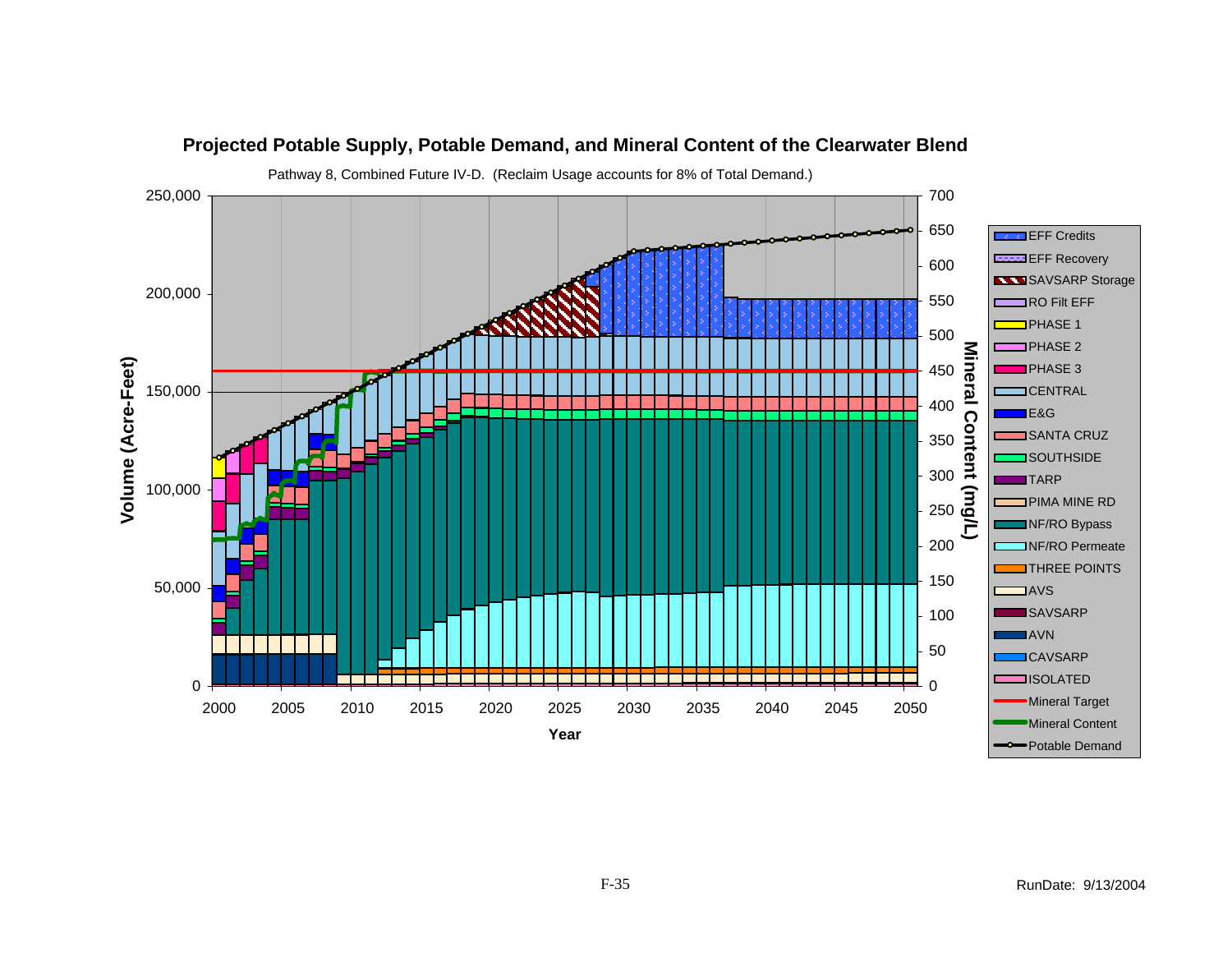## Projected Potable Supply, Potable Demand, and Mineral Content of the Clearwater Blend

Pathway 8, Combined Future IV-D. (Reclaim Usage accounts for 8% of Total Demand.)

Volume (Acre-Feet): 0, 50,000, 100,000, 150,000, 200,000, 250,000

Mineral Content (mg/L): 0, 50, 100, 150, 200, 250, 300, 350, 400, 450, 500, 550, 600, 650, 700

Year: 2000, 2005, 2010, 2015, 2020, 2025, 2030, 2035, 2040, 2045, 2050

Legend:
- EFF Credits
- EFF Recovery
- SAVSARP Storage
- RO Filt EFF
- PHASE 1
- PHASE 2
- PHASE 3
- CENTRAL
- E&G
- SANTA CRUZ
- SOUTHSIDE
- TARP
- PIMA MINE RD
- NF/RO Bypass
- NF/RO Permeate
- THREE POINTS
- AVS
- SAVSARP
- AVN
- CAVSARP
- ISOLATED
- Mineral Target
- Mineral Content
- Potable Demand

RunDate: 9/13/2004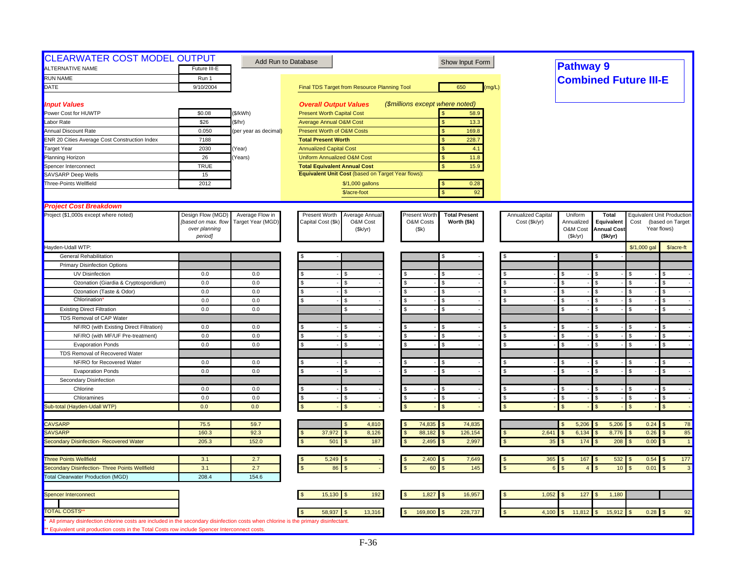# CLEARWATER COST MODEL OUTPUT

Add Run to Database | Show Input Form

## Pathway 9
## Combined Future III-E

| | | |
|---|---|---|
| ALTERNATIVE NAME | Future III-E | |
| RUN NAME | Run 1 | |
| DATE | 9/10/2004 | |

Final TDS Target from Resource Planning Tool: 650 (mg/L)

### *Input Values*

| | | |
|---|---|---|
| Power Cost for HUWTP | $0.08 | ($/kWh) |
| Labor Rate | $26 | ($/hr) |
| Annual Discount Rate | 0.050 | (per year as decimal) |
| ENR 20 Cities Average Cost Construction Index | 7188 | |
| Target Year | 2030 | (Year) |
| Planning Horizon | 26 | (Years) |
| Spencer Interconnect | TRUE | |
| SAVSARP Deep Wells | 15 | |
| Three-Points Wellfield | 2012 | |

### *Overall Output Values* *($millions except where noted)*

| | |
|---|---|
| Present Worth Capital Cost | $ 58.9 |
| Average Annual O&M Cost | $ 13.3 |
| Present Worth of O&M Costs | $ 169.8 |
| **Total Present Worth** | $ 228.7 |
| Annualized Capital Cost | $ 4.1 |
| Uniform Annualized O&M Cost | $ 11.8 |
| **Total Equivalent Annual Cost** | $ 15.9 |
| **Equivalent Unit Cost** (based on Target Year flows): | |
| $/1,000 gallons | $ 0.28 |
| $/acre-foot | $ 92 |

### *Project Cost Breakdown*

| Project ($1,000s except where noted) | Design Flow (MGD) *[based on max. flow over planning period]* | Average Flow in Target Year (MGD) | Present Worth Capital Cost ($k) | Average Annual O&M Cost ($k/yr) | Present Worth O&M Costs ($k) | **Total Present Worth ($k)** | Annualized Capital Cost ($k/yr) | Uniform Annualized O&M Cost ($k/yr) | **Total Equivalent Annual Cost ($k/yr)** | Equivalent Unit Production Cost (based on Target Year flows) $/1,000 gal | $/acre-ft |
|---|---|---|---|---|---|---|---|---|---|---|---|
| Hayden-Udall WTP: | | | | | | | | | | | |
| General Rehabilitation | | | $ - | | | $ - | $ - | | $ - | | |
| Primary Disinfection Options | | | | | | | | | | | |
| UV Disinfection | 0.0 | 0.0 | $ - | $ - | $ - | $ - | $ - | $ - | $ - | $ - | $ - |
| Ozonation (Giardia & Cryptosporidium) | 0.0 | 0.0 | $ - | $ - | $ - | $ - | $ - | $ - | $ - | $ - | $ - |
| Ozonation (Taste & Odor) | 0.0 | 0.0 | $ - | $ - | $ - | $ - | $ - | $ - | $ - | $ - | $ - |
| Chlorination* | 0.0 | 0.0 | $ - | $ - | $ - | $ - | $ - | $ - | $ - | $ - | $ - |
| Existing Direct Filtration | 0.0 | 0.0 | | $ - | $ - | $ - | | $ - | $ - | $ - | $ - |
| TDS Removal of CAP Water | | | | | | | | | | | |
| NF/RO (with Existing Direct Filtration) | 0.0 | 0.0 | $ - | $ - | $ - | $ - | $ - | $ - | $ - | $ - | $ - |
| NF/RO (with MF/UF Pre-treatment) | 0.0 | 0.0 | $ - | $ - | $ - | $ - | $ - | $ - | $ - | $ - | $ - |
| Evaporation Ponds | 0.0 | 0.0 | $ - | $ - | $ - | $ - | $ - | $ - | $ - | $ - | $ - |
| TDS Removal of Recovered Water | | | | | | | | | | | |
| NF/RO for Recovered Water | 0.0 | 0.0 | $ - | $ - | $ - | $ - | $ - | $ - | $ - | $ - | $ - |
| Evaporation Ponds | 0.0 | 0.0 | $ - | $ - | $ - | $ - | $ - | $ - | $ - | $ - | $ - |
| Secondary Disinfection | | | | | | | | | | | |
| Chlorine | 0.0 | 0.0 | $ - | $ - | $ - | $ - | $ - | $ - | $ - | $ - | $ - |
| Chloramines | 0.0 | 0.0 | $ - | $ - | $ - | $ - | $ - | $ - | $ - | $ - | $ - |
| Sub-total (Hayden-Udall WTP) | 0.0 | 0.0 | $ - | $ - | $ - | $ - | $ - | $ - | $ - | $ - | $ - |
| CAVSARP | 75.5 | 59.7 | | $ 4,810 | $ 74,835 | $ 74,835 | | $ 5,206 | $ 5,206 | $ 0.24 | $ 78 |
| SAVSARP | 160.3 | 92.3 | $ 37,972 | $ 8,126 | $ 88,182 | $ 126,154 | $ 2,641 | $ 6,134 | $ 8,776 | $ 0.26 | $ 85 |
| Secondary Disinfection- Recovered Water | 205.3 | 152.0 | $ 501 | $ 187 | $ 2,495 | $ 2,997 | $ 35 | $ 174 | $ 208 | $ 0.00 | $ 1 |
| Three Points Wellfield | 3.1 | 2.7 | $ 5,249 | $ - | $ 2,400 | $ 7,649 | $ 365 | $ 167 | $ 532 | $ 0.54 | $ 177 |
| Secondary Disinfection- Three Points Wellfield | 3.1 | 2.7 | $ 86 | $ - | $ 60 | $ 145 | $ 6 | $ 4 | $ 10 | $ 0.01 | $ 3 |
| Total Clearwater Production (MGD) | 208.4 | 154.6 | | | | | | | | | |
| Spencer Interconnect | | | $ 15,130 | $ 192 | $ 1,827 | $ 16,957 | $ 1,052 | $ 127 | $ 1,180 | | |
| TOTAL COSTS** | | | $ 58,937 | $ 13,316 | $ 169,800 | $ 228,737 | $ 4,100 | $ 11,812 | $ 15,912 | $ 0.28 | $ 92 |

\* All primary disinfection chlorine costs are included in the secondary disinfection costs when chlorine is the primary disinfectant.

** Equivalent unit production costs in the Total Costs row include Spencer Interconnect costs.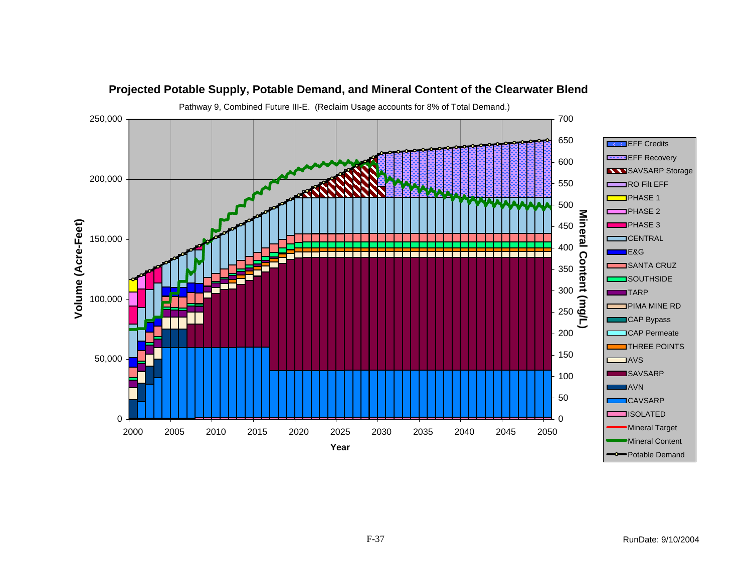## Projected Potable Supply, Potable Demand, and Mineral Content of the Clearwater Blend

Pathway 9, Combined Future III-E. (Reclaim Usage accounts for 8% of Total Demand.)

Volume (Acre-Feet)

Mineral Content (mg/L)

Year

Legend: EFF Credits, EFF Recovery, SAVSARP Storage, RO Filt EFF, PHASE 1, PHASE 2, PHASE 3, CENTRAL, E&G, SANTA CRUZ, SOUTHSIDE, TARP, PIMA MINE RD, CAP Bypass, CAP Permeate, THREE POINTS, AVS, SAVSARP, AVN, CAVSARP, ISOLATED, Mineral Target, Mineral Content, Potable Demand

F-37

RunDate: 9/10/2004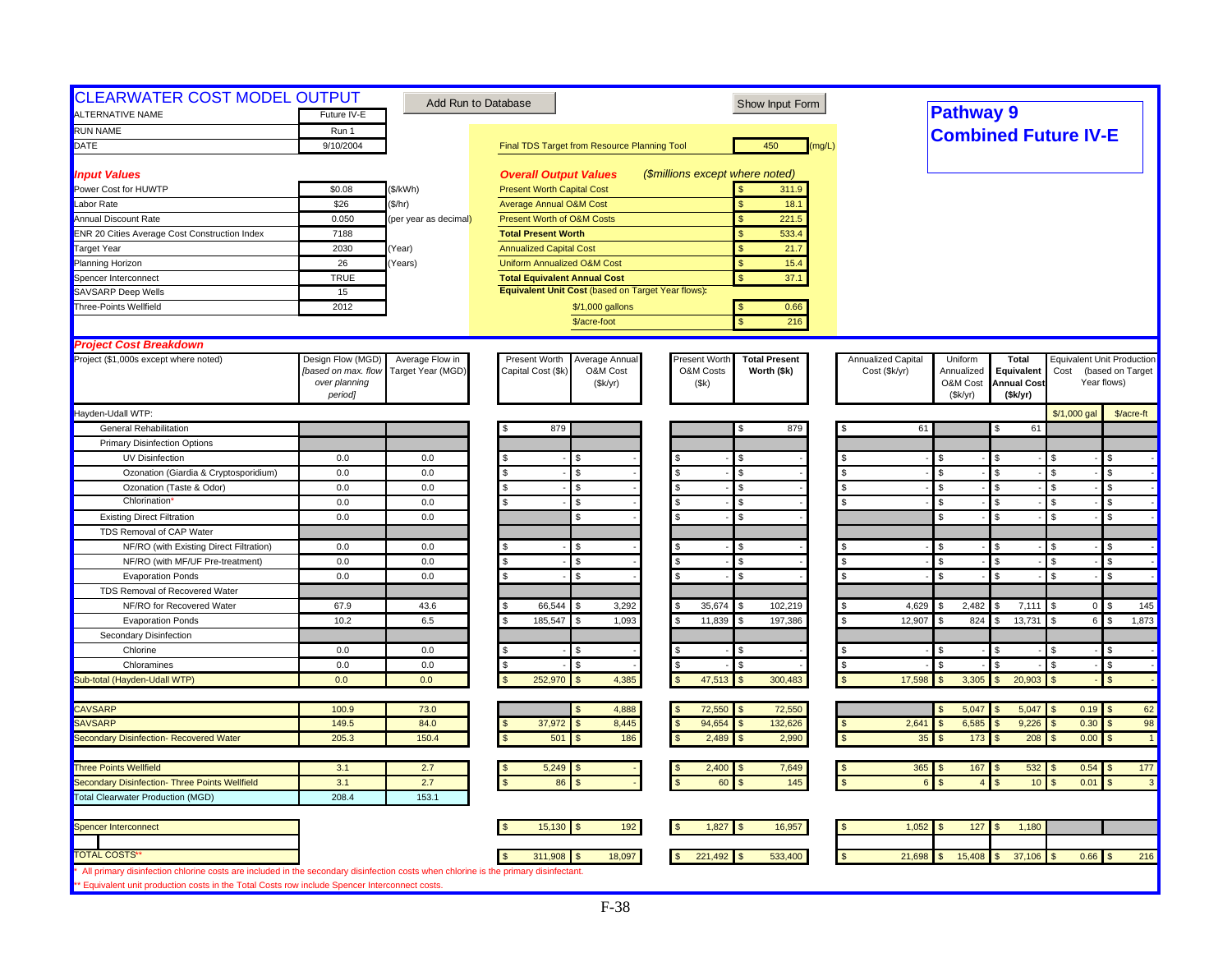# CLEARWATER COST MODEL OUTPUT

Add Run to Database | Show Input Form

## Pathway 9
## Combined Future IV-E

| | | |
|---|---|---|
| ALTERNATIVE NAME | Future IV-E | |
| RUN NAME | Run 1 | |
| DATE | 9/10/2004 | |

Final TDS Target from Resource Planning Tool: 450 (mg/L)

### *Input Values*

| | | |
|---|---|---|
| Power Cost for HUWTP | $0.08 | ($/kWh) |
| Labor Rate | $26 | ($/hr) |
| Annual Discount Rate | 0.050 | (per year as decimal) |
| ENR 20 Cities Average Cost Construction Index | 7188 | |
| Target Year | 2030 | (Year) |
| Planning Horizon | 26 | (Years) |
| Spencer Interconnect | TRUE | |
| SAVSARP Deep Wells | 15 | |
| Three-Points Wellfield | 2012 | |

### *Overall Output Values* (*$millions except where noted*)

| | |
|---|---|
| Present Worth Capital Cost | $ 311.9 |
| Average Annual O&M Cost | $ 18.1 |
| Present Worth of O&M Costs | $ 221.5 |
| **Total Present Worth** | $ 533.4 |
| Annualized Capital Cost | $ 21.7 |
| Uniform Annualized O&M Cost | $ 15.4 |
| **Total Equivalent Annual Cost** | $ 37.1 |
| **Equivalent Unit Cost** (based on Target Year flows): | |
| $/1,000 gallons | $ 0.66 |
| $/acre-foot | $ 216 |

### *Project Cost Breakdown*

| Project ($1,000s except where noted) | Design Flow (MGD) [*based on max. flow over planning period*] | Average Flow in Target Year (MGD) | Present Worth Capital Cost ($k) | Average Annual O&M Cost ($k/yr) | Present Worth O&M Costs ($k) | Total Present Worth ($k) | Annualized Capital Cost ($k/yr) | Uniform Annualized O&M Cost ($k/yr) | Total Equivalent Annual Cost ($k/yr) | Equivalent Unit Production Cost (based on Target Year flows) $/1,000 gal | $/acre-ft |
|---|---|---|---|---|---|---|---|---|---|---|---|
| Hayden-Udall WTP: | | | | | | | | | | | |
| General Rehabilitation | | | $ 879 | | | $ 879 | $ 61 | | $ 61 | | |
| Primary Disinfection Options | | | | | | | | | | | |
| UV Disinfection | 0.0 | 0.0 | $ - | $ - | $ - | $ - | $ - | $ - | $ - | $ - | $ - |
| Ozonation (Giardia & Cryptosporidium) | 0.0 | 0.0 | $ - | $ - | $ - | $ - | $ - | $ - | $ - | $ - | $ - |
| Ozonation (Taste & Odor) | 0.0 | 0.0 | $ - | $ - | $ - | $ - | $ - | $ - | $ - | $ - | $ - |
| Chlorination* | 0.0 | 0.0 | $ - | $ - | $ - | $ - | $ - | $ - | $ - | $ - | $ - |
| Existing Direct Filtration | 0.0 | 0.0 | | $ - | $ - | $ - | | $ - | $ - | $ - | $ - |
| TDS Removal of CAP Water | | | | | | | | | | | |
| NF/RO (with Existing Direct Filtration) | 0.0 | 0.0 | $ - | $ - | $ - | $ - | $ - | $ - | $ - | $ - | $ - |
| NF/RO (with MF/UF Pre-treatment) | 0.0 | 0.0 | $ - | $ - | $ - | $ - | $ - | $ - | $ - | $ - | $ - |
| Evaporation Ponds | 0.0 | 0.0 | $ - | $ - | $ - | $ - | $ - | $ - | $ - | $ - | $ - |
| TDS Removal of Recovered Water | | | | | | | | | | | |
| NF/RO for Recovered Water | 67.9 | 43.6 | $ 66,544 | $ 3,292 | $ 35,674 | $ 102,219 | $ 4,629 | $ 2,482 | $ 7,111 | $ 0 | $ 145 |
| Evaporation Ponds | 10.2 | 6.5 | $ 185,547 | $ 1,093 | $ 11,839 | $ 197,386 | $ 12,907 | $ 824 | $ 13,731 | $ 6 | $ 1,873 |
| Secondary Disinfection | | | | | | | | | | | |
| Chlorine | 0.0 | 0.0 | $ - | $ - | $ - | $ - | $ - | $ - | $ - | $ - | $ - |
| Chloramines | 0.0 | 0.0 | $ - | $ - | $ - | $ - | $ - | $ - | $ - | $ - | $ - |
| Sub-total (Hayden-Udall WTP) | 0.0 | 0.0 | $ 252,970 | $ 4,385 | $ 47,513 | $ 300,483 | $ 17,598 | $ 3,305 | $ 20,903 | $ - | $ - |
| CAVSARP | 100.9 | 73.0 | | $ 4,888 | $ 72,550 | $ 72,550 | | $ 5,047 | $ 5,047 | $ 0.19 | $ 62 |
| SAVSARP | 149.5 | 84.0 | $ 37,972 | $ 8,445 | $ 94,654 | $ 132,626 | $ 2,641 | $ 6,585 | $ 9,226 | $ 0.30 | $ 98 |
| Secondary Disinfection- Recovered Water | 205.3 | 150.4 | $ 501 | $ 186 | $ 2,489 | $ 2,990 | $ 35 | $ 173 | $ 208 | $ 0.00 | $ 1 |
| Three Points Wellfield | 3.1 | 2.7 | $ 5,249 | $ - | $ 2,400 | $ 7,649 | $ 365 | $ 167 | $ 532 | $ 0.54 | $ 177 |
| Secondary Disinfection- Three Points Wellfield | 3.1 | 2.7 | $ 86 | $ - | $ 60 | $ 145 | $ 6 | $ 4 | $ 10 | $ 0.01 | $ 3 |
| Total Clearwater Production (MGD) | 208.4 | 153.1 | | | | | | | | | |
| Spencer Interconnect | | | $ 15,130 | $ 192 | $ 1,827 | $ 16,957 | $ 1,052 | $ 127 | $ 1,180 | | |
| TOTAL COSTS** | | | $ 311,908 | $ 18,097 | $ 221,492 | $ 533,400 | $ 21,698 | $ 15,408 | $ 37,106 | $ 0.66 | $ 216 |

\* All primary disinfection chlorine costs are included in the secondary disinfection costs when chlorine is the primary disinfectant.

\*\* Equivalent unit production costs in the Total Costs row include Spencer Interconnect costs.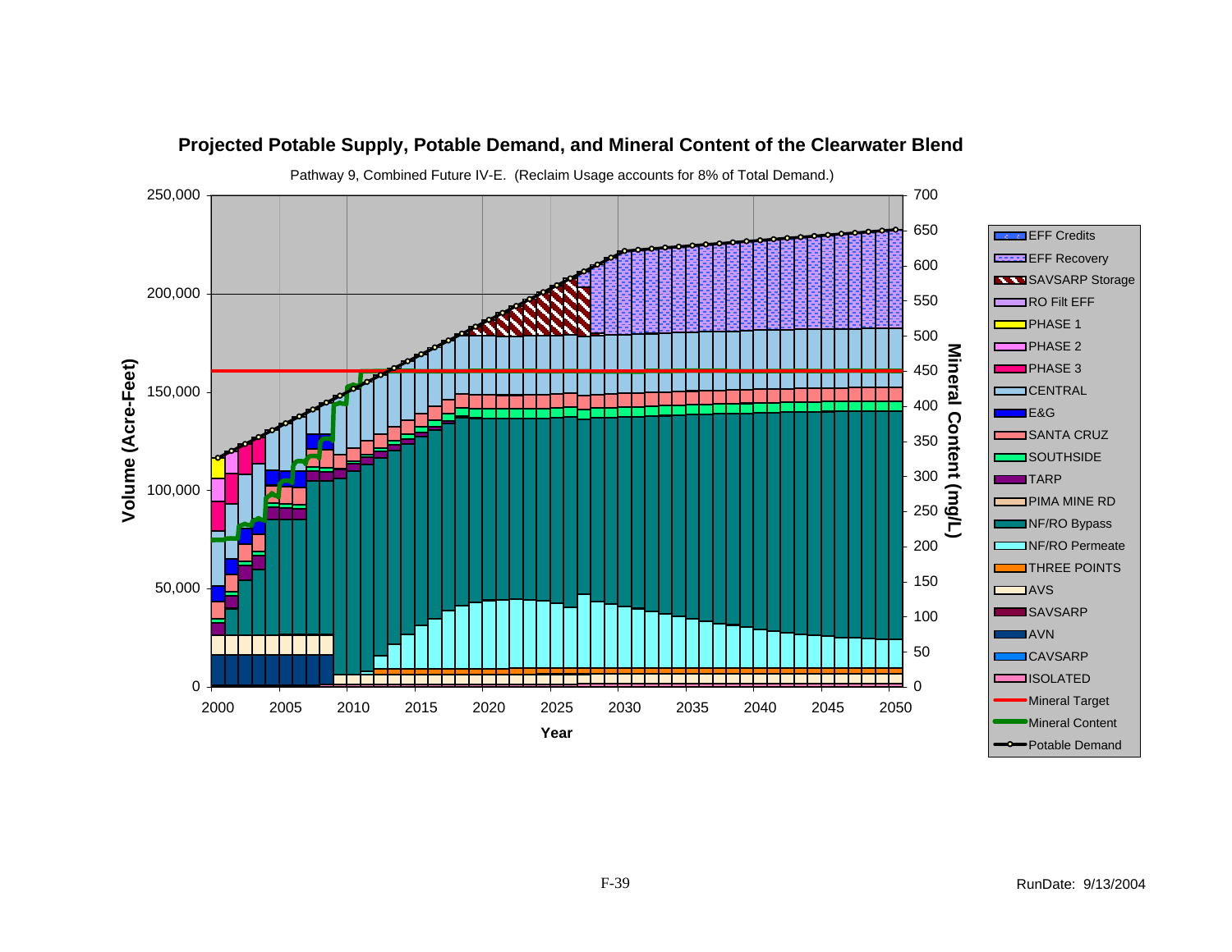## Projected Potable Supply, Potable Demand, and Mineral Content of the Clearwater Blend

Pathway 9, Combined Future IV-E. (Reclaim Usage accounts for 8% of Total Demand.)

Y-axis (left): Volume (Acre-Feet) — 0, 50,000, 100,000, 150,000, 200,000, 250,000

Y-axis (right): Mineral Content (mg/L) — 0, 50, 100, 150, 200, 250, 300, 350, 400, 450, 500, 550, 600, 650, 700

X-axis: Year — 2000, 2005, 2010, 2015, 2020, 2025, 2030, 2035, 2040, 2045, 2050

Legend:
- EFF Credits
- EFF Recovery
- SAVSARP Storage
- RO Filt EFF
- PHASE 1
- PHASE 2
- PHASE 3
- CENTRAL
- E&G
- SANTA CRUZ
- SOUTHSIDE
- TARP
- PIMA MINE RD
- NF/RO Bypass
- NF/RO Permeate
- THREE POINTS
- AVS
- SAVSARP
- AVN
- CAVSARP
- ISOLATED
- Mineral Target
- Mineral Content
- Potable Demand

RunDate: 9/13/2004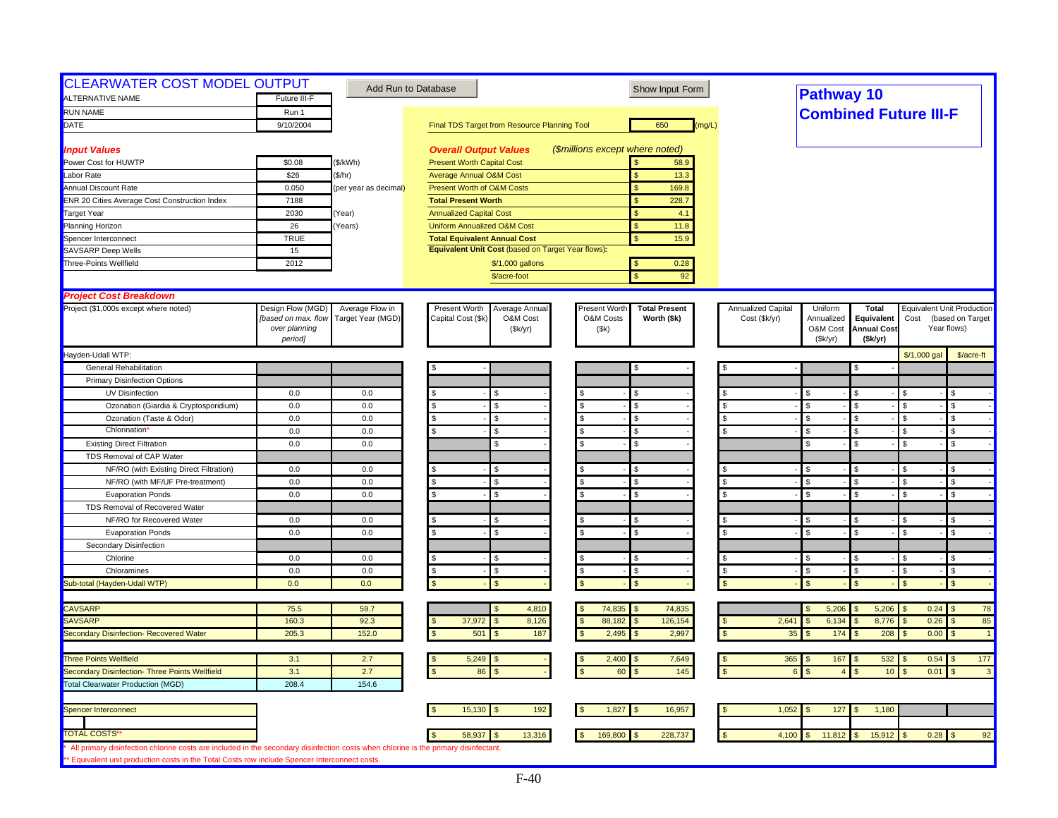# CLEARWATER COST MODEL OUTPUT

Add Run to Database | Show Input Form

**Pathway 10**
**Combined Future III-F**

| | | |
|---|---|---|
| ALTERNATIVE NAME | Future III-F | |
| RUN NAME | Run 1 | |
| DATE | 9/10/2004 | |

Final TDS Target from Resource Planning Tool: 650 (mg/L)

### *Input Values*

| | | |
|---|---|---|
| Power Cost for HUWTP | $0.08 | ($/kWh) |
| Labor Rate | $26 | ($/hr) |
| Annual Discount Rate | 0.050 | (per year as decimal) |
| ENR 20 Cities Average Cost Construction Index | 7188 | |
| Target Year | 2030 | (Year) |
| Planning Horizon | 26 | (Years) |
| Spencer Interconnect | TRUE | |
| SAVSARP Deep Wells | 15 | |
| Three-Points Wellfield | 2012 | |

### *Overall Output Values* (*$millions except where noted*)

| | |
|---|---|
| Present Worth Capital Cost | $ 58.9 |
| Average Annual O&M Cost | $ 13.3 |
| Present Worth of O&M Costs | $ 169.8 |
| **Total Present Worth** | $ 228.7 |
| Annualized Capital Cost | $ 4.1 |
| Uniform Annualized O&M Cost | $ 11.8 |
| **Total Equivalent Annual Cost** | $ 15.9 |
| **Equivalent Unit Cost** (based on Target Year flows): | |
| $/1,000 gallons | $ 0.28 |
| $/acre-foot | $ 92 |

### *Project Cost Breakdown*

| Project ($1,000s except where noted) | Design Flow (MGD) *[based on max. flow over planning period]* | Average Flow in Target Year (MGD) | Present Worth Capital Cost ($k) | Average Annual O&M Cost ($k/yr) | Present Worth O&M Costs ($k) | **Total Present Worth ($k)** | Annualized Capital Cost ($k/yr) | Uniform Annualized O&M Cost ($k/yr) | **Total Equivalent Annual Cost ($k/yr)** | Equivalent Unit Production Cost (based on Target Year flows) $/1,000 gal | $/acre-ft |
|---|---|---|---|---|---|---|---|---|---|---|---|
| Hayden-Udall WTP: | | | | | | | | | | | |
| General Rehabilitation | | | $ - | | | $ - | $ - | | $ - | | |
| Primary Disinfection Options | | | | | | | | | | | |
| UV Disinfection | 0.0 | 0.0 | $ - | $ - | $ - | $ - | $ - | $ - | $ - | $ - | $ - |
| Ozonation (Giardia & Cryptosporidium) | 0.0 | 0.0 | $ - | $ - | $ - | $ - | $ - | $ - | $ - | $ - | $ - |
| Ozonation (Taste & Odor) | 0.0 | 0.0 | $ - | $ - | $ - | $ - | $ - | $ - | $ - | $ - | $ - |
| Chlorination* | 0.0 | 0.0 | $ - | $ - | $ - | $ - | $ - | $ - | $ - | $ - | $ - |
| Existing Direct Filtration | 0.0 | 0.0 | | $ - | $ - | $ - | | $ - | $ - | $ - | $ - |
| TDS Removal of CAP Water | | | | | | | | | | | |
| NF/RO (with Existing Direct Filtration) | 0.0 | 0.0 | $ - | $ - | $ - | $ - | $ - | $ - | $ - | $ - | $ - |
| NF/RO (with MF/UF Pre-treatment) | 0.0 | 0.0 | $ - | $ - | $ - | $ - | $ - | $ - | $ - | $ - | $ - |
| Evaporation Ponds | 0.0 | 0.0 | $ - | $ - | $ - | $ - | $ - | $ - | $ - | $ - | $ - |
| TDS Removal of Recovered Water | | | | | | | | | | | |
| NF/RO for Recovered Water | 0.0 | 0.0 | $ - | $ - | $ - | $ - | $ - | $ - | $ - | $ - | $ - |
| Evaporation Ponds | 0.0 | 0.0 | $ - | $ - | $ - | $ - | $ - | $ - | $ - | $ - | $ - |
| Secondary Disinfection | | | | | | | | | | | |
| Chlorine | 0.0 | 0.0 | $ - | $ - | $ - | $ - | $ - | $ - | $ - | $ - | $ - |
| Chloramines | 0.0 | 0.0 | $ - | $ - | $ - | $ - | $ - | $ - | $ - | $ - | $ - |
| Sub-total (Hayden-Udall WTP) | 0.0 | 0.0 | $ - | $ - | $ - | $ - | $ - | $ - | $ - | $ - | $ - |
| CAVSARP | 75.5 | 59.7 | | $ 4,810 | $ 74,835 | $ 74,835 | | $ 5,206 | $ 5,206 | $ 0.24 | $ 78 |
| SAVSARP | 160.3 | 92.3 | $ 37,972 | $ 8,126 | $ 88,182 | $ 126,154 | $ 2,641 | $ 6,134 | $ 8,776 | $ 0.26 | $ 85 |
| Secondary Disinfection- Recovered Water | 205.3 | 152.0 | $ 501 | $ 187 | $ 2,495 | $ 2,997 | $ 35 | $ 174 | $ 208 | $ 0.00 | $ 1 |
| Three Points Wellfield | 3.1 | 2.7 | $ 5,249 | $ - | $ 2,400 | $ 7,649 | $ 365 | $ 167 | $ 532 | $ 0.54 | $ 177 |
| Secondary Disinfection- Three Points Wellfield | 3.1 | 2.7 | $ 86 | $ - | $ 60 | $ 145 | $ 6 | $ 4 | $ 10 | $ 0.01 | $ 3 |
| Total Clearwater Production (MGD) | 208.4 | 154.6 | | | | | | | | | |
| Spencer Interconnect | | | $ 15,130 | $ 192 | $ 1,827 | $ 16,957 | $ 1,052 | $ 127 | $ 1,180 | | |
| TOTAL COSTS** | | | $ 58,937 | $ 13,316 | $ 169,800 | $ 228,737 | $ 4,100 | $ 11,812 | $ 15,912 | $ 0.28 | $ 92 |

\* All primary disinfection chlorine costs are included in the secondary disinfection costs when chlorine is the primary disinfectant.

\** Equivalent unit production costs in the Total Costs row include Spencer Interconnect costs.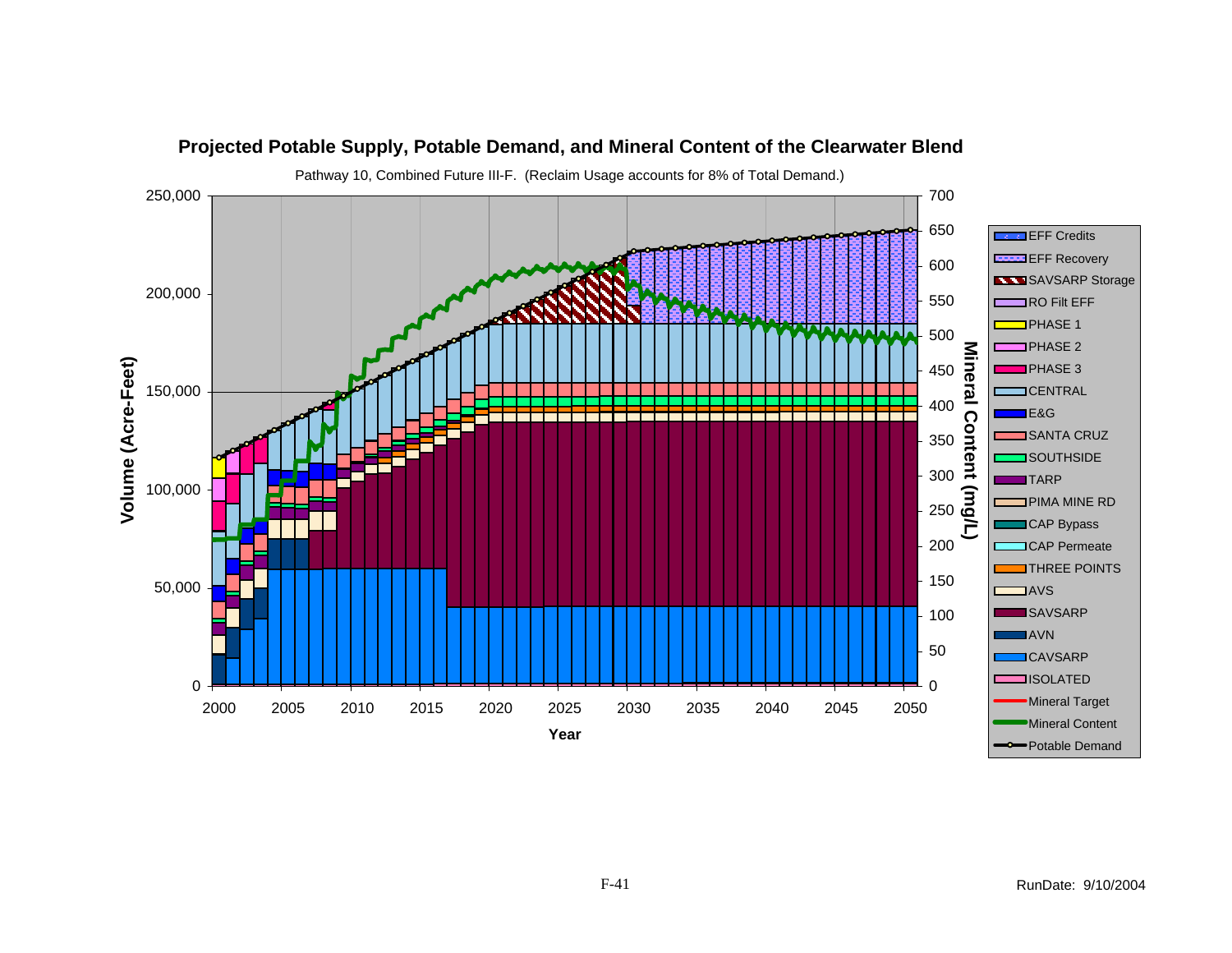## Projected Potable Supply, Potable Demand, and Mineral Content of the Clearwater Blend

Pathway 10, Combined Future III-F. (Reclaim Usage accounts for 8% of Total Demand.)

RunDate: 9/10/2004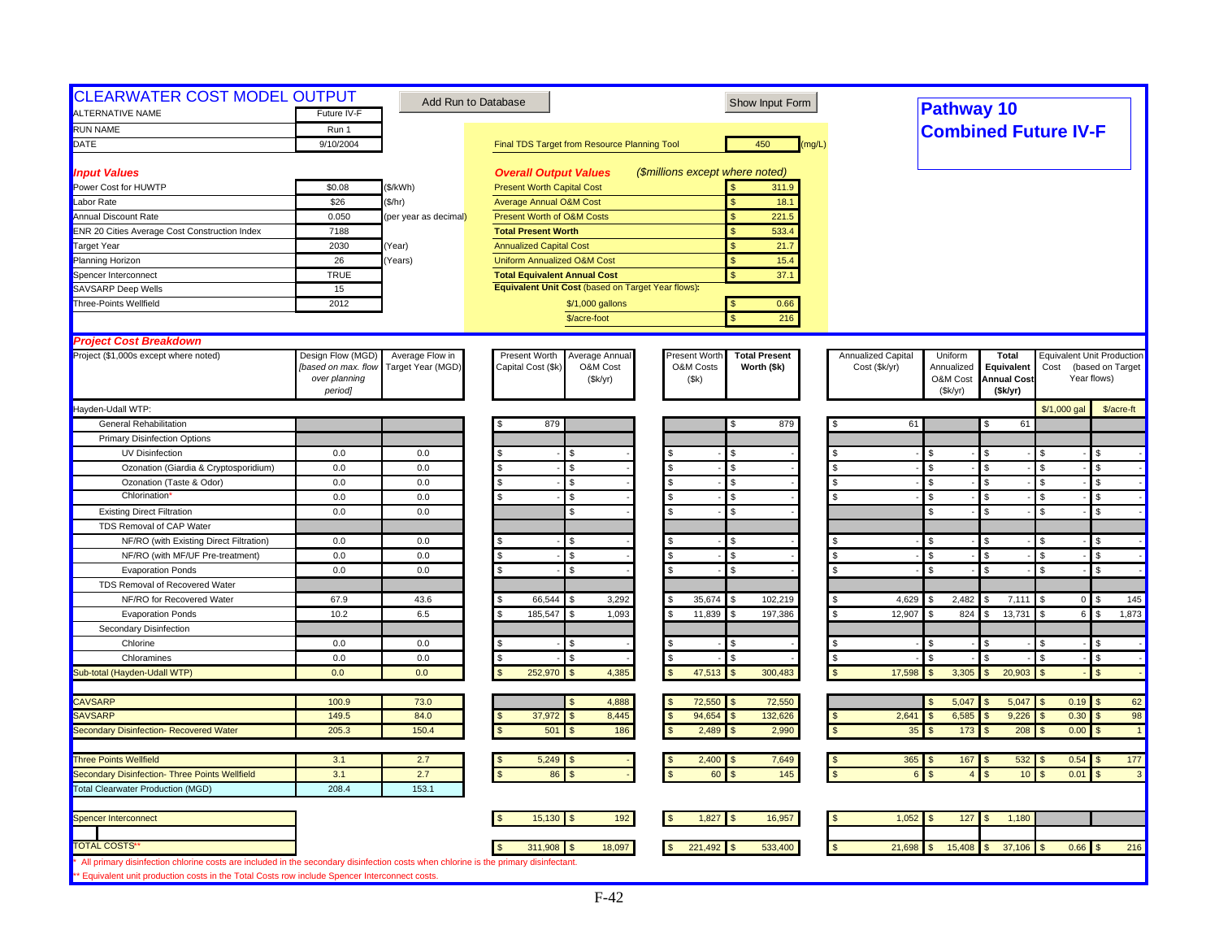# CLEARWATER COST MODEL OUTPUT

Add Run to Database | Show Input Form

**Pathway 10**
**Combined Future IV-F**

| | | |
|---|---|---|
| ALTERNATIVE NAME | Future IV-F | |
| RUN NAME | Run 1 | |
| DATE | 9/10/2004 | |

Final TDS Target from Resource Planning Tool: 450 (mg/L)

| *Input Values* | | |
|---|---|---|
| Power Cost for HUWTP | $0.08 | ($/kWh) |
| Labor Rate | $26 | ($/hr) |
| Annual Discount Rate | 0.050 | (per year as decimal) |
| ENR 20 Cities Average Cost Construction Index | 7188 | |
| Target Year | 2030 | (Year) |
| Planning Horizon | 26 | (Years) |
| Spencer Interconnect | TRUE | |
| SAVSARP Deep Wells | 15 | |
| Three-Points Wellfield | 2012 | |

| *Overall Output Values* | *($millions except where noted)* |
|---|---|
| Present Worth Capital Cost | $ 311.9 |
| Average Annual O&M Cost | $ 18.1 |
| Present Worth of O&M Costs | $ 221.5 |
| **Total Present Worth** | $ 533.4 |
| Annualized Capital Cost | $ 21.7 |
| Uniform Annualized O&M Cost | $ 15.4 |
| **Total Equivalent Annual Cost** | $ 37.1 |
| **Equivalent Unit Cost** (based on Target Year flows): | |
| $/1,000 gallons | $ 0.66 |
| $/acre-foot | $ 216 |

## *Project Cost Breakdown*

| Project ($1,000s except where noted) | Design Flow (MGD) *[based on max. flow over planning period]* | Average Flow in Target Year (MGD) | Present Worth Capital Cost ($k) | Average Annual O&M Cost ($k/yr) | Present Worth O&M Costs ($k) | **Total Present Worth ($k)** | Annualized Capital Cost ($k/yr) | Uniform Annualized O&M Cost ($k/yr) | **Total Equivalent Annual Cost ($k/yr)** | Equivalent Unit Production Cost (based on Target Year flows) $/1,000 gal | $/acre-ft |
|---|---|---|---|---|---|---|---|---|---|---|---|
| Hayden-Udall WTP: | | | | | | | | | | | |
| General Rehabilitation | | | $ 879 | | | $ 879 | $ 61 | | $ 61 | | |
| Primary Disinfection Options | | | | | | | | | | | |
| UV Disinfection | 0.0 | 0.0 | $ - | $ - | $ - | $ - | $ - | $ - | $ - | $ - | $ - |
| Ozonation (Giardia & Cryptosporidium) | 0.0 | 0.0 | $ - | $ - | $ - | $ - | $ - | $ - | $ - | $ - | $ - |
| Ozonation (Taste & Odor) | 0.0 | 0.0 | $ - | $ - | $ - | $ - | $ - | $ - | $ - | $ - | $ - |
| Chlorination* | 0.0 | 0.0 | $ - | $ - | $ - | $ - | $ - | $ - | $ - | $ - | $ - |
| Existing Direct Filtration | 0.0 | 0.0 | | $ - | $ - | $ - | | $ - | $ - | $ - | $ - |
| TDS Removal of CAP Water | | | | | | | | | | | |
| NF/RO (with Existing Direct Filtration) | 0.0 | 0.0 | $ - | $ - | $ - | $ - | $ - | $ - | $ - | $ - | $ - |
| NF/RO (with MF/UF Pre-treatment) | 0.0 | 0.0 | $ - | $ - | $ - | $ - | $ - | $ - | $ - | $ - | $ - |
| Evaporation Ponds | 0.0 | 0.0 | $ - | $ - | $ - | $ - | $ - | $ - | $ - | $ - | $ - |
| TDS Removal of Recovered Water | | | | | | | | | | | |
| NF/RO for Recovered Water | 67.9 | 43.6 | $ 66,544 | $ 3,292 | $ 35,674 | $ 102,219 | $ 4,629 | $ 2,482 | $ 7,111 | $ 0 | $ 145 |
| Evaporation Ponds | 10.2 | 6.5 | $ 185,547 | $ 1,093 | $ 11,839 | $ 197,386 | $ 12,907 | $ 824 | $ 13,731 | $ 6 | $ 1,873 |
| Secondary Disinfection | | | | | | | | | | | |
| Chlorine | 0.0 | 0.0 | $ - | $ - | $ - | $ - | $ - | $ - | $ - | $ - | $ - |
| Chloramines | 0.0 | 0.0 | $ - | $ - | $ - | $ - | $ - | $ - | $ - | $ - | $ - |
| Sub-total (Hayden-Udall WTP) | 0.0 | 0.0 | $ 252,970 | $ 4,385 | $ 47,513 | $ 300,483 | $ 17,598 | $ 3,305 | $ 20,903 | $ - | $ - |
| CAVSARP | 100.9 | 73.0 | | $ 4,888 | $ 72,550 | $ 72,550 | | $ 5,047 | $ 5,047 | $ 0.19 | $ 62 |
| SAVSARP | 149.5 | 84.0 | $ 37,972 | $ 8,445 | $ 94,654 | $ 132,626 | $ 2,641 | $ 6,585 | $ 9,226 | $ 0.30 | $ 98 |
| Secondary Disinfection- Recovered Water | 205.3 | 150.4 | $ 501 | $ 186 | $ 2,489 | $ 2,990 | $ 35 | $ 173 | $ 208 | $ 0.00 | $ 1 |
| Three Points Wellfield | 3.1 | 2.7 | $ 5,249 | $ - | $ 2,400 | $ 7,649 | $ 365 | $ 167 | $ 532 | $ 0.54 | $ 177 |
| Secondary Disinfection- Three Points Wellfield | 3.1 | 2.7 | $ 86 | $ - | $ 60 | $ 145 | $ 6 | $ 4 | $ 10 | $ 0.01 | $ 3 |
| Total Clearwater Production (MGD) | 208.4 | 153.1 | | | | | | | | | |
| Spencer Interconnect | | | $ 15,130 | $ 192 | $ 1,827 | $ 16,957 | $ 1,052 | $ 127 | $ 1,180 | | |
| TOTAL COSTS** | | | $ 311,908 | $ 18,097 | $ 221,492 | $ 533,400 | $ 21,698 | $ 15,408 | $ 37,106 | $ 0.66 | $ 216 |

\* All primary disinfection chlorine costs are included in the secondary disinfection costs when chlorine is the primary disinfectant.

\*\* Equivalent unit production costs in the Total Costs row include Spencer Interconnect costs.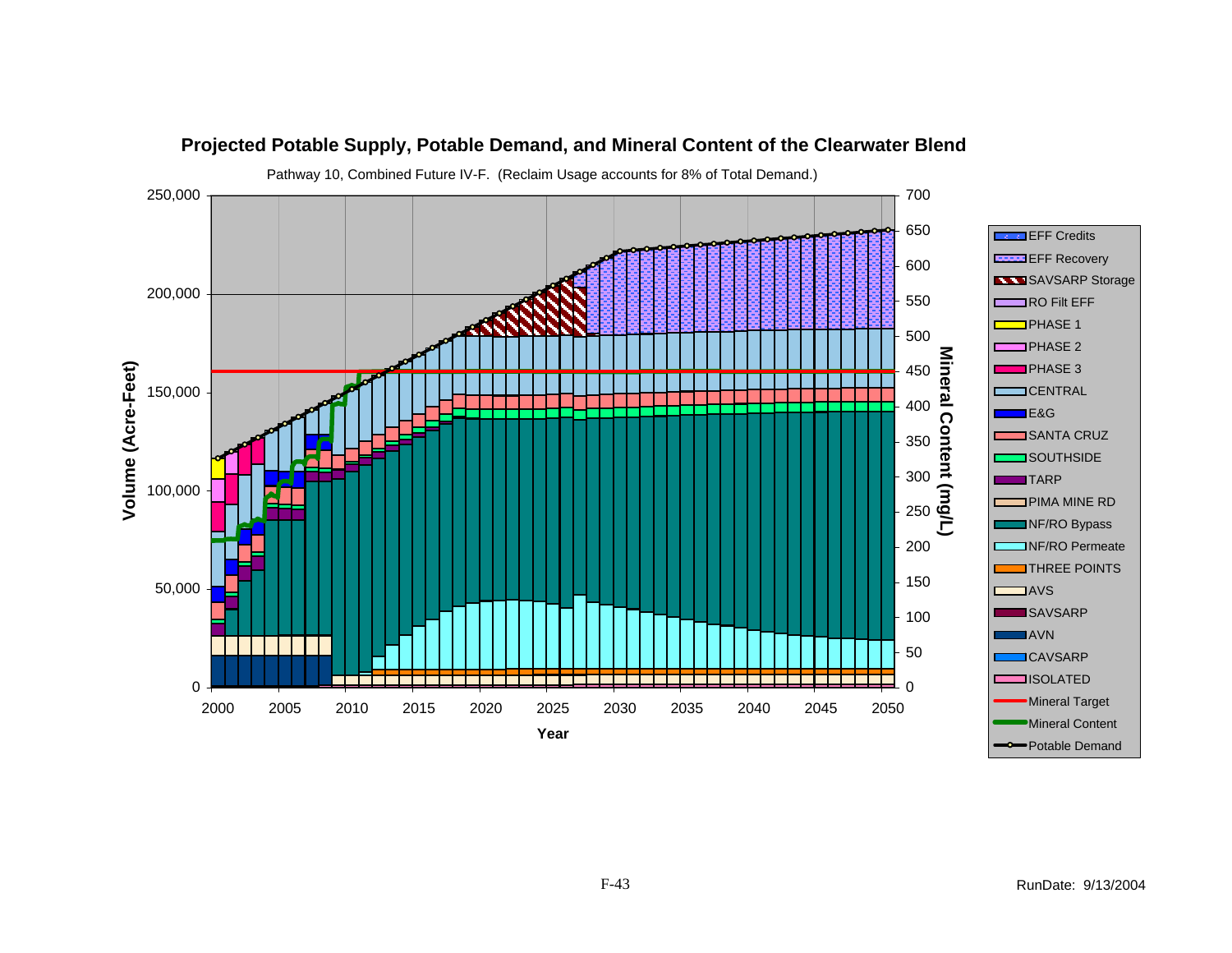**Projected Potable Supply, Potable Demand, and Mineral Content of the Clearwater Blend**

Pathway 10, Combined Future IV-F. (Reclaim Usage accounts for 8% of Total Demand.)

Left axis: Volume (Acre-Feet), 0 to 250,000
Right axis: Mineral Content (mg/L), 0 to 700
X axis: Year, 2000 to 2050

Legend: EFF Credits, EFF Recovery, SAVSARP Storage, RO Filt EFF, PHASE 1, PHASE 2, PHASE 3, CENTRAL, E&G, SANTA CRUZ, SOUTHSIDE, TARP, PIMA MINE RD, NF/RO Bypass, NF/RO Permeate, THREE POINTS, AVS, SAVSARP, AVN, CAVSARP, ISOLATED, Mineral Target, Mineral Content, Potable Demand

RunDate: 9/13/2004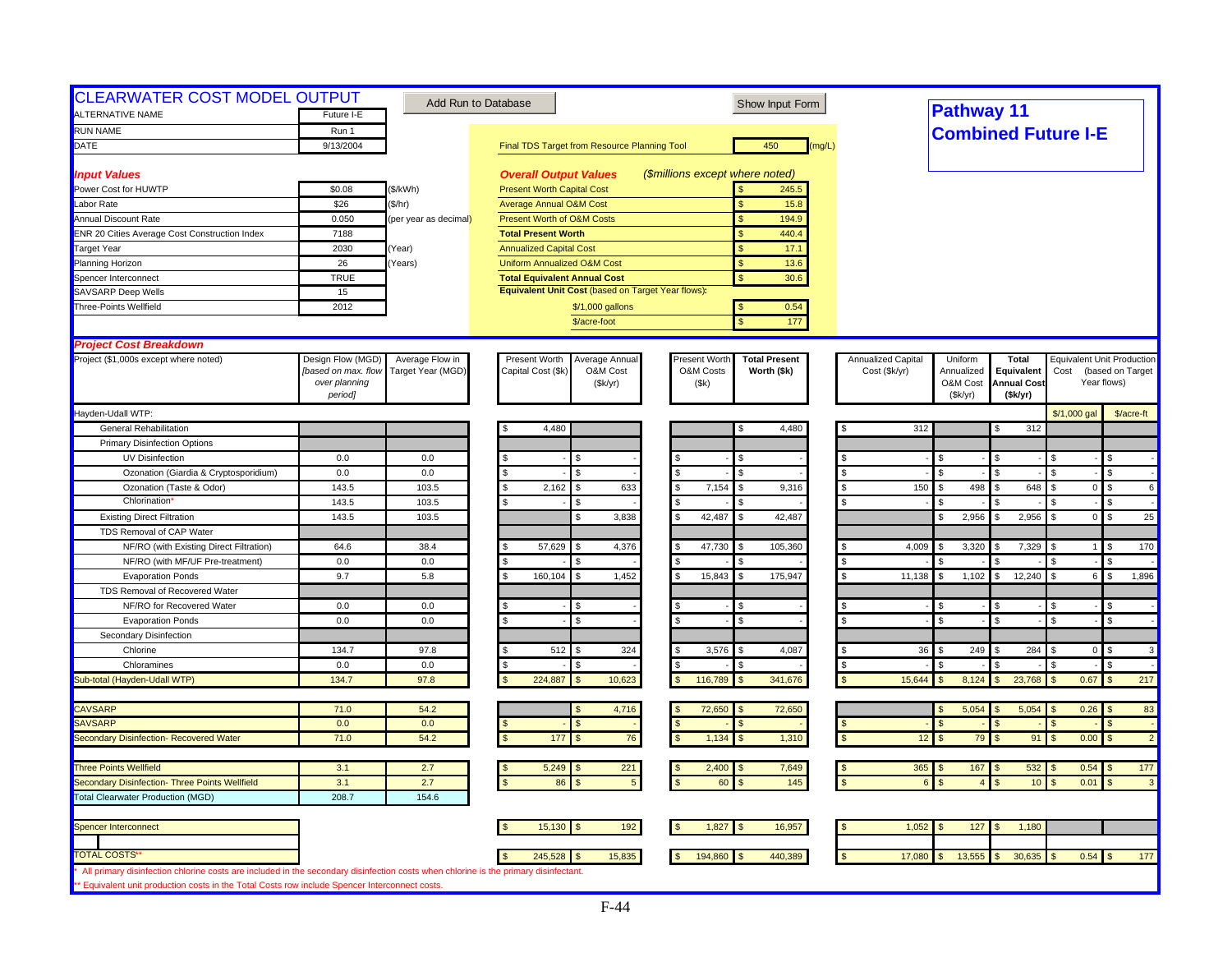# CLEARWATER COST MODEL OUTPUT

Add Run to Database | Show Input Form

## Pathway 11
## Combined Future I-E

| | | |
|---|---|---|
| ALTERNATIVE NAME | Future I-E | |
| RUN NAME | Run 1 | |
| DATE | 9/13/2004 | |

Final TDS Target from Resource Planning Tool: 450 (mg/L)

### *Input Values*

| | | |
|---|---|---|
| Power Cost for HUWTP | $0.08 | ($/kWh) |
| Labor Rate | $26 | ($/hr) |
| Annual Discount Rate | 0.050 | (per year as decimal) |
| ENR 20 Cities Average Cost Construction Index | 7188 | |
| Target Year | 2030 | (Year) |
| Planning Horizon | 26 | (Years) |
| Spencer Interconnect | TRUE | |
| SAVSARP Deep Wells | 15 | |
| Three-Points Wellfield | 2012 | |

### *Overall Output Values* (*$millions except where noted*)

| | |
|---|---|
| Present Worth Capital Cost | $ 245.5 |
| Average Annual O&M Cost | $ 15.8 |
| Present Worth of O&M Costs | $ 194.9 |
| **Total Present Worth** | $ 440.4 |
| Annualized Capital Cost | $ 17.1 |
| Uniform Annualized O&M Cost | $ 13.6 |
| **Total Equivalent Annual Cost** | $ 30.6 |
| **Equivalent Unit Cost** (based on Target Year flows): | |
| $/1,000 gallons | $ 0.54 |
| $/acre-foot | $ 177 |

### *Project Cost Breakdown*

| Project ($1,000s except where noted) | Design Flow (MGD) *[based on max. flow over planning period]* | Average Flow in Target Year (MGD) | Present Worth Capital Cost ($k) | Average Annual O&M Cost ($k/yr) | Present Worth O&M Costs ($k) | Total Present Worth ($k) | Annualized Capital Cost ($k/yr) | Uniform Annualized O&M Cost ($k/yr) | Total Equivalent Annual Cost ($k/yr) | Equivalent Unit Production Cost (based on Target Year flows) $/1,000 gal | $/acre-ft |
|---|---|---|---|---|---|---|---|---|---|---|---|
| Hayden-Udall WTP: | | | | | | | | | | | |
| General Rehabilitation | | | $ 4,480 | | | $ 4,480 | $ 312 | | $ 312 | | |
| Primary Disinfection Options | | | | | | | | | | | |
| UV Disinfection | 0.0 | 0.0 | $ - | $ - | $ - | $ - | $ - | $ - | $ - | $ - | $ - |
| Ozonation (Giardia & Cryptosporidium) | 0.0 | 0.0 | $ - | $ - | $ - | $ - | $ - | $ - | $ - | $ - | $ - |
| Ozonation (Taste & Odor) | 143.5 | 103.5 | $ 2,162 | $ 633 | $ 7,154 | $ 9,316 | $ 150 | $ 498 | $ 648 | $ 0 | $ 6 |
| Chlorination* | 143.5 | 103.5 | $ - | $ - | $ - | $ - | $ - | $ - | $ - | $ - | $ - |
| Existing Direct Filtration | 143.5 | 103.5 | | $ 3,838 | $ 42,487 | $ 42,487 | | $ 2,956 | $ 2,956 | $ 0 | $ 25 |
| TDS Removal of CAP Water | | | | | | | | | | | |
| NF/RO (with Existing Direct Filtration) | 64.6 | 38.4 | $ 57,629 | $ 4,376 | $ 47,730 | $ 105,360 | $ 4,009 | $ 3,320 | $ 7,329 | $ 1 | $ 170 |
| NF/RO (with MF/UF Pre-treatment) | 0.0 | 0.0 | $ - | $ - | $ - | $ - | $ - | $ - | $ - | $ - | $ - |
| Evaporation Ponds | 9.7 | 5.8 | $ 160,104 | $ 1,452 | $ 15,843 | $ 175,947 | $ 11,138 | $ 1,102 | $ 12,240 | $ 6 | $ 1,896 |
| TDS Removal of Recovered Water | | | | | | | | | | | |
| NF/RO for Recovered Water | 0.0 | 0.0 | $ - | $ - | $ - | $ - | $ - | $ - | $ - | $ - | $ - |
| Evaporation Ponds | 0.0 | 0.0 | $ - | $ - | $ - | $ - | $ - | $ - | $ - | $ - | $ - |
| Secondary Disinfection | | | | | | | | | | | |
| Chlorine | 134.7 | 97.8 | $ 512 | $ 324 | $ 3,576 | $ 4,087 | $ 36 | $ 249 | $ 284 | $ 0 | $ 3 |
| Chloramines | 0.0 | 0.0 | $ - | $ - | $ - | $ - | $ - | $ - | $ - | $ - | $ - |
| Sub-total (Hayden-Udall WTP) | 134.7 | 97.8 | $ 224,887 | $ 10,623 | $ 116,789 | $ 341,676 | $ 15,644 | $ 8,124 | $ 23,768 | $ 0.67 | $ 217 |
| | | | | | | | | | | | |
| CAVSARP | 71.0 | 54.2 | | $ 4,716 | $ 72,650 | $ 72,650 | | $ 5,054 | $ 5,054 | $ 0.26 | $ 83 |
| SAVSARP | 0.0 | 0.0 | $ - | $ - | $ - | $ - | $ - | $ - | $ - | $ - | $ - |
| Secondary Disinfection- Recovered Water | 71.0 | 54.2 | $ 177 | $ 76 | $ 1,134 | $ 1,310 | $ 12 | $ 79 | $ 91 | $ 0.00 | $ 2 |
| | | | | | | | | | | | |
| Three Points Wellfield | 3.1 | 2.7 | $ 5,249 | $ 221 | $ 2,400 | $ 7,649 | $ 365 | $ 167 | $ 532 | $ 0.54 | $ 177 |
| Secondary Disinfection- Three Points Wellfield | 3.1 | 2.7 | $ 86 | $ 5 | $ 60 | $ 145 | $ 6 | $ 4 | $ 10 | $ 0.01 | $ 3 |
| Total Clearwater Production (MGD) | 208.7 | 154.6 | | | | | | | | | |
| | | | | | | | | | | | |
| Spencer Interconnect | | | $ 15,130 | $ 192 | $ 1,827 | $ 16,957 | $ 1,052 | $ 127 | $ 1,180 | | |
| | | | | | | | | | | | |
| TOTAL COSTS** | | | $ 245,528 | $ 15,835 | $ 194,860 | $ 440,389 | $ 17,080 | $ 13,555 | $ 30,635 | $ 0.54 | $ 177 |

\* All primary disinfection chlorine costs are included in the secondary disinfection costs when chlorine is the primary disinfectant.

\** Equivalent unit production costs in the Total Costs row include Spencer Interconnect costs.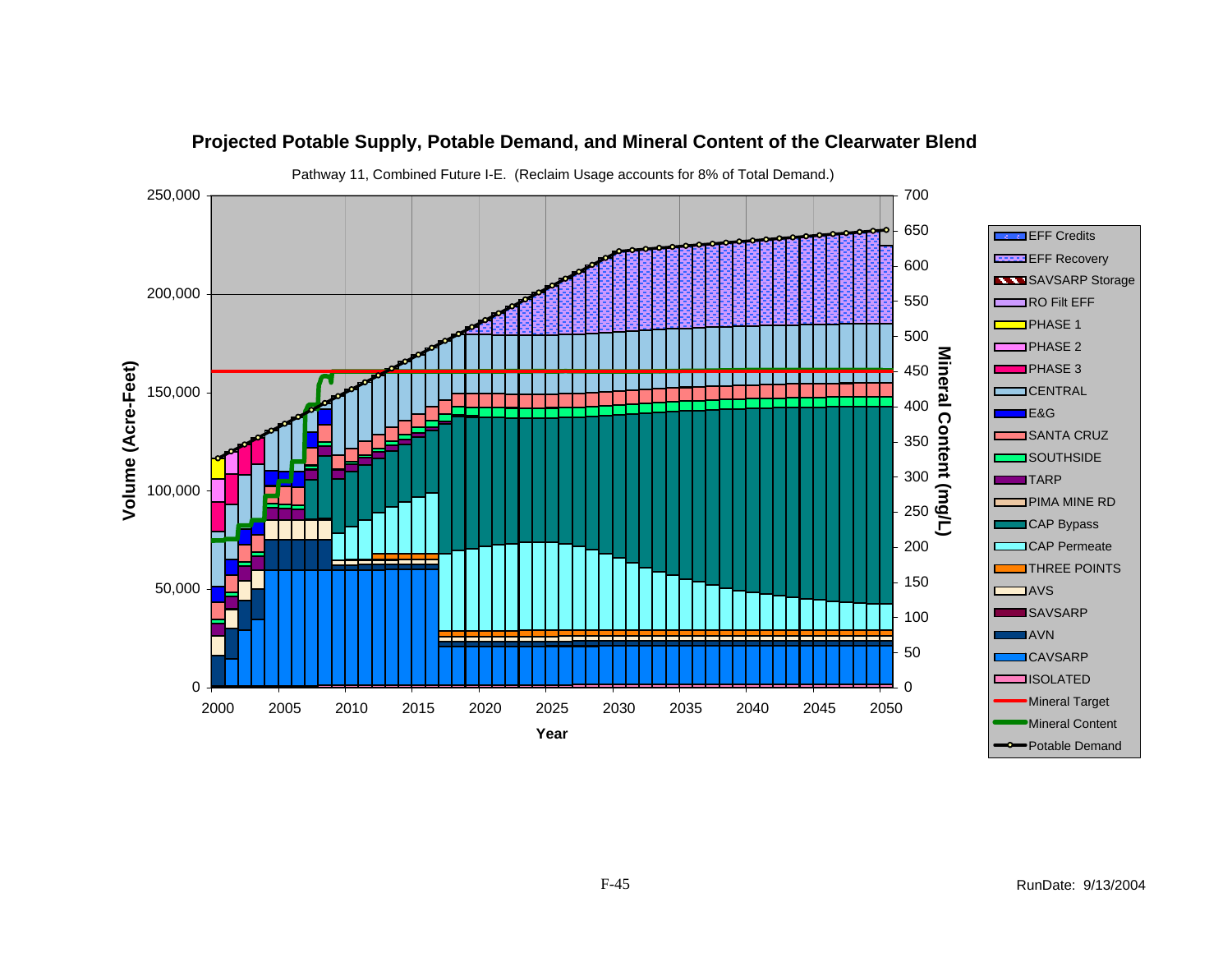## Projected Potable Supply, Potable Demand, and Mineral Content of the Clearwater Blend

Pathway 11, Combined Future I-E. (Reclaim Usage accounts for 8% of Total Demand.)

Volume (Acre-Feet): 0, 50,000, 100,000, 150,000, 200,000, 250,000

Mineral Content (mg/L): 0, 50, 100, 150, 200, 250, 300, 350, 400, 450, 500, 550, 600, 650, 700

Year: 2000, 2005, 2010, 2015, 2020, 2025, 2030, 2035, 2040, 2045, 2050

Legend:
- EFF Credits
- EFF Recovery
- SAVSARP Storage
- RO Filt EFF
- PHASE 1
- PHASE 2
- PHASE 3
- CENTRAL
- E&G
- SANTA CRUZ
- SOUTHSIDE
- TARP
- PIMA MINE RD
- CAP Bypass
- CAP Permeate
- THREE POINTS
- AVS
- SAVSARP
- AVN
- CAVSARP
- ISOLATED
- Mineral Target
- Mineral Content
- Potable Demand

RunDate: 9/13/2004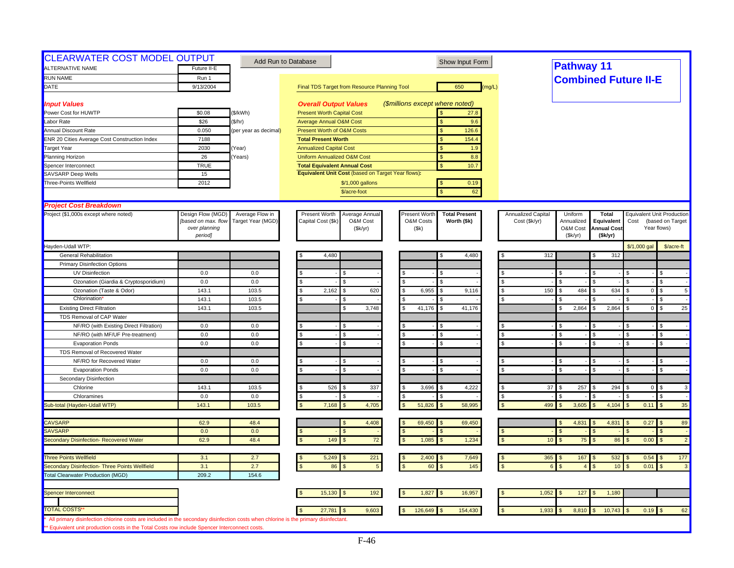# CLEARWATER COST MODEL OUTPUT

Add Run to Database | Show Input Form

## Pathway 11
## Combined Future II-E

| | | |
|---|---|---|
| ALTERNATIVE NAME | Future II-E | |
| RUN NAME | Run 1 | |
| DATE | 9/13/2004 | |

Final TDS Target from Resource Planning Tool: 650 (mg/L)

### *Input Values*

| | | |
|---|---|---|
| Power Cost for HUWTP | $0.08 | ($/kWh) |
| Labor Rate | $26 | ($/hr) |
| Annual Discount Rate | 0.050 | (per year as decimal) |
| ENR 20 Cities Average Cost Construction Index | 7188 | |
| Target Year | 2030 | (Year) |
| Planning Horizon | 26 | (Years) |
| Spencer Interconnect | TRUE | |
| SAVSARP Deep Wells | 15 | |
| Three-Points Wellfield | 2012 | |

### *Overall Output Values* ($millions except where noted)

| | |
|---|---|
| Present Worth Capital Cost | $ 27.8 |
| Average Annual O&M Cost | $ 9.6 |
| Present Worth of O&M Costs | $ 126.6 |
| **Total Present Worth** | $ 154.4 |
| Annualized Capital Cost | $ 1.9 |
| Uniform Annualized O&M Cost | $ 8.8 |
| **Total Equivalent Annual Cost** | $ 10.7 |
| **Equivalent Unit Cost** (based on Target Year flows): | |
| $/1,000 gallons | $ 0.19 |
| $/acre-foot | $ 62 |

### *Project Cost Breakdown*

| Project ($1,000s except where noted) | Design Flow (MGD) [based on max. flow over planning period] | Average Flow in Target Year (MGD) | Present Worth Capital Cost ($k) | Average Annual O&M Cost ($k/yr) | Present Worth O&M Costs ($k) | Total Present Worth ($k) | Annualized Capital Cost ($k/yr) | Uniform Annualized O&M Cost ($k/yr) | Total Equivalent Annual Cost ($k/yr) | Equivalent Unit Production Cost (based on Target Year flows) $/1,000 gal | $/acre-ft |
|---|---|---|---|---|---|---|---|---|---|---|---|
| Hayden-Udall WTP: | | | | | | | | | | | |
| General Rehabilitation | | | $ 4,480 | | | $ 4,480 | $ 312 | | $ 312 | | |
| Primary Disinfection Options | | | | | | | | | | | |
| UV Disinfection | 0.0 | 0.0 | $ - | $ - | $ - | $ - | $ - | $ - | $ - | $ - | $ - |
| Ozonation (Giardia & Cryptosporidium) | 0.0 | 0.0 | $ - | $ - | $ - | $ - | $ - | $ - | $ - | $ - | $ - |
| Ozonation (Taste & Odor) | 143.1 | 103.5 | $ 2,162 | $ 620 | $ 6,955 | $ 9,116 | $ 150 | $ 484 | $ 634 | $ 0 | $ 5 |
| Chlorination* | 143.1 | 103.5 | $ - | $ - | $ - | $ - | $ - | $ - | $ - | $ - | $ - |
| Existing Direct Filtration | 143.1 | 103.5 | | $ 3,748 | $ 41,176 | $ 41,176 | | $ 2,864 | $ 2,864 | $ 0 | $ 25 |
| TDS Removal of CAP Water | | | | | | | | | | | |
| NF/RO (with Existing Direct Filtration) | 0.0 | 0.0 | $ - | $ - | $ - | $ - | $ - | $ - | $ - | $ - | $ - |
| NF/RO (with MF/UF Pre-treatment) | 0.0 | 0.0 | $ - | $ - | $ - | $ - | $ - | $ - | $ - | $ - | $ - |
| Evaporation Ponds | 0.0 | 0.0 | $ - | $ - | $ - | $ - | $ - | $ - | $ - | $ - | $ - |
| TDS Removal of Recovered Water | | | | | | | | | | | |
| NF/RO for Recovered Water | 0.0 | 0.0 | $ - | $ - | $ - | $ - | $ - | $ - | $ - | $ - | $ - |
| Evaporation Ponds | 0.0 | 0.0 | $ - | $ - | $ - | $ - | $ - | $ - | $ - | $ - | $ - |
| Secondary Disinfection | | | | | | | | | | | |
| Chlorine | 143.1 | 103.5 | $ 526 | $ 337 | $ 3,696 | $ 4,222 | $ 37 | $ 257 | $ 294 | $ 0 | $ 3 |
| Chloramines | 0.0 | 0.0 | $ - | $ - | $ - | $ - | $ - | $ - | $ - | $ - | $ - |
| Sub-total (Hayden-Udall WTP) | 143.1 | 103.5 | $ 7,168 | $ 4,705 | $ 51,826 | $ 58,995 | $ 499 | $ 3,605 | $ 4,104 | $ 0.11 | $ 35 |
| | | | | | | | | | | | |
| CAVSARP | 62.9 | 48.4 | | $ 4,408 | $ 69,450 | $ 69,450 | | $ 4,831 | $ 4,831 | $ 0.27 | $ 89 |
| SAVSARP | 0.0 | 0.0 | $ - | $ - | $ - | $ - | $ - | $ - | $ - | $ - | $ - |
| Secondary Disinfection- Recovered Water | 62.9 | 48.4 | $ 149 | $ 72 | $ 1,085 | $ 1,234 | $ 10 | $ 75 | $ 86 | $ 0.00 | $ 2 |
| | | | | | | | | | | | |
| Three Points Wellfield | 3.1 | 2.7 | $ 5,249 | $ 221 | $ 2,400 | $ 7,649 | $ 365 | $ 167 | $ 532 | $ 0.54 | $ 177 |
| Secondary Disinfection- Three Points Wellfield | 3.1 | 2.7 | $ 86 | $ 5 | $ 60 | $ 145 | $ 6 | $ 4 | $ 10 | $ 0.01 | $ 3 |
| Total Clearwater Production (MGD) | 209.2 | 154.6 | | | | | | | | | |
| | | | | | | | | | | | |
| Spencer Interconnect | | | $ 15,130 | $ 192 | $ 1,827 | $ 16,957 | $ 1,052 | $ 127 | $ 1,180 | | |
| | | | | | | | | | | | |
| TOTAL COSTS** | | | $ 27,781 | $ 9,603 | $ 126,649 | $ 154,430 | $ 1,933 | $ 8,810 | $ 10,743 | $ 0.19 | $ 62 |

\* All primary disinfection chlorine costs are included in the secondary disinfection costs when chlorine is the primary disinfectant.

\** Equivalent unit production costs in the Total Costs row include Spencer Interconnect costs.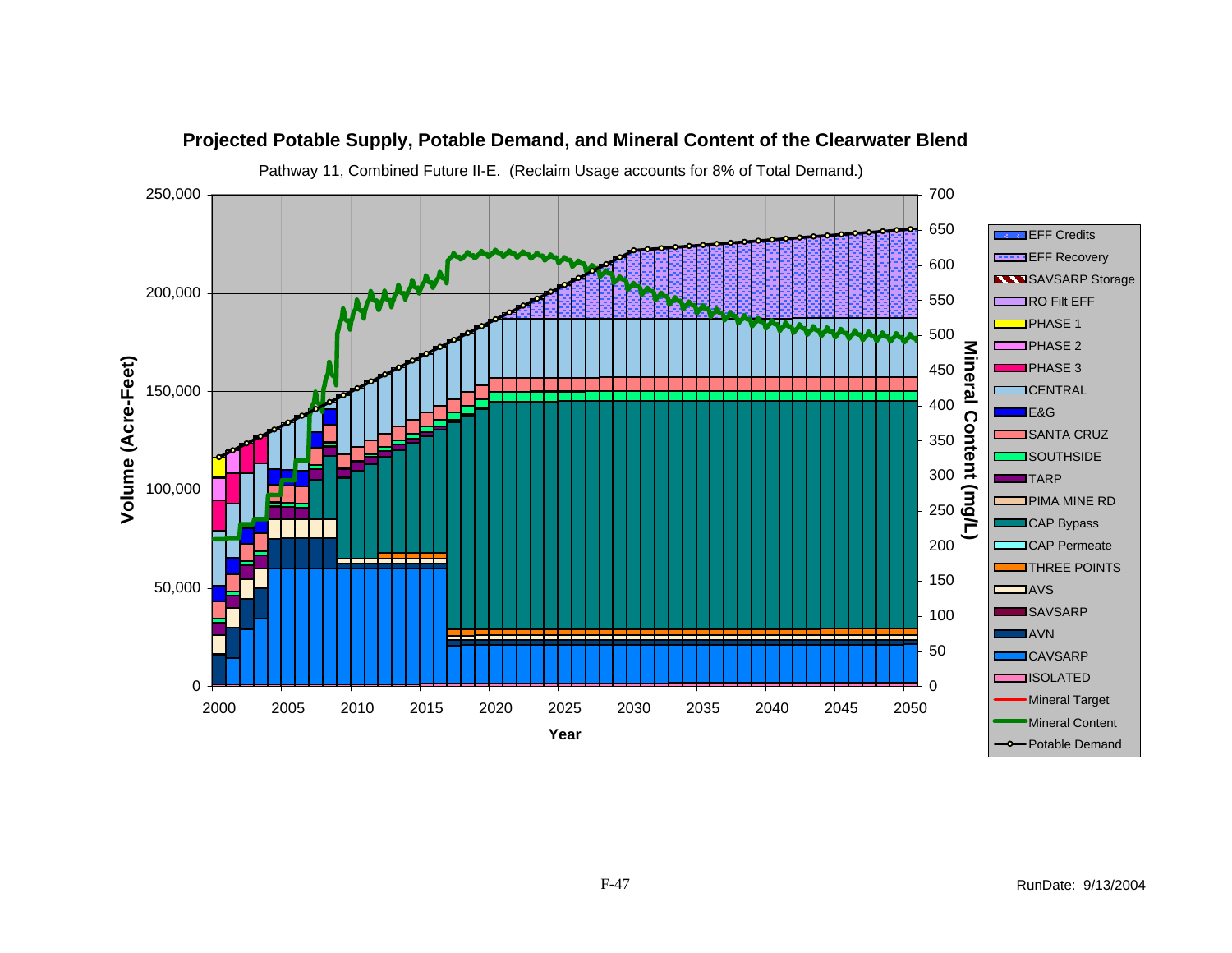**Projected Potable Supply, Potable Demand, and Mineral Content of the Clearwater Blend**

Pathway 11, Combined Future II-E. (Reclaim Usage accounts for 8% of Total Demand.)

Volume (Acre-Feet): 0, 50,000, 100,000, 150,000, 200,000, 250,000

Mineral Content (mg/L): 0, 50, 100, 150, 200, 250, 300, 350, 400, 450, 500, 550, 600, 650, 700

Year: 2000, 2005, 2010, 2015, 2020, 2025, 2030, 2035, 2040, 2045, 2050

Legend:
- EFF Credits
- EFF Recovery
- SAVSARP Storage
- RO Filt EFF
- PHASE 1
- PHASE 2
- PHASE 3
- CENTRAL
- E&G
- SANTA CRUZ
- SOUTHSIDE
- TARP
- PIMA MINE RD
- CAP Bypass
- CAP Permeate
- THREE POINTS
- AVS
- SAVSARP
- AVN
- CAVSARP
- ISOLATED
- Mineral Target
- Mineral Content
- Potable Demand

RunDate: 9/13/2004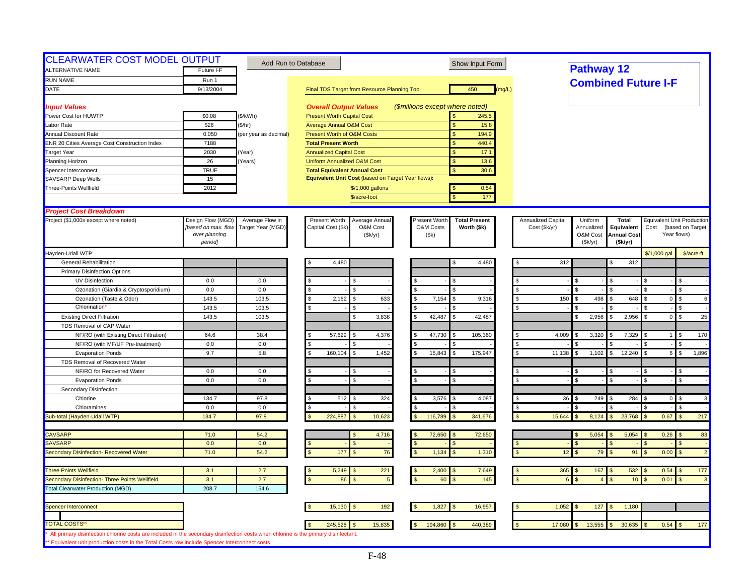# CLEARWATER COST MODEL OUTPUT

Add Run to Database | Show Input Form

## Pathway 12
## Combined Future I-F

| | | |
|---|---|---|
| ALTERNATIVE NAME | Future I-F | |
| RUN NAME | Run 1 | |
| DATE | 9/13/2004 | |

Final TDS Target from Resource Planning Tool: 450 (mg/L)

### *Input Values*

| | | |
|---|---|---|
| Power Cost for HUWTP | $0.08 | ($/kWh) |
| Labor Rate | $26 | ($/hr) |
| Annual Discount Rate | 0.050 | (per year as decimal) |
| ENR 20 Cities Average Cost Construction Index | 7188 | |
| Target Year | 2030 | (Year) |
| Planning Horizon | 26 | (Years) |
| Spencer Interconnect | TRUE | |
| SAVSARP Deep Wells | 15 | |
| Three-Points Wellfield | 2012 | |

### *Overall Output Values* *($millions except where noted)*

| | |
|---|---|
| Present Worth Capital Cost | $ 245.5 |
| Average Annual O&M Cost | $ 15.8 |
| Present Worth of O&M Costs | $ 194.9 |
| **Total Present Worth** | $ 440.4 |
| Annualized Capital Cost | $ 17.1 |
| Uniform Annualized O&M Cost | $ 13.6 |
| **Total Equivalent Annual Cost** | $ 30.6 |
| **Equivalent Unit Cost** (based on Target Year flows): | |
| $/1,000 gallons | $ 0.54 |
| $/acre-foot | $ 177 |

### *Project Cost Breakdown*

| Project ($1,000s except where noted) | Design Flow (MGD) *[based on max. flow over planning period]* | Average Flow in Target Year (MGD) | Present Worth Capital Cost ($k) | Average Annual O&M Cost ($k/yr) | Present Worth O&M Costs ($k) | Total Present Worth ($k) | Annualized Capital Cost ($k/yr) | Uniform Annualized O&M Cost ($k/yr) | Total Equivalent Annual Cost ($k/yr) | Equivalent Unit Production Cost (based on Target Year flows) $/1,000 gal | $/acre-ft |
|---|---|---|---|---|---|---|---|---|---|---|---|
| Hayden-Udall WTP: | | | | | | | | | | | |
| General Rehabilitation | | | $ 4,480 | | | $ 4,480 | $ 312 | | $ 312 | | |
| Primary Disinfection Options | | | | | | | | | | | |
| UV Disinfection | 0.0 | 0.0 | $ - | $ - | $ - | $ - | $ - | $ - | $ - | $ - | $ - |
| Ozonation (Giardia & Cryptosporidium) | 0.0 | 0.0 | $ - | $ - | $ - | $ - | $ - | $ - | $ - | $ - | $ - |
| Ozonation (Taste & Odor) | 143.5 | 103.5 | $ 2,162 | $ 633 | $ 7,154 | $ 9,316 | $ 150 | $ 498 | $ 648 | $ 0 | $ 6 |
| Chlorination* | 143.5 | 103.5 | $ - | $ - | $ - | $ - | $ - | $ - | $ - | $ - | $ - |
| Existing Direct Filtration | 143.5 | 103.5 | | $ 3,838 | $ 42,487 | $ 42,487 | | $ 2,956 | $ 2,956 | $ 0 | $ 25 |
| TDS Removal of CAP Water | | | | | | | | | | | |
| NF/RO (with Existing Direct Filtration) | 64.6 | 38.4 | $ 57,629 | $ 4,376 | $ 47,730 | $ 105,360 | $ 4,009 | $ 3,320 | $ 7,329 | $ 1 | $ 170 |
| NF/RO (with MF/UF Pre-treatment) | 0.0 | 0.0 | $ - | $ - | $ - | $ - | $ - | $ - | $ - | $ - | $ - |
| Evaporation Ponds | 9.7 | 5.8 | $ 160,104 | $ 1,452 | $ 15,843 | $ 175,947 | $ 11,138 | $ 1,102 | $ 12,240 | $ 6 | $ 1,896 |
| TDS Removal of Recovered Water | | | | | | | | | | | |
| NF/RO for Recovered Water | 0.0 | 0.0 | $ - | $ - | $ - | $ - | $ - | $ - | $ - | $ - | $ - |
| Evaporation Ponds | 0.0 | 0.0 | $ - | $ - | $ - | $ - | $ - | $ - | $ - | $ - | $ - |
| Secondary Disinfection | | | | | | | | | | | |
| Chlorine | 134.7 | 97.8 | $ 512 | $ 324 | $ 3,576 | $ 4,087 | $ 36 | $ 249 | $ 284 | $ 0 | $ 3 |
| Chloramines | 0.0 | 0.0 | $ - | $ - | $ - | $ - | $ - | $ - | $ - | $ - | $ - |
| Sub-total (Hayden-Udall WTP) | 134.7 | 97.8 | $ 224,887 | $ 10,623 | $ 116,789 | $ 341,676 | $ 15,644 | $ 8,124 | $ 23,768 | $ 0.67 | $ 217 |
| CAVSARP | 71.0 | 54.2 | | $ 4,716 | $ 72,650 | $ 72,650 | | $ 5,054 | $ 5,054 | $ 0.26 | $ 83 |
| SAVSARP | 0.0 | 0.0 | $ - | $ - | $ - | $ - | $ - | $ - | $ - | $ - | $ - |
| Secondary Disinfection- Recovered Water | 71.0 | 54.2 | $ 177 | $ 76 | $ 1,134 | $ 1,310 | $ 12 | $ 79 | $ 91 | $ 0.00 | $ 2 |
| Three Points Wellfield | 3.1 | 2.7 | $ 5,249 | $ 221 | $ 2,400 | $ 7,649 | $ 365 | $ 167 | $ 532 | $ 0.54 | $ 177 |
| Secondary Disinfection- Three Points Wellfield | 3.1 | 2.7 | $ 86 | $ 5 | $ 60 | $ 145 | $ 6 | $ 4 | $ 10 | $ 0.01 | $ 3 |
| Total Clearwater Production (MGD) | 208.7 | 154.6 | | | | | | | | | |
| Spencer Interconnect | | | $ 15,130 | $ 192 | $ 1,827 | $ 16,957 | $ 1,052 | $ 127 | $ 1,180 | | |
| TOTAL COSTS** | | | $ 245,528 | $ 15,835 | $ 194,860 | $ 440,389 | $ 17,080 | $ 13,555 | $ 30,635 | $ 0.54 | $ 177 |

\* All primary disinfection chlorine costs are included in the secondary disinfection costs when chlorine is the primary disinfectant.

\*\* Equivalent unit production costs in the Total Costs row include Spencer Interconnect costs.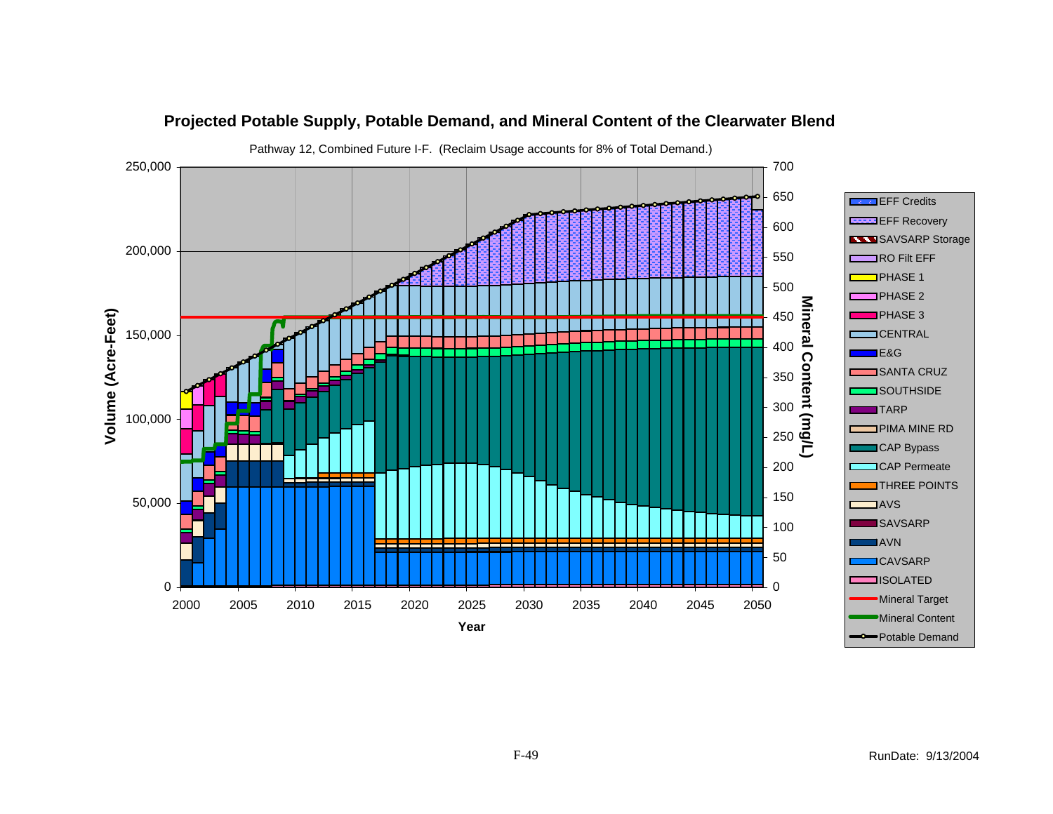## Projected Potable Supply, Potable Demand, and Mineral Content of the Clearwater Blend

Pathway 12, Combined Future I-F. (Reclaim Usage accounts for 8% of Total Demand.)

RunDate: 9/13/2004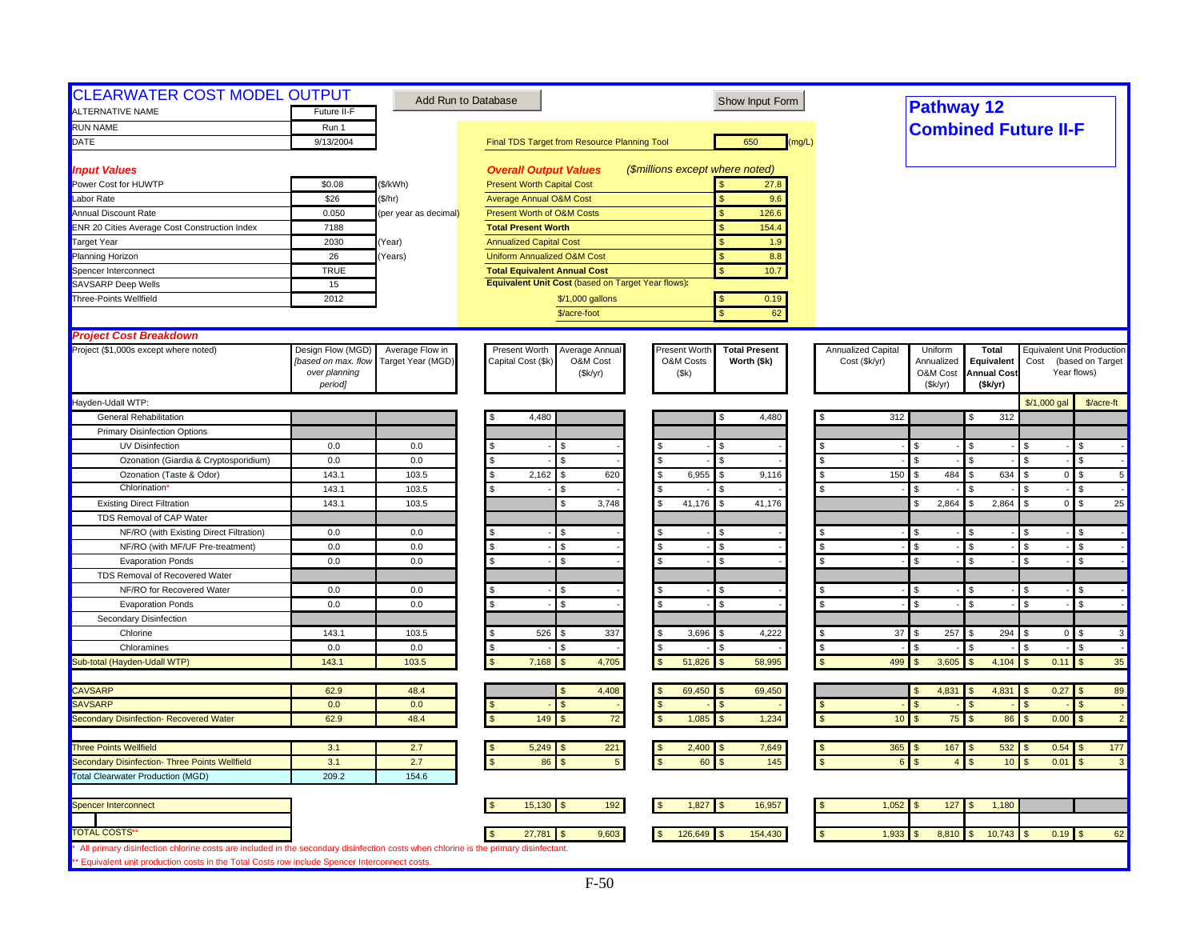# CLEARWATER COST MODEL OUTPUT

Add Run to Database | Show Input Form

## Pathway 12
## Combined Future II-F

| | | |
|---|---|---|
| ALTERNATIVE NAME | Future II-F | |
| RUN NAME | Run 1 | |
| DATE | 9/13/2004 | |

Final TDS Target from Resource Planning Tool: 650 (mg/L)

| ***Input Values*** | | |
|---|---|---|
| Power Cost for HUWTP | $0.08 | ($/kWh) |
| Labor Rate | $26 | ($/hr) |
| Annual Discount Rate | 0.050 | (per year as decimal) |
| ENR 20 Cities Average Cost Construction Index | 7188 | |
| Target Year | 2030 | (Year) |
| Planning Horizon | 26 | (Years) |
| Spencer Interconnect | TRUE | |
| SAVSARP Deep Wells | 15 | |
| Three-Points Wellfield | 2012 | |

| ***Overall Output Values*** *($millions except where noted)* | |
|---|---|
| Present Worth Capital Cost | $ 27.8 |
| Average Annual O&M Cost | $ 9.6 |
| Present Worth of O&M Costs | $ 126.6 |
| **Total Present Worth** | $ 154.4 |
| Annualized Capital Cost | $ 1.9 |
| Uniform Annualized O&M Cost | $ 8.8 |
| **Total Equivalent Annual Cost** | $ 10.7 |
| **Equivalent Unit Cost** (based on Target Year flows): | |
| $/1,000 gallons | $ 0.19 |
| $/acre-foot | $ 62 |

### *Project Cost Breakdown*

| Project ($1,000s except where noted) | Design Flow (MGD) *[based on max. flow over planning period]* | Average Flow in Target Year (MGD) | Present Worth Capital Cost ($k) | Average Annual O&M Cost ($k/yr) | Present Worth O&M Costs ($k) | **Total Present Worth ($k)** | Annualized Capital Cost ($k/yr) | Uniform Annualized O&M Cost ($k/yr) | **Total Equivalent Annual Cost ($k/yr)** | Equivalent Unit Production Cost (based on Target Year flows) $/1,000 gal | $/acre-ft |
|---|---|---|---|---|---|---|---|---|---|---|---|
| Hayden-Udall WTP: | | | | | | | | | | | |
| General Rehabilitation | | | $ 4,480 | | | $ 4,480 | $ 312 | | $ 312 | | |
| Primary Disinfection Options | | | | | | | | | | | |
| UV Disinfection | 0.0 | 0.0 | $ - | $ - | $ - | $ - | $ - | $ - | $ - | $ - | $ - |
| Ozonation (Giardia & Cryptosporidium) | 0.0 | 0.0 | $ - | $ - | $ - | $ - | $ - | $ - | $ - | $ - | $ - |
| Ozonation (Taste & Odor) | 143.1 | 103.5 | $ 2,162 | $ 620 | $ 6,955 | $ 9,116 | $ 150 | $ 484 | $ 634 | $ 0 | $ 5 |
| Chlorination* | 143.1 | 103.5 | $ - | $ - | $ - | $ - | $ - | $ - | $ - | $ - | $ - |
| Existing Direct Filtration | 143.1 | 103.5 | | $ 3,748 | $ 41,176 | $ 41,176 | | $ 2,864 | $ 2,864 | $ 0 | $ 25 |
| TDS Removal of CAP Water | | | | | | | | | | | |
| NF/RO (with Existing Direct Filtration) | 0.0 | 0.0 | $ - | $ - | $ - | $ - | $ - | $ - | $ - | $ - | $ - |
| NF/RO (with MF/UF Pre-treatment) | 0.0 | 0.0 | $ - | $ - | $ - | $ - | $ - | $ - | $ - | $ - | $ - |
| Evaporation Ponds | 0.0 | 0.0 | $ - | $ - | $ - | $ - | $ - | $ - | $ - | $ - | $ - |
| TDS Removal of Recovered Water | | | | | | | | | | | |
| NF/RO for Recovered Water | 0.0 | 0.0 | $ - | $ - | $ - | $ - | $ - | $ - | $ - | $ - | $ - |
| Evaporation Ponds | 0.0 | 0.0 | $ - | $ - | $ - | $ - | $ - | $ - | $ - | $ - | $ - |
| Secondary Disinfection | | | | | | | | | | | |
| Chlorine | 143.1 | 103.5 | $ 526 | $ 337 | $ 3,696 | $ 4,222 | $ 37 | $ 257 | $ 294 | $ 0 | $ 3 |
| Chloramines | 0.0 | 0.0 | $ - | $ - | $ - | $ - | $ - | $ - | $ - | $ - | $ - |
| Sub-total (Hayden-Udall WTP) | 143.1 | 103.5 | $ 7,168 | $ 4,705 | $ 51,826 | $ 58,995 | $ 499 | $ 3,605 | $ 4,104 | $ 0.11 | $ 35 |
| | | | | | | | | | | | |
| CAVSARP | 62.9 | 48.4 | | $ 4,408 | $ 69,450 | $ 69,450 | | $ 4,831 | $ 4,831 | $ 0.27 | $ 89 |
| SAVSARP | 0.0 | 0.0 | $ - | $ - | $ - | $ - | $ - | $ - | $ - | $ - | $ - |
| Secondary Disinfection- Recovered Water | 62.9 | 48.4 | $ 149 | $ 72 | $ 1,085 | $ 1,234 | $ 10 | $ 75 | $ 86 | $ 0.00 | $ 2 |
| | | | | | | | | | | | |
| Three Points Wellfield | 3.1 | 2.7 | $ 5,249 | $ 221 | $ 2,400 | $ 7,649 | $ 365 | $ 167 | $ 532 | $ 0.54 | $ 177 |
| Secondary Disinfection- Three Points Wellfield | 3.1 | 2.7 | $ 86 | $ 5 | $ 60 | $ 145 | $ 6 | $ 4 | $ 10 | $ 0.01 | $ 3 |
| Total Clearwater Production (MGD) | 209.2 | 154.6 | | | | | | | | | |
| | | | | | | | | | | | |
| Spencer Interconnect | | | $ 15,130 | $ 192 | $ 1,827 | $ 16,957 | $ 1,052 | $ 127 | $ 1,180 | | |
| | | | | | | | | | | | |
| TOTAL COSTS** | | | $ 27,781 | $ 9,603 | $ 126,649 | $ 154,430 | $ 1,933 | $ 8,810 | $ 10,743 | $ 0.19 | $ 62 |

\* All primary disinfection chlorine costs are included in the secondary disinfection costs when chlorine is the primary disinfectant.

\*\* Equivalent unit production costs in the Total Costs row include Spencer Interconnect costs.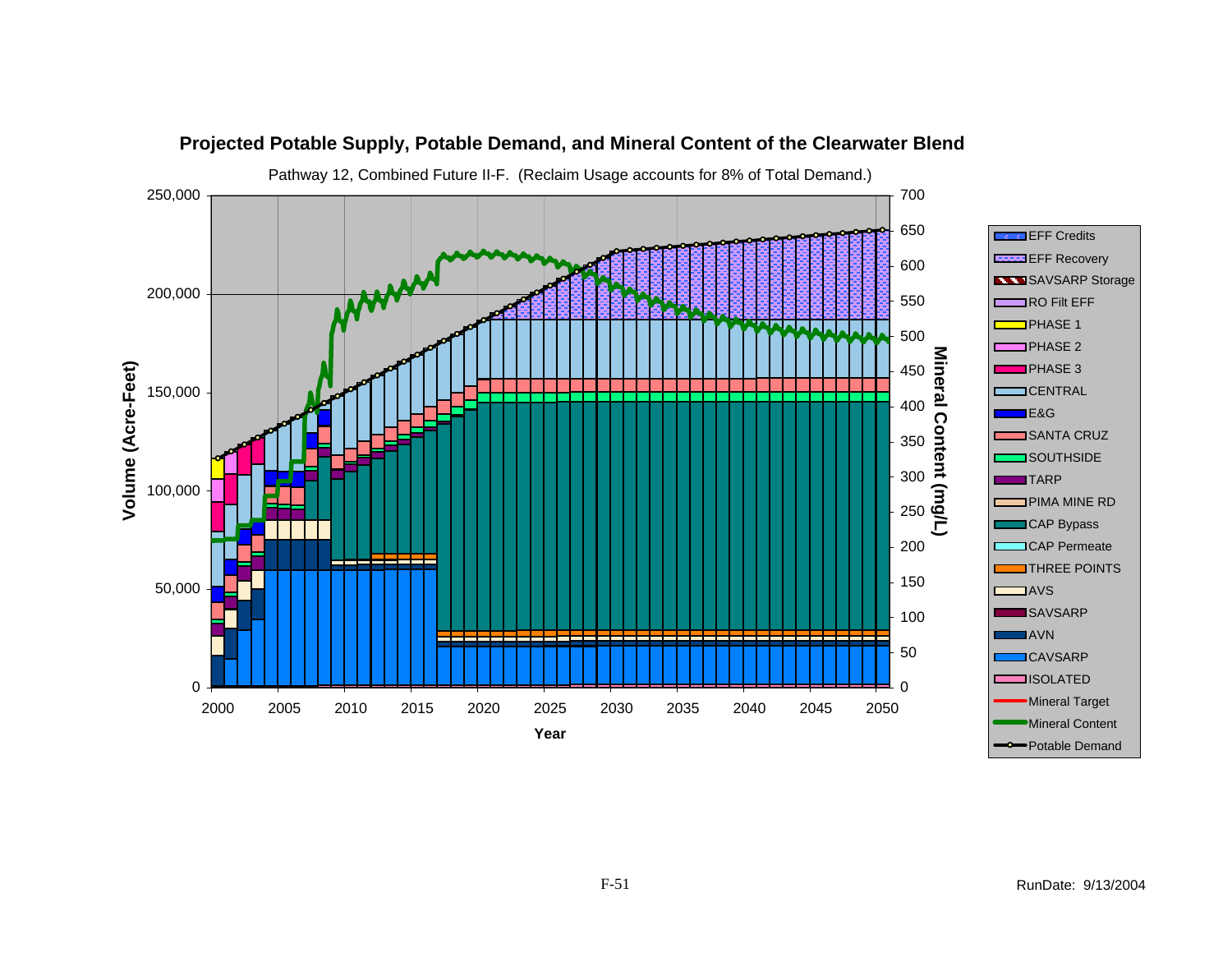## Projected Potable Supply, Potable Demand, and Mineral Content of the Clearwater Blend

Pathway 12, Combined Future II-F. (Reclaim Usage accounts for 8% of Total Demand.)

Volume (Acre-Feet): 0, 50,000, 100,000, 150,000, 200,000, 250,000

Mineral Content (mg/L): 0, 50, 100, 150, 200, 250, 300, 350, 400, 450, 500, 550, 600, 650, 700

Year: 2000, 2005, 2010, 2015, 2020, 2025, 2030, 2035, 2040, 2045, 2050

Legend:
- EFF Credits
- EFF Recovery
- SAVSARP Storage
- RO Filt EFF
- PHASE 1
- PHASE 2
- PHASE 3
- CENTRAL
- E&G
- SANTA CRUZ
- SOUTHSIDE
- TARP
- PIMA MINE RD
- CAP Bypass
- CAP Permeate
- THREE POINTS
- AVS
- SAVSARP
- AVN
- CAVSARP
- ISOLATED
- Mineral Target
- Mineral Content
- Potable Demand

RunDate: 9/13/2004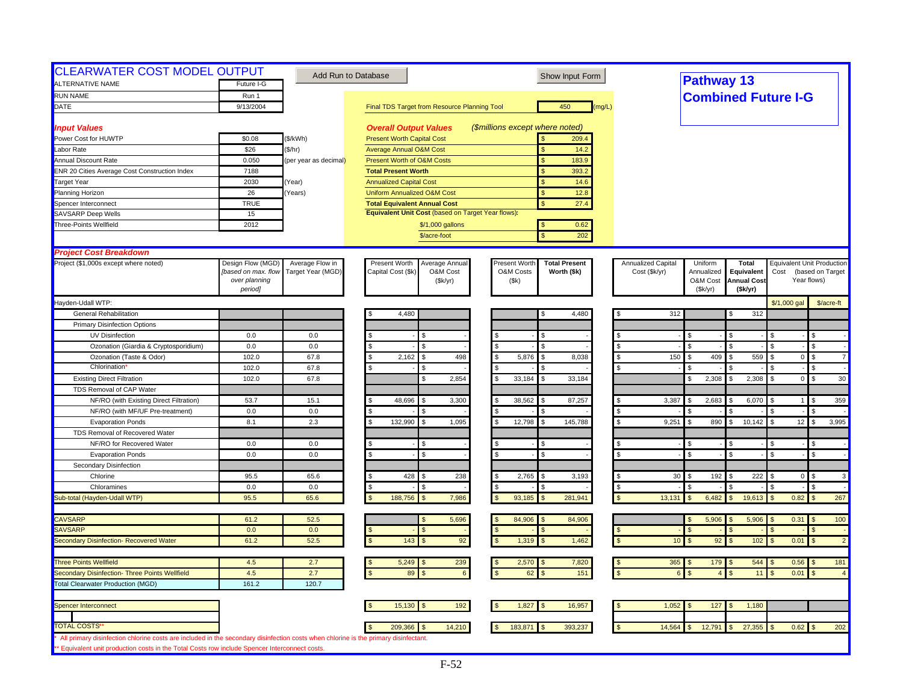# CLEARWATER COST MODEL OUTPUT

Add Run to Database | Show Input Form

## Pathway 13 Combined Future I-G

| | | |
|---|---|---|
| ALTERNATIVE NAME | Future I-G | |
| RUN NAME | Run 1 | |
| DATE | 9/13/2004 | |

Final TDS Target from Resource Planning Tool: 450 (mg/L)

### Input Values

| | | |
|---|---|---|
| Power Cost for HUWTP | $0.08 | ($/kWh) |
| Labor Rate | $26 | ($/hr) |
| Annual Discount Rate | 0.050 | (per year as decimal) |
| ENR 20 Cities Average Cost Construction Index | 7188 | |
| Target Year | 2030 | (Year) |
| Planning Horizon | 26 | (Years) |
| Spencer Interconnect | TRUE | |
| SAVSARP Deep Wells | 15 | |
| Three-Points Wellfield | 2012 | |

### Overall Output Values

($millions except where noted)

| | |
|---|---|
| Present Worth Capital Cost | $ 209.4 |
| Average Annual O&M Cost | $ 14.2 |
| Present Worth of O&M Costs | $ 183.9 |
| **Total Present Worth** | $ 393.2 |
| Annualized Capital Cost | $ 14.6 |
| Uniform Annualized O&M Cost | $ 12.8 |
| **Total Equivalent Annual Cost** | $ 27.4 |
| **Equivalent Unit Cost** (based on Target Year flows): | |
| $/1,000 gallons | $ 0.62 |
| $/acre-foot | $ 202 |

### Project Cost Breakdown

| Project ($1,000s except where noted) | Design Flow (MGD) [based on max. flow over planning period] | Average Flow in Target Year (MGD) | Present Worth Capital Cost ($k) | Average Annual O&M Cost ($k/yr) | Present Worth O&M Costs ($k) | Total Present Worth ($k) | Annualized Capital Cost ($k/yr) | Uniform Annualized O&M Cost ($k/yr) | Total Equivalent Annual Cost ($k/yr) | Equivalent Unit Production Cost (based on Target Year flows) $/1,000 gal | $/acre-ft |
|---|---|---|---|---|---|---|---|---|---|---|---|
| Hayden-Udall WTP: | | | | | | | | | | | |
| General Rehabilitation | | | $ 4,480 | | | $ 4,480 | $ 312 | | $ 312 | | |
| Primary Disinfection Options | | | | | | | | | | | |
| UV Disinfection | 0.0 | 0.0 | $ - | $ - | $ - | $ - | $ - | $ - | $ - | $ - | $ - |
| Ozonation (Giardia & Cryptosporidium) | 0.0 | 0.0 | $ - | $ - | $ - | $ - | $ - | $ - | $ - | $ - | $ - |
| Ozonation (Taste & Odor) | 102.0 | 67.8 | $ 2,162 | $ 498 | $ 5,876 | $ 8,038 | $ 150 | $ 409 | $ 559 | $ 0 | $ 7 |
| Chlorination* | 102.0 | 67.8 | $ - | $ - | $ - | $ - | $ - | $ - | $ - | $ - | $ - |
| Existing Direct Filtration | 102.0 | 67.8 | | $ 2,854 | $ 33,184 | $ 33,184 | | $ 2,308 | $ 2,308 | $ 0 | $ 30 |
| TDS Removal of CAP Water | | | | | | | | | | | |
| NF/RO (with Existing Direct Filtration) | 53.7 | 15.1 | $ 48,696 | $ 3,300 | $ 38,562 | $ 87,257 | $ 3,387 | $ 2,683 | $ 6,070 | $ 1 | $ 359 |
| NF/RO (with MF/UF Pre-treatment) | 0.0 | 0.0 | $ - | $ - | $ - | $ - | $ - | $ - | $ - | $ - | $ - |
| Evaporation Ponds | 8.1 | 2.3 | $ 132,990 | $ 1,095 | $ 12,798 | $ 145,788 | $ 9,251 | $ 890 | $ 10,142 | $ 12 | $ 3,995 |
| TDS Removal of Recovered Water | | | | | | | | | | | |
| NF/RO for Recovered Water | 0.0 | 0.0 | $ - | $ - | $ - | $ - | $ - | $ - | $ - | $ - | $ - |
| Evaporation Ponds | 0.0 | 0.0 | $ - | $ - | $ - | $ - | $ - | $ - | $ - | $ - | $ - |
| Secondary Disinfection | | | | | | | | | | | |
| Chlorine | 95.5 | 65.6 | $ 428 | $ 238 | $ 2,765 | $ 3,193 | $ 30 | $ 192 | $ 222 | $ 0 | $ 3 |
| Chloramines | 0.0 | 0.0 | $ - | $ - | $ - | $ - | $ - | $ - | $ - | $ - | $ - |
| Sub-total (Hayden-Udall WTP) | 95.5 | 65.6 | $ 188,756 | $ 7,986 | $ 93,185 | $ 281,941 | $ 13,131 | $ 6,482 | $ 19,613 | $ 0.82 | $ 267 |
| CAVSARP | 61.2 | 52.5 | | $ 5,696 | $ 84,906 | $ 84,906 | | $ 5,906 | $ 5,906 | $ 0.31 | $ 100 |
| SAVSARP | 0.0 | 0.0 | $ - | $ - | $ - | $ - | $ - | $ - | $ - | $ - | $ - |
| Secondary Disinfection- Recovered Water | 61.2 | 52.5 | $ 143 | $ 92 | $ 1,319 | $ 1,462 | $ 10 | $ 92 | $ 102 | $ 0.01 | $ 2 |
| Three Points Wellfield | 4.5 | 2.7 | $ 5,249 | $ 239 | $ 2,570 | $ 7,820 | $ 365 | $ 179 | $ 544 | $ 0.56 | $ 181 |
| Secondary Disinfection- Three Points Wellfield | 4.5 | 2.7 | $ 89 | $ 6 | $ 62 | $ 151 | $ 6 | $ 4 | $ 11 | $ 0.01 | $ 4 |
| Total Clearwater Production (MGD) | 161.2 | 120.7 | | | | | | | | | |
| Spencer Interconnect | | | $ 15,130 | $ 192 | $ 1,827 | $ 16,957 | $ 1,052 | $ 127 | $ 1,180 | | |
| TOTAL COSTS** | | | $ 209,366 | $ 14,210 | $ 183,871 | $ 393,237 | $ 14,564 | $ 12,791 | $ 27,355 | $ 0.62 | $ 202 |

\* All primary disinfection chlorine costs are included in the secondary disinfection costs when chlorine is the primary disinfectant.

** Equivalent unit production costs in the Total Costs row include Spencer Interconnect costs.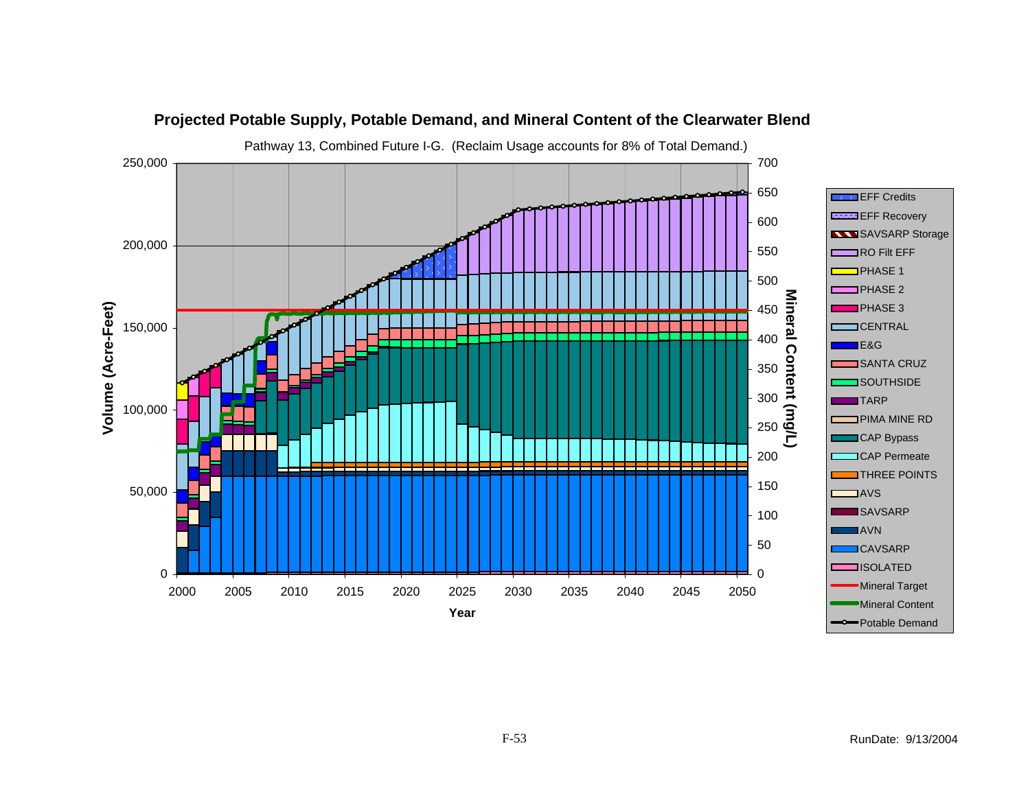## Projected Potable Supply, Potable Demand, and Mineral Content of the Clearwater Blend

Pathway 13, Combined Future I-G. (Reclaim Usage accounts for 8% of Total Demand.)

Volume (Acre-Feet): 0, 50,000, 100,000, 150,000, 200,000, 250,000

Mineral Content (mg/L): 0, 50, 100, 150, 200, 250, 300, 350, 400, 450, 500, 550, 600, 650, 700

Year: 2000, 2005, 2010, 2015, 2020, 2025, 2030, 2035, 2040, 2045, 2050

Legend: EFF Credits, EFF Recovery, SAVSARP Storage, RO Filt EFF, PHASE 1, PHASE 2, PHASE 3, CENTRAL, E&G, SANTA CRUZ, SOUTHSIDE, TARP, PIMA MINE RD, CAP Bypass, CAP Permeate, THREE POINTS, AVS, SAVSARP, AVN, CAVSARP, ISOLATED, Mineral Target, Mineral Content, Potable Demand

RunDate: 9/13/2004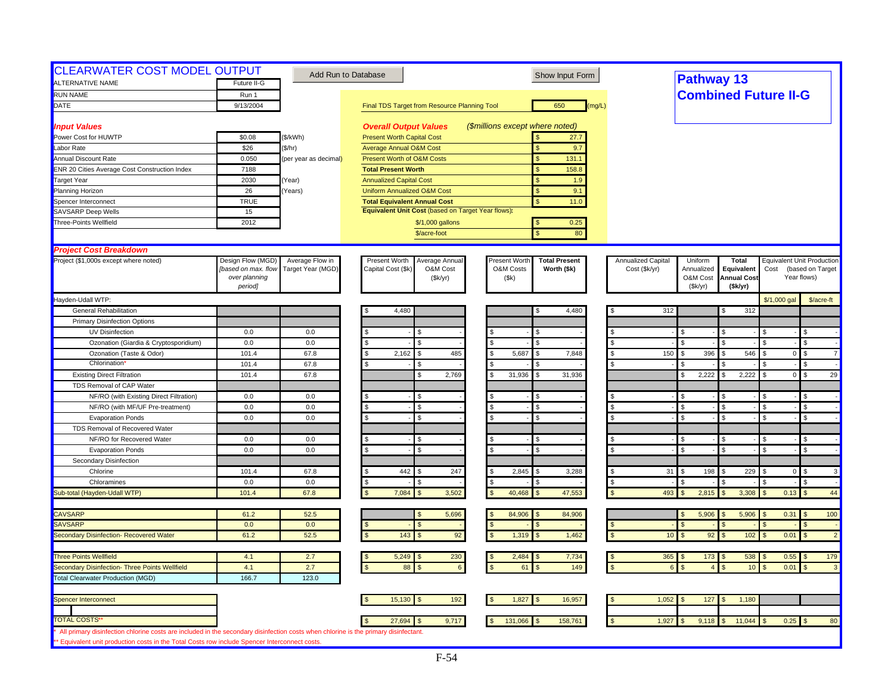# CLEARWATER COST MODEL OUTPUT

Add Run to Database | Show Input Form

## Pathway 13
## Combined Future II-G

| | | |
|---|---|---|
| ALTERNATIVE NAME | Future II-G | |
| RUN NAME | Run 1 | |
| DATE | 9/13/2004 | |

Final TDS Target from Resource Planning Tool: 650 (mg/L)

### *Input Values*

| | | |
|---|---|---|
| Power Cost for HUWTP | $0.08 | ($/kWh) |
| Labor Rate | $26 | ($/hr) |
| Annual Discount Rate | 0.050 | (per year as decimal) |
| ENR 20 Cities Average Cost Construction Index | 7188 | |
| Target Year | 2030 | (Year) |
| Planning Horizon | 26 | (Years) |
| Spencer Interconnect | TRUE | |
| SAVSARP Deep Wells | 15 | |
| Three-Points Wellfield | 2012 | |

### *Overall Output Values* (*$millions except where noted*)

| | |
|---|---|
| Present Worth Capital Cost | $ 27.7 |
| Average Annual O&M Cost | $ 9.7 |
| Present Worth of O&M Costs | $ 131.1 |
| **Total Present Worth** | $ 158.8 |
| Annualized Capital Cost | $ 1.9 |
| Uniform Annualized O&M Cost | $ 9.1 |
| **Total Equivalent Annual Cost** | $ 11.0 |
| **Equivalent Unit Cost** (based on Target Year flows): | |
| $/1,000 gallons | $ 0.25 |
| $/acre-foot | $ 80 |

### *Project Cost Breakdown*

| Project ($1,000s except where noted) | Design Flow (MGD) [based on max. flow over planning period] | Average Flow in Target Year (MGD) | Present Worth Capital Cost ($k) | Average Annual O&M Cost ($k/yr) | Present Worth O&M Costs ($k) | Total Present Worth ($k) | Annualized Capital Cost ($k/yr) | Uniform Annualized O&M Cost ($k/yr) | Total Equivalent Annual Cost ($k/yr) | Equivalent Unit Production Cost (based on Target Year flows) $/1,000 gal | $/acre-ft |
|---|---|---|---|---|---|---|---|---|---|---|---|
| Hayden-Udall WTP: | | | | | | | | | | | |
| General Rehabilitation | | | $ 4,480 | | | $ 4,480 | $ 312 | | $ 312 | | |
| Primary Disinfection Options | | | | | | | | | | | |
| UV Disinfection | 0.0 | 0.0 | $ - | $ - | $ - | $ - | $ - | $ - | $ - | $ - | $ - |
| Ozonation (Giardia & Cryptosporidium) | 0.0 | 0.0 | $ - | $ - | $ - | $ - | $ - | $ - | $ - | $ - | $ - |
| Ozonation (Taste & Odor) | 101.4 | 67.8 | $ 2,162 | $ 485 | $ 5,687 | $ 7,848 | $ 150 | $ 396 | $ 546 | $ 0 | $ 7 |
| Chlorination* | 101.4 | 67.8 | $ - | $ - | $ - | $ - | $ - | $ - | $ - | $ - | $ - |
| Existing Direct Filtration | 101.4 | 67.8 | | $ 2,769 | $ 31,936 | $ 31,936 | | $ 2,222 | $ 2,222 | $ 0 | $ 29 |
| TDS Removal of CAP Water | | | | | | | | | | | |
| NF/RO (with Existing Direct Filtration) | 0.0 | 0.0 | $ - | $ - | $ - | $ - | $ - | $ - | $ - | $ - | $ - |
| NF/RO (with MF/UF Pre-treatment) | 0.0 | 0.0 | $ - | $ - | $ - | $ - | $ - | $ - | $ - | $ - | $ - |
| Evaporation Ponds | 0.0 | 0.0 | $ - | $ - | $ - | $ - | $ - | $ - | $ - | $ - | $ - |
| TDS Removal of Recovered Water | | | | | | | | | | | |
| NF/RO for Recovered Water | 0.0 | 0.0 | $ - | $ - | $ - | $ - | $ - | $ - | $ - | $ - | $ - |
| Evaporation Ponds | 0.0 | 0.0 | $ - | $ - | $ - | $ - | $ - | $ - | $ - | $ - | $ - |
| Secondary Disinfection | | | | | | | | | | | |
| Chlorine | 101.4 | 67.8 | $ 442 | $ 247 | $ 2,845 | $ 3,288 | $ 31 | $ 198 | $ 229 | $ 0 | $ 3 |
| Chloramines | 0.0 | 0.0 | $ - | $ - | $ - | $ - | $ - | $ - | $ - | $ - | $ - |
| Sub-total (Hayden-Udall WTP) | 101.4 | 67.8 | $ 7,084 | $ 3,502 | $ 40,468 | $ 47,553 | $ 493 | $ 2,815 | $ 3,308 | $ 0.13 | $ 44 |
| | | | | | | | | | | | |
| CAVSARP | 61.2 | 52.5 | | $ 5,696 | $ 84,906 | $ 84,906 | | $ 5,906 | $ 5,906 | $ 0.31 | $ 100 |
| SAVSARP | 0.0 | 0.0 | $ - | $ - | $ - | $ - | $ - | $ - | $ - | $ - | $ - |
| Secondary Disinfection- Recovered Water | 61.2 | 52.5 | $ 143 | $ 92 | $ 1,319 | $ 1,462 | $ 10 | $ 92 | $ 102 | $ 0.01 | $ 2 |
| | | | | | | | | | | | |
| Three Points Wellfield | 4.1 | 2.7 | $ 5,249 | $ 230 | $ 2,484 | $ 7,734 | $ 365 | $ 173 | $ 538 | $ 0.55 | $ 179 |
| Secondary Disinfection- Three Points Wellfield | 4.1 | 2.7 | $ 88 | $ 6 | $ 61 | $ 149 | $ 6 | $ 4 | $ 10 | $ 0.01 | $ 3 |
| Total Clearwater Production (MGD) | 166.7 | 123.0 | | | | | | | | | |
| | | | | | | | | | | | |
| Spencer Interconnect | | | $ 15,130 | $ 192 | $ 1,827 | $ 16,957 | $ 1,052 | $ 127 | $ 1,180 | | |
| | | | | | | | | | | | |
| TOTAL COSTS** | | | $ 27,694 | $ 9,717 | $ 131,066 | $ 158,761 | $ 1,927 | $ 9,118 | $ 11,044 | $ 0.25 | $ 80 |

\* All primary disinfection chlorine costs are included in the secondary disinfection costs when chlorine is the primary disinfectant.

** Equivalent unit production costs in the Total Costs row include Spencer Interconnect costs.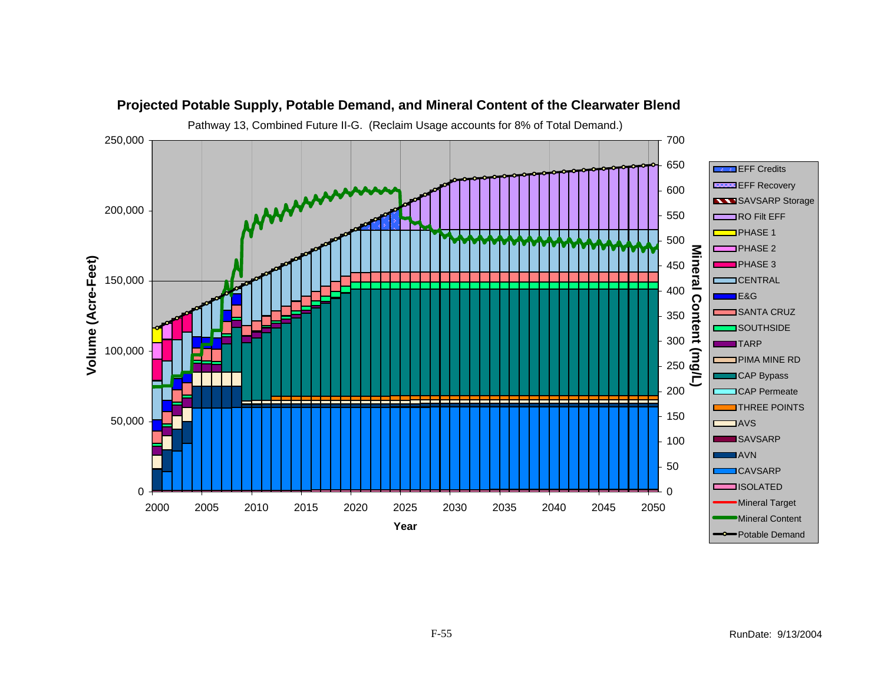## Projected Potable Supply, Potable Demand, and Mineral Content of the Clearwater Blend

Pathway 13, Combined Future II-G. (Reclaim Usage accounts for 8% of Total Demand.)

Volume (Acre-Feet): 0, 50,000, 100,000, 150,000, 200,000, 250,000

Mineral Content (mg/L): 0, 50, 100, 150, 200, 250, 300, 350, 400, 450, 500, 550, 600, 650, 700

Year: 2000, 2005, 2010, 2015, 2020, 2025, 2030, 2035, 2040, 2045, 2050

Legend:
- EFF Credits
- EFF Recovery
- SAVSARP Storage
- RO Filt EFF
- PHASE 1
- PHASE 2
- PHASE 3
- CENTRAL
- E&G
- SANTA CRUZ
- SOUTHSIDE
- TARP
- PIMA MINE RD
- CAP Bypass
- CAP Permeate
- THREE POINTS
- AVS
- SAVSARP
- AVN
- CAVSARP
- ISOLATED
- Mineral Target
- Mineral Content
- Potable Demand

RunDate: 9/13/2004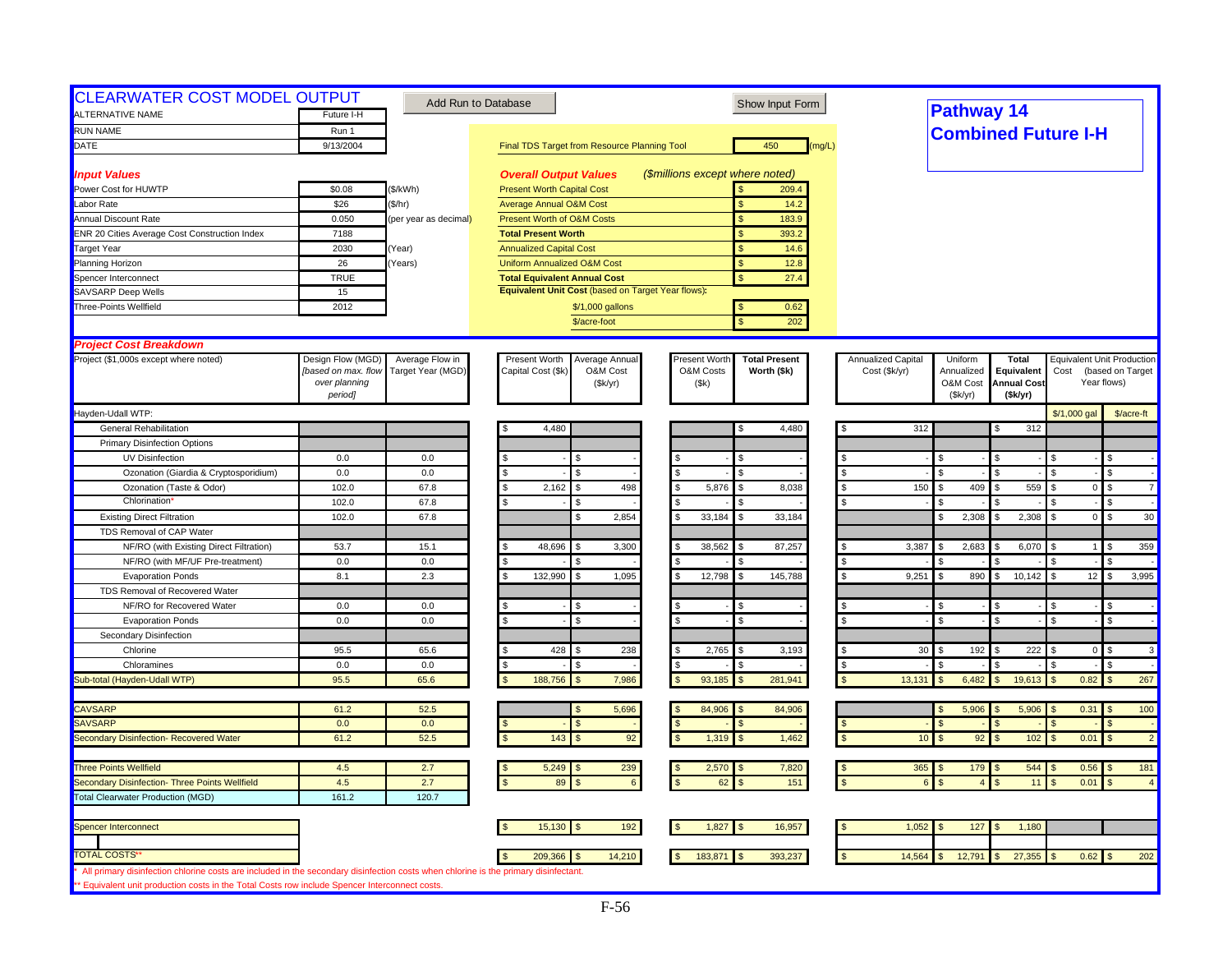# CLEARWATER COST MODEL OUTPUT

Add Run to Database | Show Input Form

## Pathway 14
## Combined Future I-H

| | | |
|---|---|---|
| ALTERNATIVE NAME | Future I-H | |
| RUN NAME | Run 1 | |
| DATE | 9/13/2004 | |

Final TDS Target from Resource Planning Tool: 450 (mg/L)

### Input Values

| | | |
|---|---|---|
| Power Cost for HUWTP | $0.08 | ($/kWh) |
| Labor Rate | $26 | ($/hr) |
| Annual Discount Rate | 0.050 | (per year as decimal) |
| ENR 20 Cities Average Cost Construction Index | 7188 | |
| Target Year | 2030 | (Year) |
| Planning Horizon | 26 | (Years) |
| Spencer Interconnect | TRUE | |
| SAVSARP Deep Wells | 15 | |
| Three-Points Wellfield | 2012 | |

### Overall Output Values
*($millions except where noted)*

| | |
|---|---|
| Present Worth Capital Cost | $ 209.4 |
| Average Annual O&M Cost | $ 14.2 |
| Present Worth of O&M Costs | $ 183.9 |
| **Total Present Worth** | $ 393.2 |
| Annualized Capital Cost | $ 14.6 |
| Uniform Annualized O&M Cost | $ 12.8 |
| **Total Equivalent Annual Cost** | $ 27.4 |
| **Equivalent Unit Cost** (based on Target Year flows): | |
| $/1,000 gallons | $ 0.62 |
| $/acre-foot | $ 202 |

### Project Cost Breakdown

| Project ($1,000s except where noted) | Design Flow (MGD) [based on max. flow over planning period] | Average Flow in Target Year (MGD) | Present Worth Capital Cost ($k) | Average Annual O&M Cost ($k/yr) | Present Worth O&M Costs ($k) | Total Present Worth ($k) | Annualized Capital Cost ($k/yr) | Uniform Annualized O&M Cost ($k/yr) | Total Equivalent Annual Cost ($k/yr) | Equivalent Unit Production Cost (based on Target Year flows) $/1,000 gal | $/acre-ft |
|---|---|---|---|---|---|---|---|---|---|---|---|
| Hayden-Udall WTP: | | | | | | | | | | | |
| General Rehabilitation | | | $ 4,480 | | | $ 4,480 | $ 312 | | $ 312 | | |
| Primary Disinfection Options | | | | | | | | | | | |
| UV Disinfection | 0.0 | 0.0 | $ - | $ - | $ - | $ - | $ - | $ - | $ - | $ - | $ - |
| Ozonation (Giardia & Cryptosporidium) | 0.0 | 0.0 | $ - | $ - | $ - | $ - | $ - | $ - | $ - | $ - | $ - |
| Ozonation (Taste & Odor) | 102.0 | 67.8 | $ 2,162 | $ 498 | $ 5,876 | $ 8,038 | $ 150 | $ 409 | $ 559 | $ 0 | $ 7 |
| Chlorination* | 102.0 | 67.8 | $ - | $ - | $ - | $ - | $ - | $ - | $ - | $ - | $ - |
| Existing Direct Filtration | 102.0 | 67.8 | | $ 2,854 | $ 33,184 | $ 33,184 | | $ 2,308 | $ 2,308 | $ 0 | $ 30 |
| TDS Removal of CAP Water | | | | | | | | | | | |
| NF/RO (with Existing Direct Filtration) | 53.7 | 15.1 | $ 48,696 | $ 3,300 | $ 38,562 | $ 87,257 | $ 3,387 | $ 2,683 | $ 6,070 | $ 1 | $ 359 |
| NF/RO (with MF/UF Pre-treatment) | 0.0 | 0.0 | $ - | $ - | $ - | $ - | $ - | $ - | $ - | $ - | $ - |
| Evaporation Ponds | 8.1 | 2.3 | $ 132,990 | $ 1,095 | $ 12,798 | $ 145,788 | $ 9,251 | $ 890 | $ 10,142 | $ 12 | $ 3,995 |
| TDS Removal of Recovered Water | | | | | | | | | | | |
| NF/RO for Recovered Water | 0.0 | 0.0 | $ - | $ - | $ - | $ - | $ - | $ - | $ - | $ - | $ - |
| Evaporation Ponds | 0.0 | 0.0 | $ - | $ - | $ - | $ - | $ - | $ - | $ - | $ - | $ - |
| Secondary Disinfection | | | | | | | | | | | |
| Chlorine | 95.5 | 65.6 | $ 428 | $ 238 | $ 2,765 | $ 3,193 | $ 30 | $ 192 | $ 222 | $ 0 | $ 3 |
| Chloramines | 0.0 | 0.0 | $ - | $ - | $ - | $ - | $ - | $ - | $ - | $ - | $ - |
| Sub-total (Hayden-Udall WTP) | 95.5 | 65.6 | $ 188,756 | $ 7,986 | $ 93,185 | $ 281,941 | $ 13,131 | $ 6,482 | $ 19,613 | $ 0.82 | $ 267 |
| CAVSARP | 61.2 | 52.5 | | $ 5,696 | $ 84,906 | $ 84,906 | | $ 5,906 | $ 5,906 | $ 0.31 | $ 100 |
| SAVSARP | 0.0 | 0.0 | $ - | $ - | $ - | $ - | $ - | $ - | $ - | $ - | $ - |
| Secondary Disinfection- Recovered Water | 61.2 | 52.5 | $ 143 | $ 92 | $ 1,319 | $ 1,462 | $ 10 | $ 92 | $ 102 | $ 0.01 | $ 2 |
| Three Points Wellfield | 4.5 | 2.7 | $ 5,249 | $ 239 | $ 2,570 | $ 7,820 | $ 365 | $ 179 | $ 544 | $ 0.56 | $ 181 |
| Secondary Disinfection- Three Points Wellfield | 4.5 | 2.7 | $ 89 | $ 6 | $ 62 | $ 151 | $ 6 | $ 4 | $ 11 | $ 0.01 | $ 4 |
| Total Clearwater Production (MGD) | 161.2 | 120.7 | | | | | | | | | |
| Spencer Interconnect | | | $ 15,130 | $ 192 | $ 1,827 | $ 16,957 | $ 1,052 | $ 127 | $ 1,180 | | |
| TOTAL COSTS** | | | $ 209,366 | $ 14,210 | $ 183,871 | $ 393,237 | $ 14,564 | $ 12,791 | $ 27,355 | $ 0.62 | $ 202 |

\* All primary disinfection chlorine costs are included in the secondary disinfection costs when chlorine is the primary disinfectant.

\** Equivalent unit production costs in the Total Costs row include Spencer Interconnect costs.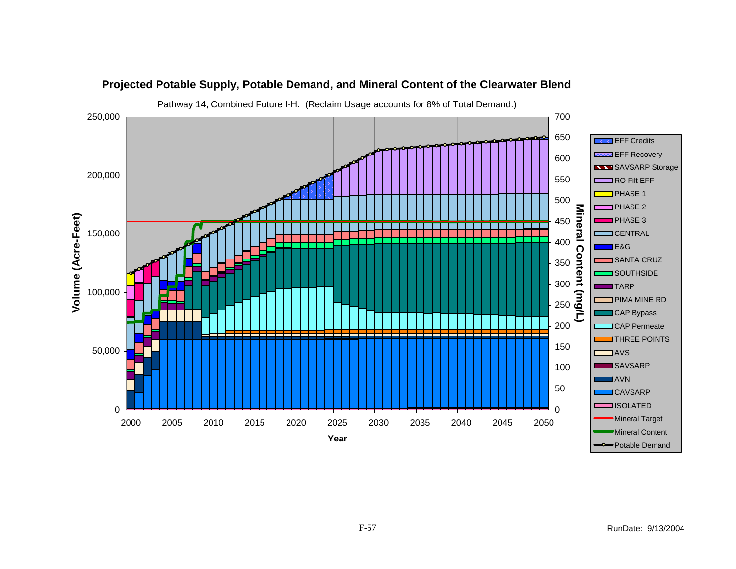**Projected Potable Supply, Potable Demand, and Mineral Content of the Clearwater Blend**

Pathway 14, Combined Future I-H. (Reclaim Usage accounts for 8% of Total Demand.)

RunDate: 9/13/2004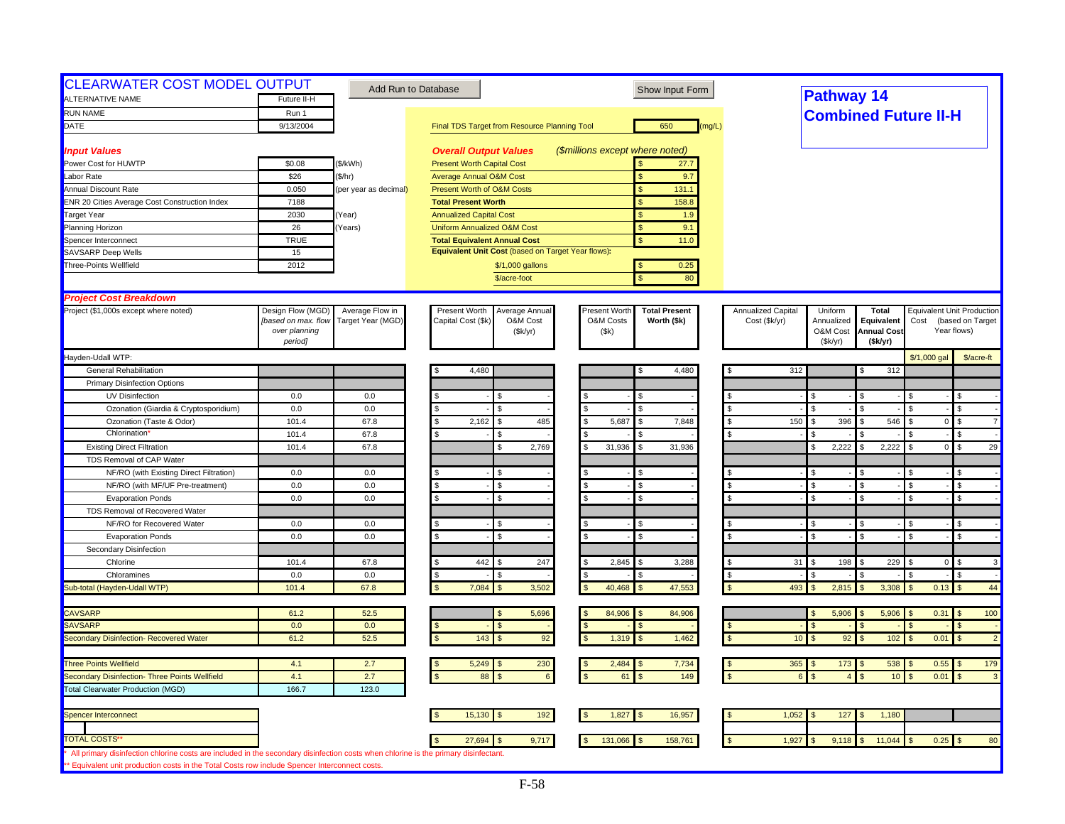# CLEARWATER COST MODEL OUTPUT

Add Run to Database | Show Input Form

## Pathway 14
## Combined Future II-H

| | | |
|---|---|---|
| ALTERNATIVE NAME | Future II-H | |
| RUN NAME | Run 1 | |
| DATE | 9/13/2004 | |

Final TDS Target from Resource Planning Tool: 650 (mg/L)

### *Input Values*

| | | |
|---|---|---|
| Power Cost for HUWTP | $0.08 | ($/kWh) |
| Labor Rate | $26 | ($/hr) |
| Annual Discount Rate | 0.050 | (per year as decimal) |
| ENR 20 Cities Average Cost Construction Index | 7188 | |
| Target Year | 2030 | (Year) |
| Planning Horizon | 26 | (Years) |
| Spencer Interconnect | TRUE | |
| SAVSARP Deep Wells | 15 | |
| Three-Points Wellfield | 2012 | |

### *Overall Output Values* *($millions except where noted)*

| | |
|---|---|
| Present Worth Capital Cost | $ 27.7 |
| Average Annual O&M Cost | $ 9.7 |
| Present Worth of O&M Costs | $ 131.1 |
| **Total Present Worth** | $ 158.8 |
| Annualized Capital Cost | $ 1.9 |
| Uniform Annualized O&M Cost | $ 9.1 |
| **Total Equivalent Annual Cost** | $ 11.0 |
| **Equivalent Unit Cost** (based on Target Year flows): | |
| $/1,000 gallons | $ 0.25 |
| $/acre-foot | $ 80 |

### *Project Cost Breakdown*

| Project ($1,000s except where noted) | Design Flow (MGD) *[based on max. flow over planning period]* | Average Flow in Target Year (MGD) | Present Worth Capital Cost ($k) | Average Annual O&M Cost ($k/yr) | Present Worth O&M Costs ($k) | Total Present Worth ($k) | Annualized Capital Cost ($k/yr) | Uniform Annualized O&M Cost ($k/yr) | Total Equivalent Annual Cost ($k/yr) | Equivalent Unit Production Cost (based on Target Year flows) $/1,000 gal | $/acre-ft |
|---|---|---|---|---|---|---|---|---|---|---|---|
| Hayden-Udall WTP: | | | | | | | | | | | |
| General Rehabilitation | | | $ 4,480 | | | $ 4,480 | $ 312 | | $ 312 | | |
| Primary Disinfection Options | | | | | | | | | | | |
| UV Disinfection | 0.0 | 0.0 | $ - | $ - | $ - | $ - | $ - | $ - | $ - | $ - | $ - |
| Ozonation (Giardia & Cryptosporidium) | 0.0 | 0.0 | $ - | $ - | $ - | $ - | $ - | $ - | $ - | $ - | $ - |
| Ozonation (Taste & Odor) | 101.4 | 67.8 | $ 2,162 | $ 485 | $ 5,687 | $ 7,848 | $ 150 | $ 396 | $ 546 | $ 0 | $ 7 |
| Chlorination* | 101.4 | 67.8 | $ - | $ - | $ - | $ - | $ - | $ - | $ - | $ - | $ - |
| Existing Direct Filtration | 101.4 | 67.8 | | $ 2,769 | $ 31,936 | $ 31,936 | | $ 2,222 | $ 2,222 | $ 0 | $ 29 |
| TDS Removal of CAP Water | | | | | | | | | | | |
| NF/RO (with Existing Direct Filtration) | 0.0 | 0.0 | $ - | $ - | $ - | $ - | $ - | $ - | $ - | $ - | $ - |
| NF/RO (with MF/UF Pre-treatment) | 0.0 | 0.0 | $ - | $ - | $ - | $ - | $ - | $ - | $ - | $ - | $ - |
| Evaporation Ponds | 0.0 | 0.0 | $ - | $ - | $ - | $ - | $ - | $ - | $ - | $ - | $ - |
| TDS Removal of Recovered Water | | | | | | | | | | | |
| NF/RO for Recovered Water | 0.0 | 0.0 | $ - | $ - | $ - | $ - | $ - | $ - | $ - | $ - | $ - |
| Evaporation Ponds | 0.0 | 0.0 | $ - | $ - | $ - | $ - | $ - | $ - | $ - | $ - | $ - |
| Secondary Disinfection | | | | | | | | | | | |
| Chlorine | 101.4 | 67.8 | $ 442 | $ 247 | $ 2,845 | $ 3,288 | $ 31 | $ 198 | $ 229 | $ 0 | $ 3 |
| Chloramines | 0.0 | 0.0 | $ - | $ - | $ - | $ - | $ - | $ - | $ - | $ - | $ - |
| Sub-total (Hayden-Udall WTP) | 101.4 | 67.8 | $ 7,084 | $ 3,502 | $ 40,468 | $ 47,553 | $ 493 | $ 2,815 | $ 3,308 | $ 0.13 | $ 44 |
| | | | | | | | | | | | |
| CAVSARP | 61.2 | 52.5 | | $ 5,696 | $ 84,906 | $ 84,906 | | $ 5,906 | $ 5,906 | $ 0.31 | $ 100 |
| SAVSARP | 0.0 | 0.0 | $ - | $ - | $ - | $ - | $ - | $ - | $ - | $ - | $ - |
| Secondary Disinfection- Recovered Water | 61.2 | 52.5 | $ 143 | $ 92 | $ 1,319 | $ 1,462 | $ 10 | $ 92 | $ 102 | $ 0.01 | $ 2 |
| | | | | | | | | | | | |
| Three Points Wellfield | 4.1 | 2.7 | $ 5,249 | $ 230 | $ 2,484 | $ 7,734 | $ 365 | $ 173 | $ 538 | $ 0.55 | $ 179 |
| Secondary Disinfection- Three Points Wellfield | 4.1 | 2.7 | $ 88 | $ 6 | $ 61 | $ 149 | $ 6 | $ 4 | $ 10 | $ 0.01 | $ 3 |
| Total Clearwater Production (MGD) | 166.7 | 123.0 | | | | | | | | | |
| | | | | | | | | | | | |
| Spencer Interconnect | | | $ 15,130 | $ 192 | $ 1,827 | $ 16,957 | $ 1,052 | $ 127 | $ 1,180 | | |
| | | | | | | | | | | | |
| TOTAL COSTS** | | | $ 27,694 | $ 9,717 | $ 131,066 | $ 158,761 | $ 1,927 | $ 9,118 | $ 11,044 | $ 0.25 | $ 80 |

\* All primary disinfection chlorine costs are included in the secondary disinfection costs when chlorine is the primary disinfectant.

\*\* Equivalent unit production costs in the Total Costs row include Spencer Interconnect costs.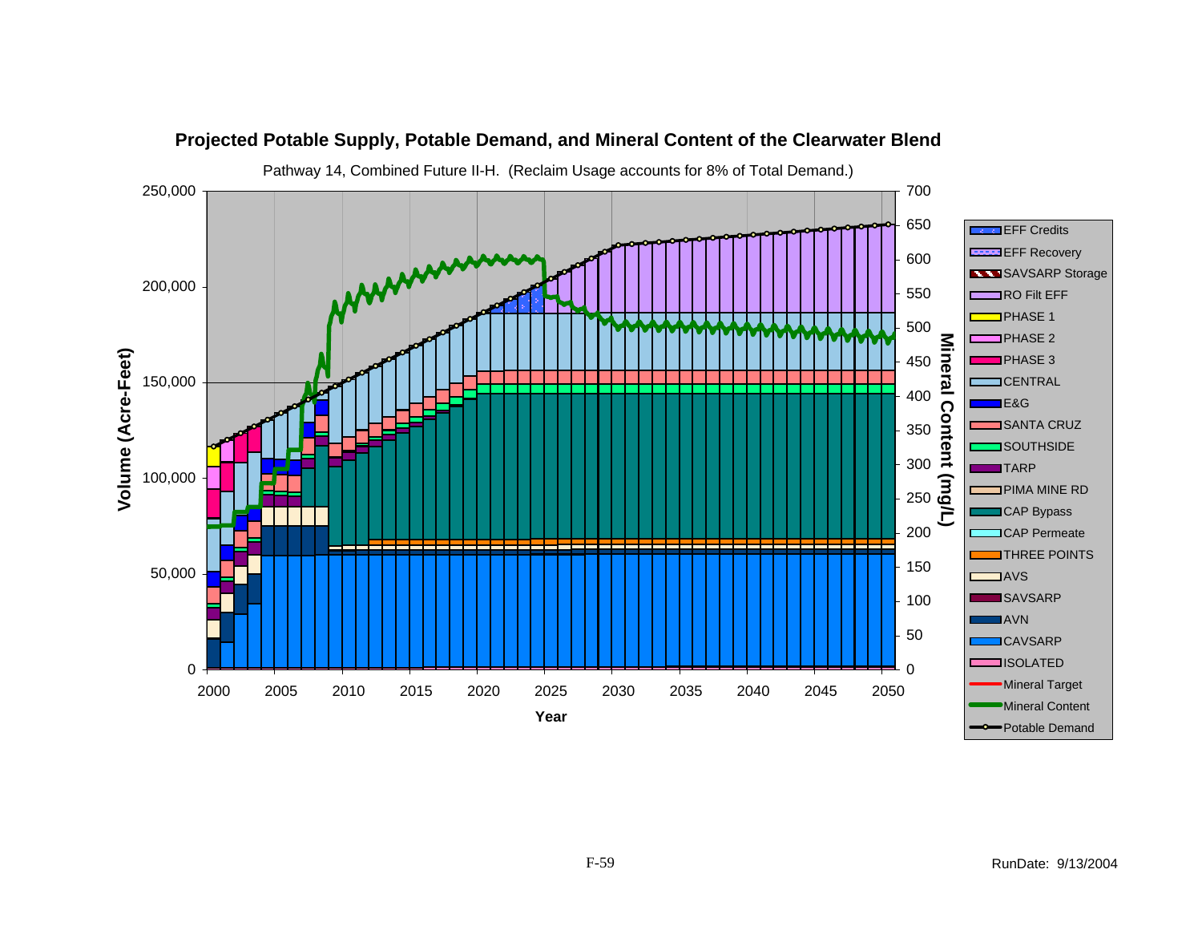**Projected Potable Supply, Potable Demand, and Mineral Content of the Clearwater Blend**

Pathway 14, Combined Future II-H. (Reclaim Usage accounts for 8% of Total Demand.)

Volume (Acre-Feet): 0, 50,000, 100,000, 150,000, 200,000, 250,000

Mineral Content (mg/L): 0, 50, 100, 150, 200, 250, 300, 350, 400, 450, 500, 550, 600, 650, 700

Year: 2000, 2005, 2010, 2015, 2020, 2025, 2030, 2035, 2040, 2045, 2050

Legend: EFF Credits, EFF Recovery, SAVSARP Storage, RO Filt EFF, PHASE 1, PHASE 2, PHASE 3, CENTRAL, E&G, SANTA CRUZ, SOUTHSIDE, TARP, PIMA MINE RD, CAP Bypass, CAP Permeate, THREE POINTS, AVS, SAVSARP, AVN, CAVSARP, ISOLATED, Mineral Target, Mineral Content, Potable Demand

RunDate: 9/13/2004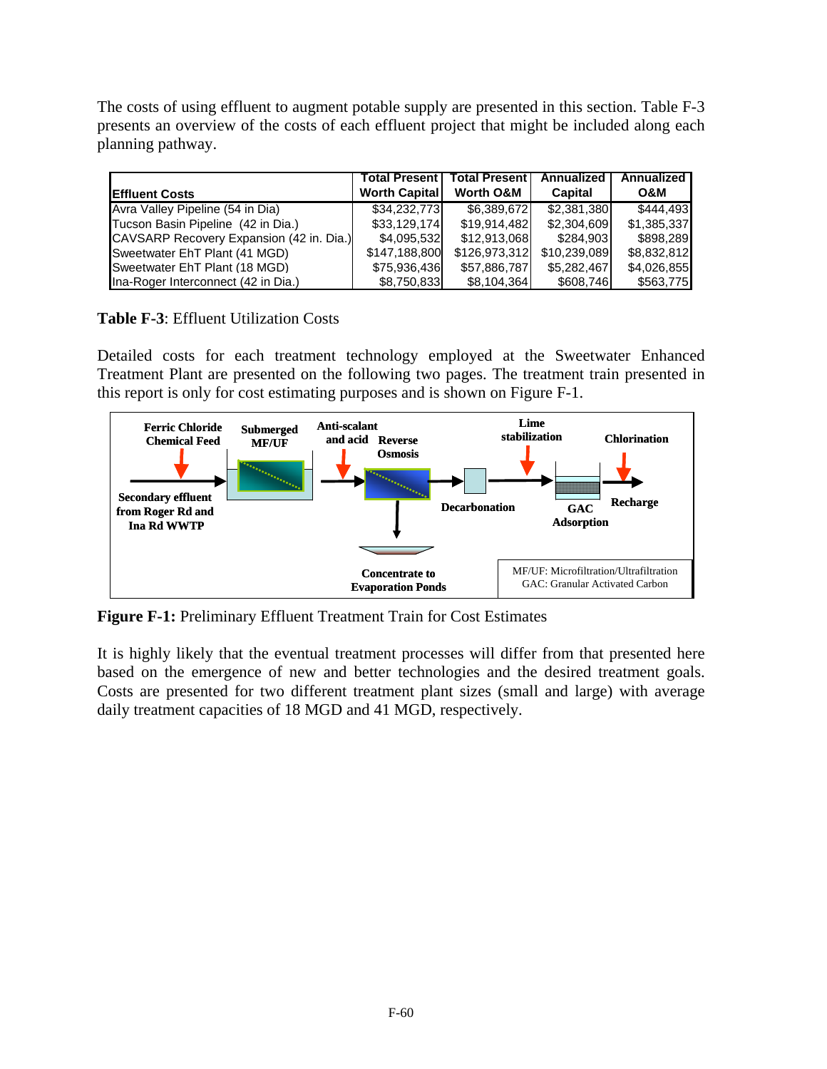The costs of using effluent to augment potable supply are presented in this section. Table F-3 presents an overview of the costs of each effluent project that might be included along each planning pathway.

| Effluent Costs | Total Present Worth Capital | Total Present Worth O&M | Annualized Capital | Annualized O&M |
|---|---|---|---|---|
| Avra Valley Pipeline (54 in Dia) | $34,232,773 | $6,389,672 | $2,381,380 | $444,493 |
| Tucson Basin Pipeline (42 in Dia.) | $33,129,174 | $19,914,482 | $2,304,609 | $1,385,337 |
| CAVSARP Recovery Expansion (42 in. Dia.) | $4,095,532 | $12,913,068 | $284,903 | $898,289 |
| Sweetwater EhT Plant (41 MGD) | $147,188,800 | $126,973,312 | $10,239,089 | $8,832,812 |
| Sweetwater EhT Plant (18 MGD) | $75,936,436 | $57,886,787 | $5,282,467 | $4,026,855 |
| Ina-Roger Interconnect (42 in Dia.) | $8,750,833 | $8,104,364 | $608,746 | $563,775 |

**Table F-3**: Effluent Utilization Costs

Detailed costs for each treatment technology employed at the Sweetwater Enhanced Treatment Plant are presented on the following two pages. The treatment train presented in this report is only for cost estimating purposes and is shown on Figure F-1.

**Figure F-1:** Preliminary Effluent Treatment Train for Cost Estimates

It is highly likely that the eventual treatment processes will differ from that presented here based on the emergence of new and better technologies and the desired treatment goals. Costs are presented for two different treatment plant sizes (small and large) with average daily treatment capacities of 18 MGD and 41 MGD, respectively.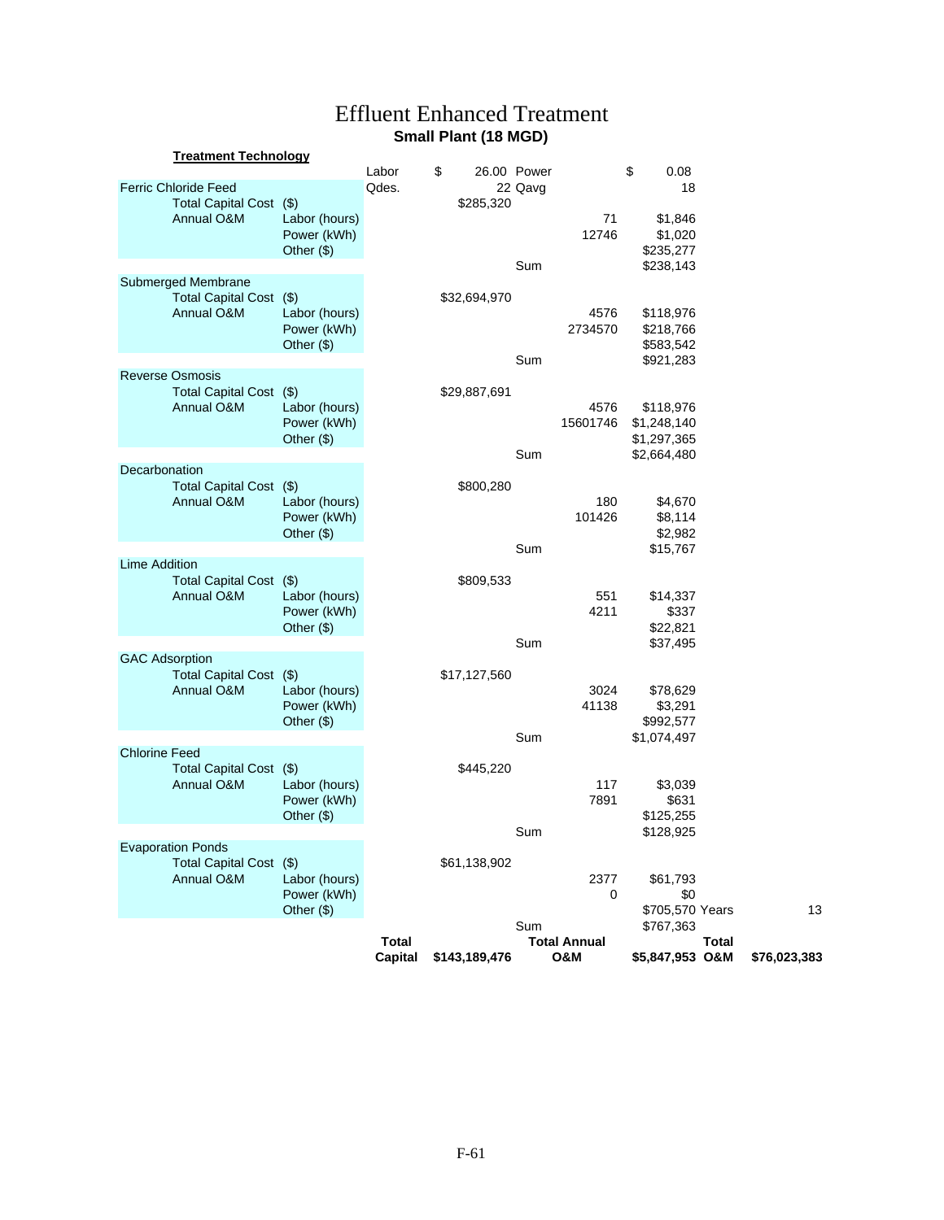# Effluent Enhanced Treatment

## Small Plant (18 MGD)

**Treatment Technology**

| | | | | | | |
|---|---|---|---|---|---|---|
| | | Labor | $ 26.00 | Power | | $ 0.08 |
| Ferric Chloride Feed | | Qdes. | 22 | Qavg | | 18 |
| Total Capital Cost | ($) | | $285,320 | | | |
| Annual O&M | Labor (hours) | | | | 71 | $1,846 |
| | Power (kWh) | | | | 12746 | $1,020 |
| | Other ($) | | | | | $235,277 |
| | | | | Sum | | $238,143 |
| Submerged Membrane | | | | | | |
| Total Capital Cost | ($) | | $32,694,970 | | | |
| Annual O&M | Labor (hours) | | | | 4576 | $118,976 |
| | Power (kWh) | | | | 2734570 | $218,766 |
| | Other ($) | | | | | $583,542 |
| | | | | Sum | | $921,283 |
| Reverse Osmosis | | | | | | |
| Total Capital Cost | ($) | | $29,887,691 | | | |
| Annual O&M | Labor (hours) | | | | 4576 | $118,976 |
| | Power (kWh) | | | | 15601746 | $1,248,140 |
| | Other ($) | | | | | $1,297,365 |
| | | | | Sum | | $2,664,480 |
| Decarbonation | | | | | | |
| Total Capital Cost | ($) | | $800,280 | | | |
| Annual O&M | Labor (hours) | | | | 180 | $4,670 |
| | Power (kWh) | | | | 101426 | $8,114 |
| | Other ($) | | | | | $2,982 |
| | | | | Sum | | $15,767 |
| Lime Addition | | | | | | |
| Total Capital Cost | ($) | | $809,533 | | | |
| Annual O&M | Labor (hours) | | | | 551 | $14,337 |
| | Power (kWh) | | | | 4211 | $337 |
| | Other ($) | | | | | $22,821 |
| | | | | Sum | | $37,495 |
| GAC Adsorption | | | | | | |
| Total Capital Cost | ($) | | $17,127,560 | | | |
| Annual O&M | Labor (hours) | | | | 3024 | $78,629 |
| | Power (kWh) | | | | 41138 | $3,291 |
| | Other ($) | | | | | $992,577 |
| | | | | Sum | | $1,074,497 |
| Chlorine Feed | | | | | | |
| Total Capital Cost | ($) | | $445,220 | | | |
| Annual O&M | Labor (hours) | | | | 117 | $3,039 |
| | Power (kWh) | | | | 7891 | $631 |
| | Other ($) | | | | | $125,255 |
| | | | | Sum | | $128,925 |
| Evaporation Ponds | | | | | | |
| Total Capital Cost | ($) | | $61,138,902 | | | |
| Annual O&M | Labor (hours) | | | | 2377 | $61,793 |
| | Power (kWh) | | | | 0 | $0 |
| | Other ($) | | | | | $705,570 Years 13 |
| | | | | Sum | | $767,363 |
| | | **Total Capital** | **$143,189,476** | **Total Annual O&M** | | **$5,847,953** **Total O&M** **$76,023,383** |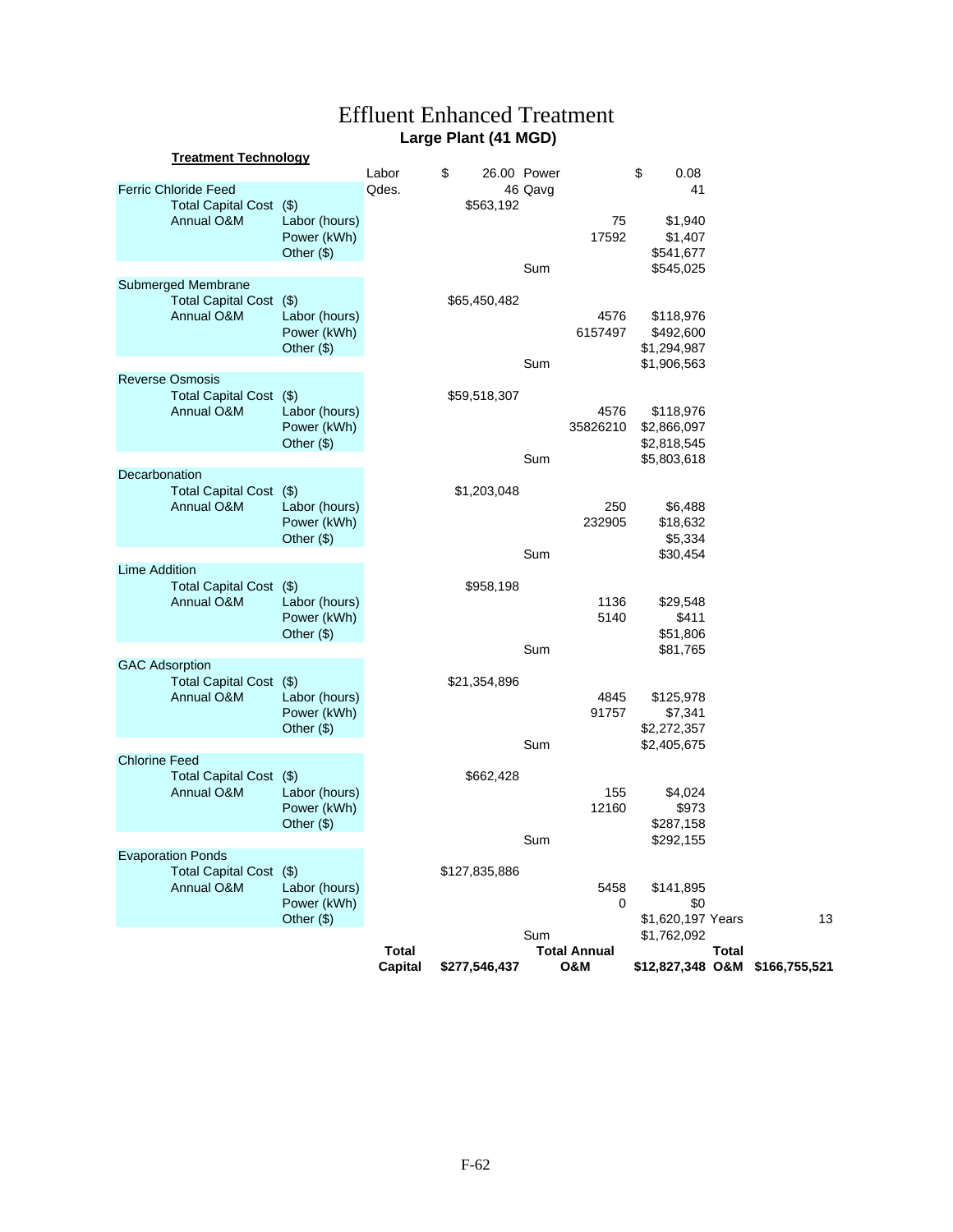# Effluent Enhanced Treatment

## Large Plant (41 MGD)

| Treatment Technology | | | | | | | |
|---|---|---|---|---|---|---|---|
| | | Labor | $ 26.00 | Power | | $ 0.08 | |
| Ferric Chloride Feed | | Qdes. | 46 | Qavg | | 41 | |
| Total Capital Cost | ($) | | $563,192 | | | | |
| Annual O&M | Labor (hours) | | | | 75 | $1,940 | |
| | Power (kWh) | | | | 17592 | $1,407 | |
| | Other ($) | | | | | $541,677 | |
| | | | | Sum | | $545,025 | |
| Submerged Membrane | | | | | | | |
| Total Capital Cost | ($) | | $65,450,482 | | | | |
| Annual O&M | Labor (hours) | | | | 4576 | $118,976 | |
| | Power (kWh) | | | | 6157497 | $492,600 | |
| | Other ($) | | | | | $1,294,987 | |
| | | | | Sum | | $1,906,563 | |
| Reverse Osmosis | | | | | | | |
| Total Capital Cost | ($) | | $59,518,307 | | | | |
| Annual O&M | Labor (hours) | | | | 4576 | $118,976 | |
| | Power (kWh) | | | | 35826210 | $2,866,097 | |
| | Other ($) | | | | | $2,818,545 | |
| | | | | Sum | | $5,803,618 | |
| Decarbonation | | | | | | | |
| Total Capital Cost | ($) | | $1,203,048 | | | | |
| Annual O&M | Labor (hours) | | | | 250 | $6,488 | |
| | Power (kWh) | | | | 232905 | $18,632 | |
| | Other ($) | | | | | $5,334 | |
| | | | | Sum | | $30,454 | |
| Lime Addition | | | | | | | |
| Total Capital Cost | ($) | | $958,198 | | | | |
| Annual O&M | Labor (hours) | | | | 1136 | $29,548 | |
| | Power (kWh) | | | | 5140 | $411 | |
| | Other ($) | | | | | $51,806 | |
| | | | | Sum | | $81,765 | |
| GAC Adsorption | | | | | | | |
| Total Capital Cost | ($) | | $21,354,896 | | | | |
| Annual O&M | Labor (hours) | | | | 4845 | $125,978 | |
| | Power (kWh) | | | | 91757 | $7,341 | |
| | Other ($) | | | | | $2,272,357 | |
| | | | | Sum | | $2,405,675 | |
| Chlorine Feed | | | | | | | |
| Total Capital Cost | ($) | | $662,428 | | | | |
| Annual O&M | Labor (hours) | | | | 155 | $4,024 | |
| | Power (kWh) | | | | 12160 | $973 | |
| | Other ($) | | | | | $287,158 | |
| | | | | Sum | | $292,155 | |
| Evaporation Ponds | | | | | | | |
| Total Capital Cost | ($) | | $127,835,886 | | | | |
| Annual O&M | Labor (hours) | | | | 5458 | $141,895 | |
| | Power (kWh) | | | | 0 | $0 | |
| | Other ($) | | | | | $1,620,197 | Years 13 |
| | | | | Sum | | $1,762,092 | |
| | | Total Capital | $277,546,437 | Total Annual O&M | | $12,827,348 | Total O&M $166,755,521 |